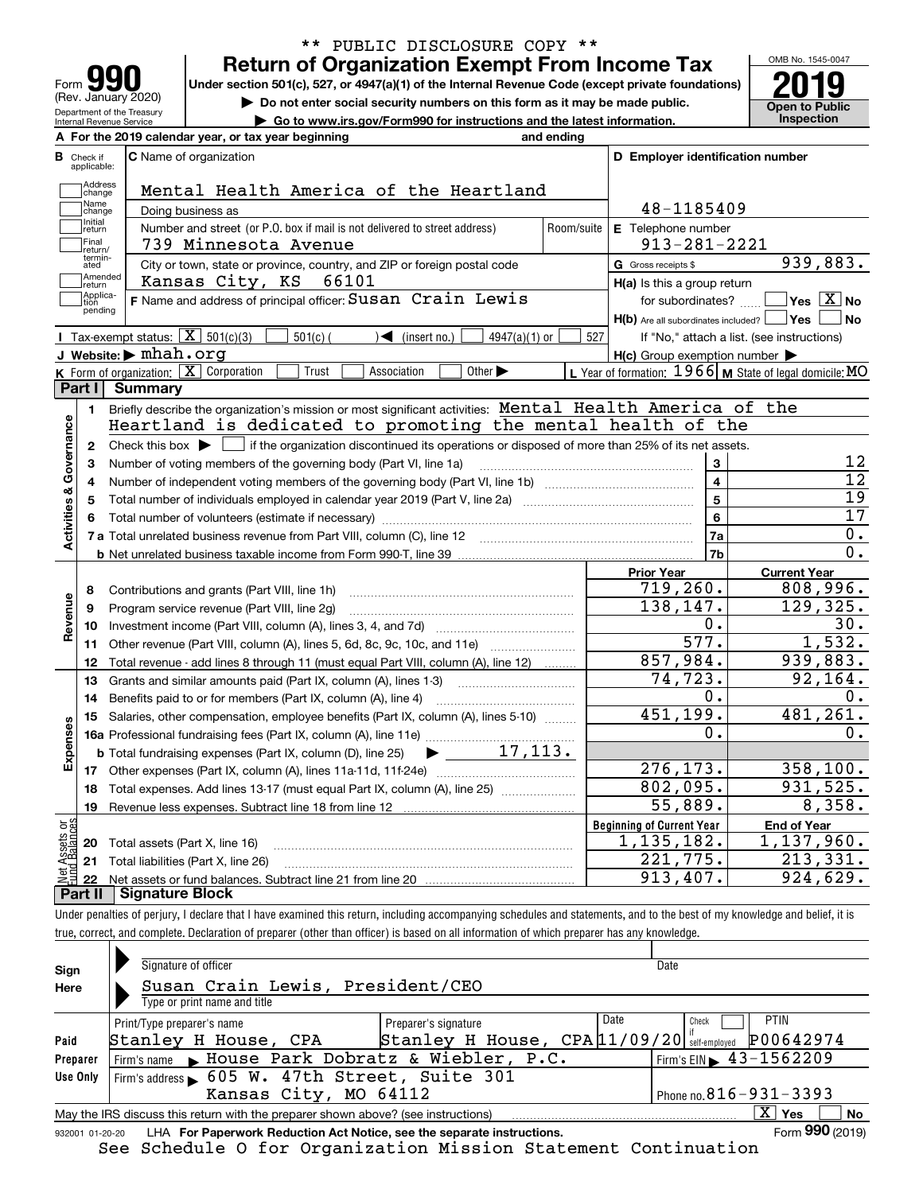** PUBLIC DISCLOSURE COPY **

# Form 990 — Return of Organization Exempt From Income Tax

(Rev. January 2020)

Under section 501(c), 527, or 4947(a)(1) of the Internal Revenue Code (except private foundations)

▶ Do not enter social security numbers on this form as it may be made public.

▶ Go to www.irs.gov/Form990 for instructions and the latest information.

Department of the Treasury
Internal Revenue Service

OMB No. 1545-0047

**2019**

**Open to Public Inspection**

**A** For the 2019 calendar year, or tax year beginning and ending

**B** Check if applicable: Address change, Name change, Initial return, Final return/terminated, Amended return, Application pending

**C** Name of organization: Mental Health America of the Heartland

Doing business as

Number and street (or P.O. box if mail is not delivered to street address): 739 Minnesota Avenue — Room/suite

City or town, state or province, country, and ZIP or foreign postal code: Kansas City, KS 66101

**D** Employer identification number: 48-1185409

**E** Telephone number: 913-281-2221

**G** Gross receipts $ 939,883.

**F** Name and address of principal officer: Susan Crain Lewis

**H(a)** Is this a group return for subordinates? ☐ Yes ☒ No

**H(b)** Are all subordinates included? ☐ Yes ☐ No — If "No," attach a list. (see instructions)

**H(c)** Group exemption number ▶

**I** Tax-exempt status: ☒ 501(c)(3) ☐ 501(c) ( ) ◀ (insert no.) ☐ 4947(a)(1) or ☐ 527

**J** Website: ▶ mhah.org

**K** Form of organization: ☒ Corporation ☐ Trust ☐ Association ☐ Other ▶

**L** Year of formation: 1966 **M** State of legal domicile: MO

## Part I Summary

**Activities & Governance**

1 Briefly describe the organization's mission or most significant activities: Mental Health America of the Heartland is dedicated to promoting the mental health of the

2 Check this box ▶ ☐ if the organization discontinued its operations or disposed of more than 25% of its net assets.

| Line | Description | | Value |
|---|---|---|---|
| 3 | Number of voting members of the governing body (Part VI, line 1a) | 3 | 12 |
| 4 | Number of independent voting members of the governing body (Part VI, line 1b) | 4 | 12 |
| 5 | Total number of individuals employed in calendar year 2019 (Part V, line 2a) | 5 | 19 |
| 6 | Total number of volunteers (estimate if necessary) | 6 | 17 |
| 7a | Total unrelated business revenue from Part VIII, column (C), line 12 | 7a | 0. |
| 7b | Net unrelated business taxable income from Form 990-T, line 39 | 7b | 0. |

| Line | Description | Prior Year | Current Year |
|---|---|---|---|
| **Revenue** | | | |
| 8 | Contributions and grants (Part VIII, line 1h) | 719,260. | 808,996. |
| 9 | Program service revenue (Part VIII, line 2g) | 138,147. | 129,325. |
| 10 | Investment income (Part VIII, column (A), lines 3, 4, and 7d) | 0. | 30. |
| 11 | Other revenue (Part VIII, column (A), lines 5, 6d, 8c, 9c, 10c, and 11e) | 577. | 1,532. |
| 12 | Total revenue - add lines 8 through 11 (must equal Part VIII, column (A), line 12) | 857,984. | 939,883. |
| **Expenses** | | | |
| 13 | Grants and similar amounts paid (Part IX, column (A), lines 1-3) | 74,723. | 92,164. |
| 14 | Benefits paid to or for members (Part IX, column (A), line 4) | 0. | 0. |
| 15 | Salaries, other compensation, employee benefits (Part IX, column (A), lines 5-10) | 451,199. | 481,261. |
| 16a | Professional fundraising fees (Part IX, column (A), line 11e) | 0. | 0. |
| b | Total fundraising expenses (Part IX, column (D), line 25) ▶ 17,113. | | |
| 17 | Other expenses (Part IX, column (A), lines 11a-11d, 11f-24e) | 276,173. | 358,100. |
| 18 | Total expenses. Add lines 13-17 (must equal Part IX, column (A), line 25) | 802,095. | 931,525. |
| 19 | Revenue less expenses. Subtract line 18 from line 12 | 55,889. | 8,358. |
| **Net Assets or Fund Balances** | | **Beginning of Current Year** | **End of Year** |
| 20 | Total assets (Part X, line 16) | 1,135,182. | 1,137,960. |
| 21 | Total liabilities (Part X, line 26) | 221,775. | 213,331. |
| 22 | Net assets or fund balances. Subtract line 21 from line 20 | 913,407. | 924,629. |

## Part II Signature Block

Under penalties of perjury, I declare that I have examined this return, including accompanying schedules and statements, and to the best of my knowledge and belief, it is true, correct, and complete. Declaration of preparer (other than officer) is based on all information of which preparer has any knowledge.

**Sign Here**

Signature of officer — Date

Susan Crain Lewis, President/CEO

Type or print name and title

**Paid Preparer Use Only**

| Print/Type preparer's name | Preparer's signature | Date | Check if self-employed | PTIN |
|---|---|---|---|---|
| Stanley H House, CPA | Stanley H House, CPA | 11/09/20 | ☐ | P00642974 |

Firm's name ▶ House Park Dobratz & Wiebler, P.C. — Firm's EIN ▶ 43-1562209

Firm's address ▶ 605 W. 47th Street, Suite 301, Kansas City, MO 64112 — Phone no. 816-931-3393

May the IRS discuss this return with the preparer shown above? (see instructions) ☒ Yes ☐ No

932001 01-20-20 LHA For Paperwork Reduction Act Notice, see the separate instructions. Form **990** (2019)

See Schedule O for Organization Mission Statement Continuation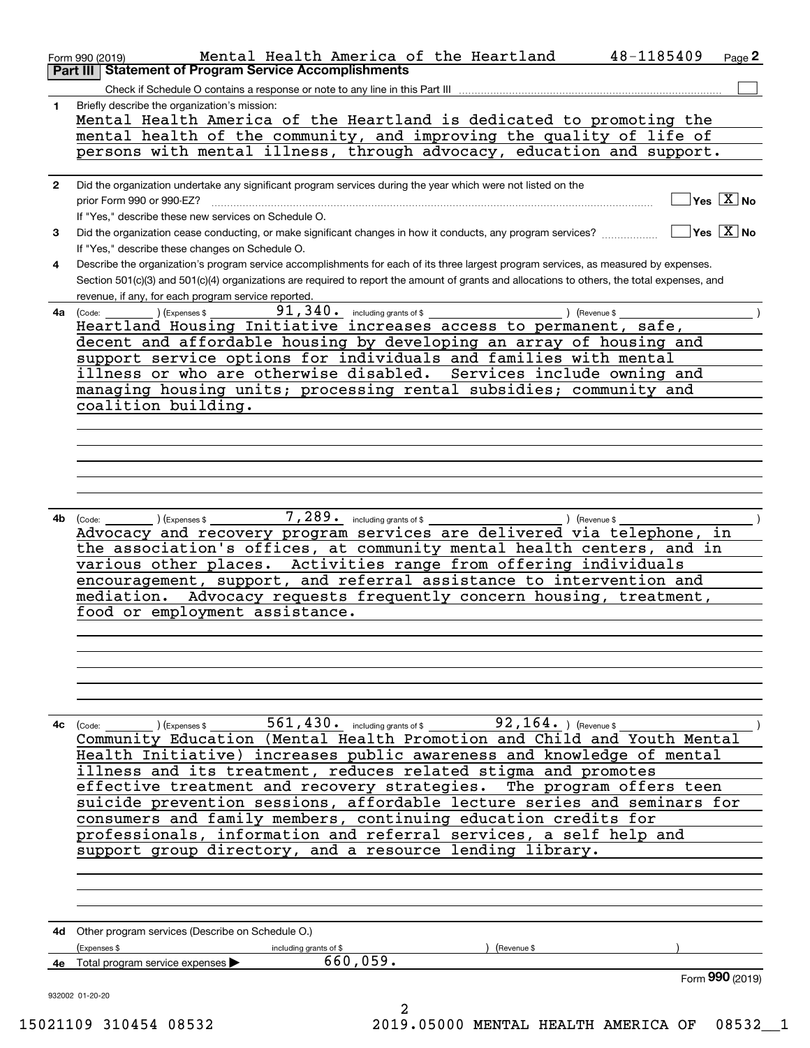Form 990 (2019) Mental Health America of the Heartland 48-1185409 Page **2**

## Part III Statement of Program Service Accomplishments

Check if Schedule O contains a response or note to any line in this Part III ☐

**1** Briefly describe the organization's mission:

Mental Health America of the Heartland is dedicated to promoting the mental health of the community, and improving the quality of life of persons with mental illness, through advocacy, education and support.

**2** Did the organization undertake any significant program services during the year which were not listed on the prior Form 990 or 990-EZ? ☐ Yes ☒ No

If "Yes," describe these new services on Schedule O.

**3** Did the organization cease conducting, or make significant changes in how it conducts, any program services? ☐ Yes ☒ No

If "Yes," describe these changes on Schedule O.

**4** Describe the organization's program service accomplishments for each of its three largest program services, as measured by expenses. Section 501(c)(3) and 501(c)(4) organizations are required to report the amount of grants and allocations to others, the total expenses, and revenue, if any, for each program service reported.

**4a** (Code: ) (Expenses $ 91,340. including grants of $ ) (Revenue $ )

Heartland Housing Initiative increases access to permanent, safe, decent and affordable housing by developing an array of housing and support service options for individuals and families with mental illness or who are otherwise disabled. Services include owning and managing housing units; processing rental subsidies; community and coalition building.

**4b** (Code: ) (Expenses $ 7,289. including grants of $ ) (Revenue $ )

Advocacy and recovery program services are delivered via telephone, in the association's offices, at community mental health centers, and in various other places. Activities range from offering individuals encouragement, support, and referral assistance to intervention and mediation. Advocacy requests frequently concern housing, treatment, food or employment assistance.

**4c** (Code: ) (Expenses $ 561,430. including grants of $ 92,164. ) (Revenue $ )

Community Education (Mental Health Promotion and Child and Youth Mental Health Initiative) increases public awareness and knowledge of mental illness and its treatment, reduces related stigma and promotes effective treatment and recovery strategies. The program offers teen suicide prevention sessions, affordable lecture series and seminars for consumers and family members, continuing education credits for professionals, information and referral services, a self help and support group directory, and a resource lending library.

**4d** Other program services (Describe on Schedule O.)

(Expenses $ including grants of $ ) (Revenue $ )

**4e** Total program service expenses ▶ 660,059.

Form **990** (2019)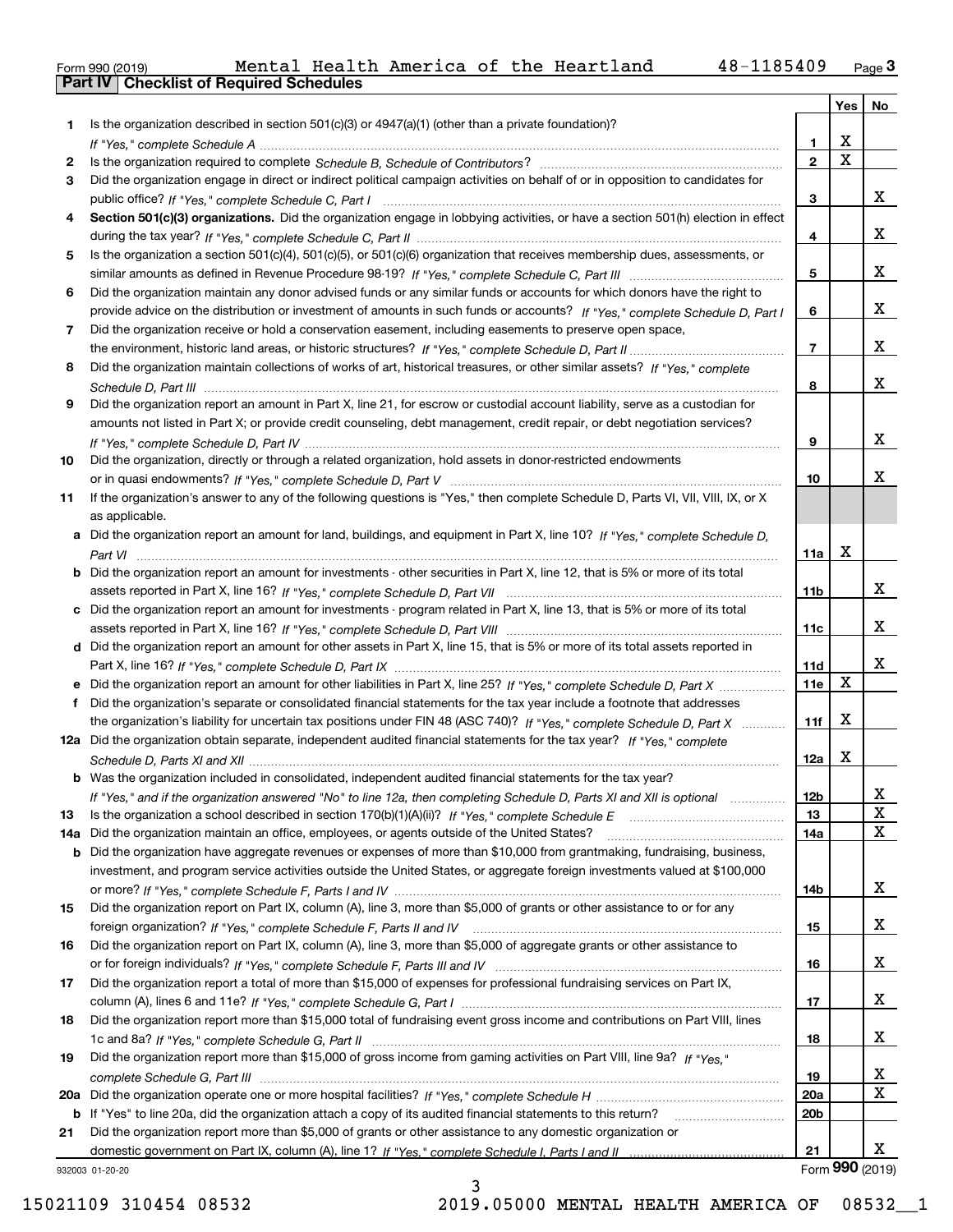Form 990 (2019) Mental Health America of the Heartland 48-1185409 Page 3

## Part IV | Checklist of Required Schedules

| | | | Yes | No |
|---|---|---|---|---|
| 1 | Is the organization described in section 501(c)(3) or 4947(a)(1) (other than a private foundation)? *If "Yes," complete Schedule A* | 1 | X | |
| 2 | Is the organization required to complete *Schedule B, Schedule of Contributors*? | 2 | X | |
| 3 | Did the organization engage in direct or indirect political campaign activities on behalf of or in opposition to candidates for public office? *If "Yes," complete Schedule C, Part I* | 3 | | X |
| 4 | **Section 501(c)(3) organizations.** Did the organization engage in lobbying activities, or have a section 501(h) election in effect during the tax year? *If "Yes," complete Schedule C, Part II* | 4 | | X |
| 5 | Is the organization a section 501(c)(4), 501(c)(5), or 501(c)(6) organization that receives membership dues, assessments, or similar amounts as defined in Revenue Procedure 98-19? *If "Yes," complete Schedule C, Part III* | 5 | | X |
| 6 | Did the organization maintain any donor advised funds or any similar funds or accounts for which donors have the right to provide advice on the distribution or investment of amounts in such funds or accounts? *If "Yes," complete Schedule D, Part I* | 6 | | X |
| 7 | Did the organization receive or hold a conservation easement, including easements to preserve open space, the environment, historic land areas, or historic structures? *If "Yes," complete Schedule D, Part II* | 7 | | X |
| 8 | Did the organization maintain collections of works of art, historical treasures, or other similar assets? *If "Yes," complete Schedule D, Part III* | 8 | | X |
| 9 | Did the organization report an amount in Part X, line 21, for escrow or custodial account liability, serve as a custodian for amounts not listed in Part X; or provide credit counseling, debt management, credit repair, or debt negotiation services? *If "Yes," complete Schedule D, Part IV* | 9 | | X |
| 10 | Did the organization, directly or through a related organization, hold assets in donor-restricted endowments or in quasi endowments? *If "Yes," complete Schedule D, Part V* | 10 | | X |
| 11 | If the organization's answer to any of the following questions is "Yes," then complete Schedule D, Parts VI, VII, VIII, IX, or X as applicable. | | | |
| a | Did the organization report an amount for land, buildings, and equipment in Part X, line 10? *If "Yes," complete Schedule D, Part VI* | 11a | X | |
| b | Did the organization report an amount for investments - other securities in Part X, line 12, that is 5% or more of its total assets reported in Part X, line 16? *If "Yes," complete Schedule D, Part VII* | 11b | | X |
| c | Did the organization report an amount for investments - program related in Part X, line 13, that is 5% or more of its total assets reported in Part X, line 16? *If "Yes," complete Schedule D, Part VIII* | 11c | | X |
| d | Did the organization report an amount for other assets in Part X, line 15, that is 5% or more of its total assets reported in Part X, line 16? *If "Yes," complete Schedule D, Part IX* | 11d | | X |
| e | Did the organization report an amount for other liabilities in Part X, line 25? *If "Yes," complete Schedule D, Part X* | 11e | X | |
| f | Did the organization's separate or consolidated financial statements for the tax year include a footnote that addresses the organization's liability for uncertain tax positions under FIN 48 (ASC 740)? *If "Yes," complete Schedule D, Part X* | 11f | X | |
| 12a | Did the organization obtain separate, independent audited financial statements for the tax year? *If "Yes," complete Schedule D, Parts XI and XII* | 12a | X | |
| b | Was the organization included in consolidated, independent audited financial statements for the tax year? *If "Yes," and if the organization answered "No" to line 12a, then completing Schedule D, Parts XI and XII is optional* | 12b | | X |
| 13 | Is the organization a school described in section 170(b)(1)(A)(ii)? *If "Yes," complete Schedule E* | 13 | | X |
| 14a | Did the organization maintain an office, employees, or agents outside of the United States? | 14a | | X |
| b | Did the organization have aggregate revenues or expenses of more than $10,000 from grantmaking, fundraising, business, investment, and program service activities outside the United States, or aggregate foreign investments valued at $100,000 or more? *If "Yes," complete Schedule F, Parts I and IV* | 14b | | X |
| 15 | Did the organization report on Part IX, column (A), line 3, more than $5,000 of grants or other assistance to or for any foreign organization? *If "Yes," complete Schedule F, Parts II and IV* | 15 | | X |
| 16 | Did the organization report on Part IX, column (A), line 3, more than $5,000 of aggregate grants or other assistance to or for foreign individuals? *If "Yes," complete Schedule F, Parts III and IV* | 16 | | X |
| 17 | Did the organization report a total of more than $15,000 of expenses for professional fundraising services on Part IX, column (A), lines 6 and 11e? *If "Yes," complete Schedule G, Part I* | 17 | | X |
| 18 | Did the organization report more than $15,000 total of fundraising event gross income and contributions on Part VIII, lines 1c and 8a? *If "Yes," complete Schedule G, Part II* | 18 | | X |
| 19 | Did the organization report more than $15,000 of gross income from gaming activities on Part VIII, line 9a? *If "Yes," complete Schedule G, Part III* | 19 | | X |
| 20a | Did the organization operate one or more hospital facilities? *If "Yes," complete Schedule H* | 20a | | X |
| b | If "Yes" to line 20a, did the organization attach a copy of its audited financial statements to this return? | 20b | | |
| 21 | Did the organization report more than $5,000 of grants or other assistance to any domestic organization or domestic government on Part IX, column (A), line 1? *If "Yes," complete Schedule I, Parts I and II* | 21 | | X |

932003 01-20-20 Form **990** (2019)

15021109 310454 08532 2019.05000 MENTAL HEALTH AMERICA OF 08532__1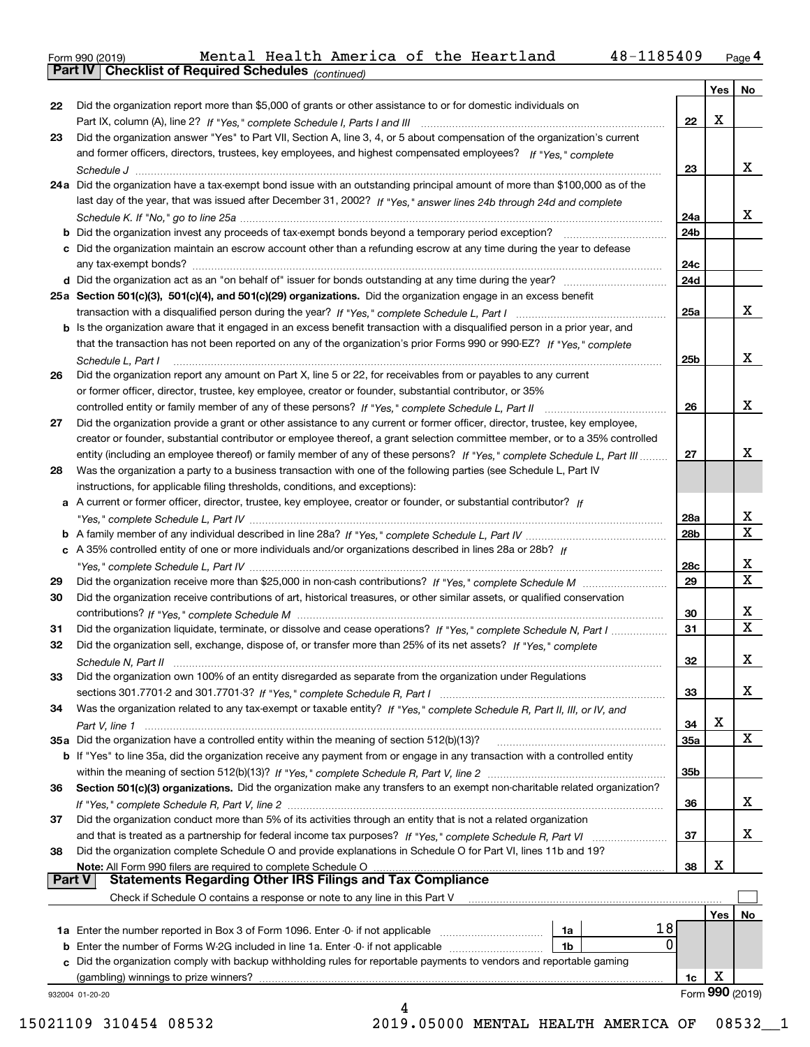Form 990 (2019) Mental Health America of the Heartland 48-1185409

## Part IV Checklist of Required Schedules *(continued)*

| | | | Yes | No |
|---|---|---|---|---|
| 22 | Did the organization report more than $5,000 of grants or other assistance to or for domestic individuals on Part IX, column (A), line 2? *If "Yes," complete Schedule I, Parts I and III* | 22 | X | |
| 23 | Did the organization answer "Yes" to Part VII, Section A, line 3, 4, or 5 about compensation of the organization's current and former officers, directors, trustees, key employees, and highest compensated employees? *If "Yes," complete Schedule J* | 23 | | X |
| 24a | Did the organization have a tax-exempt bond issue with an outstanding principal amount of more than $100,000 as of the last day of the year, that was issued after December 31, 2002? *If "Yes," answer lines 24b through 24d and complete Schedule K. If "No," go to line 25a* | 24a | | X |
| b | Did the organization invest any proceeds of tax-exempt bonds beyond a temporary period exception? | 24b | | |
| c | Did the organization maintain an escrow account other than a refunding escrow at any time during the year to defease any tax-exempt bonds? | 24c | | |
| d | Did the organization act as an "on behalf of" issuer for bonds outstanding at any time during the year? | 24d | | |
| 25a | **Section 501(c)(3), 501(c)(4), and 501(c)(29) organizations.** Did the organization engage in an excess benefit transaction with a disqualified person during the year? *If "Yes," complete Schedule L, Part I* | 25a | | X |
| b | Is the organization aware that it engaged in an excess benefit transaction with a disqualified person in a prior year, and that the transaction has not been reported on any of the organization's prior Forms 990 or 990-EZ? *If "Yes," complete Schedule L, Part I* | 25b | | X |
| 26 | Did the organization report any amount on Part X, line 5 or 22, for receivables from or payables to any current or former officer, director, trustee, key employee, creator or founder, substantial contributor, or 35% controlled entity or family member of any of these persons? *If "Yes," complete Schedule L, Part II* | 26 | | X |
| 27 | Did the organization provide a grant or other assistance to any current or former officer, director, trustee, key employee, creator or founder, substantial contributor or employee thereof, a grant selection committee member, or to a 35% controlled entity (including an employee thereof) or family member of any of these persons? *If "Yes," complete Schedule L, Part III* | 27 | | X |
| 28 | Was the organization a party to a business transaction with one of the following parties (see Schedule L, Part IV instructions, for applicable filing thresholds, conditions, and exceptions): | | | |
| a | A current or former officer, director, trustee, key employee, creator or founder, or substantial contributor? *If "Yes," complete Schedule L, Part IV* | 28a | | X |
| b | A family member of any individual described in line 28a? *If "Yes," complete Schedule L, Part IV* | 28b | | X |
| c | A 35% controlled entity of one or more individuals and/or organizations described in lines 28a or 28b? *If "Yes," complete Schedule L, Part IV* | 28c | | X |
| 29 | Did the organization receive more than $25,000 in non-cash contributions? *If "Yes," complete Schedule M* | 29 | | X |
| 30 | Did the organization receive contributions of art, historical treasures, or other similar assets, or qualified conservation contributions? *If "Yes," complete Schedule M* | 30 | | X |
| 31 | Did the organization liquidate, terminate, or dissolve and cease operations? *If "Yes," complete Schedule N, Part I* | 31 | | X |
| 32 | Did the organization sell, exchange, dispose of, or transfer more than 25% of its net assets? *If "Yes," complete Schedule N, Part II* | 32 | | X |
| 33 | Did the organization own 100% of an entity disregarded as separate from the organization under Regulations sections 301.7701-2 and 301.7701-3? *If "Yes," complete Schedule R, Part I* | 33 | | X |
| 34 | Was the organization related to any tax-exempt or taxable entity? *If "Yes," complete Schedule R, Part II, III, or IV, and Part V, line 1* | 34 | X | |
| 35a | Did the organization have a controlled entity within the meaning of section 512(b)(13)? | 35a | | X |
| b | If "Yes" to line 35a, did the organization receive any payment from or engage in any transaction with a controlled entity within the meaning of section 512(b)(13)? *If "Yes," complete Schedule R, Part V, line 2* | 35b | | |
| 36 | **Section 501(c)(3) organizations.** Did the organization make any transfers to an exempt non-charitable related organization? *If "Yes," complete Schedule R, Part V, line 2* | 36 | | X |
| 37 | Did the organization conduct more than 5% of its activities through an entity that is not a related organization and that is treated as a partnership for federal income tax purposes? *If "Yes," complete Schedule R, Part VI* | 37 | | X |
| 38 | Did the organization complete Schedule O and provide explanations in Schedule O for Part VI, lines 11b and 19? **Note:** All Form 990 filers are required to complete Schedule O | 38 | X | |

## Part V Statements Regarding Other IRS Filings and Tax Compliance

Check if Schedule O contains a response or note to any line in this Part V ☐

| | | | | | Yes | No |
|---|---|---|---|---|---|---|
| 1a | Enter the number reported in Box 3 of Form 1096. Enter -0- if not applicable | 1a | 18 | | | |
| b | Enter the number of Forms W-2G included in line 1a. Enter -0- if not applicable | 1b | 0 | | | |
| c | Did the organization comply with backup withholding rules for reportable payments to vendors and reportable gaming (gambling) winnings to prize winners? | | | 1c | X | |

932004 01-20-20 Form **990** (2019)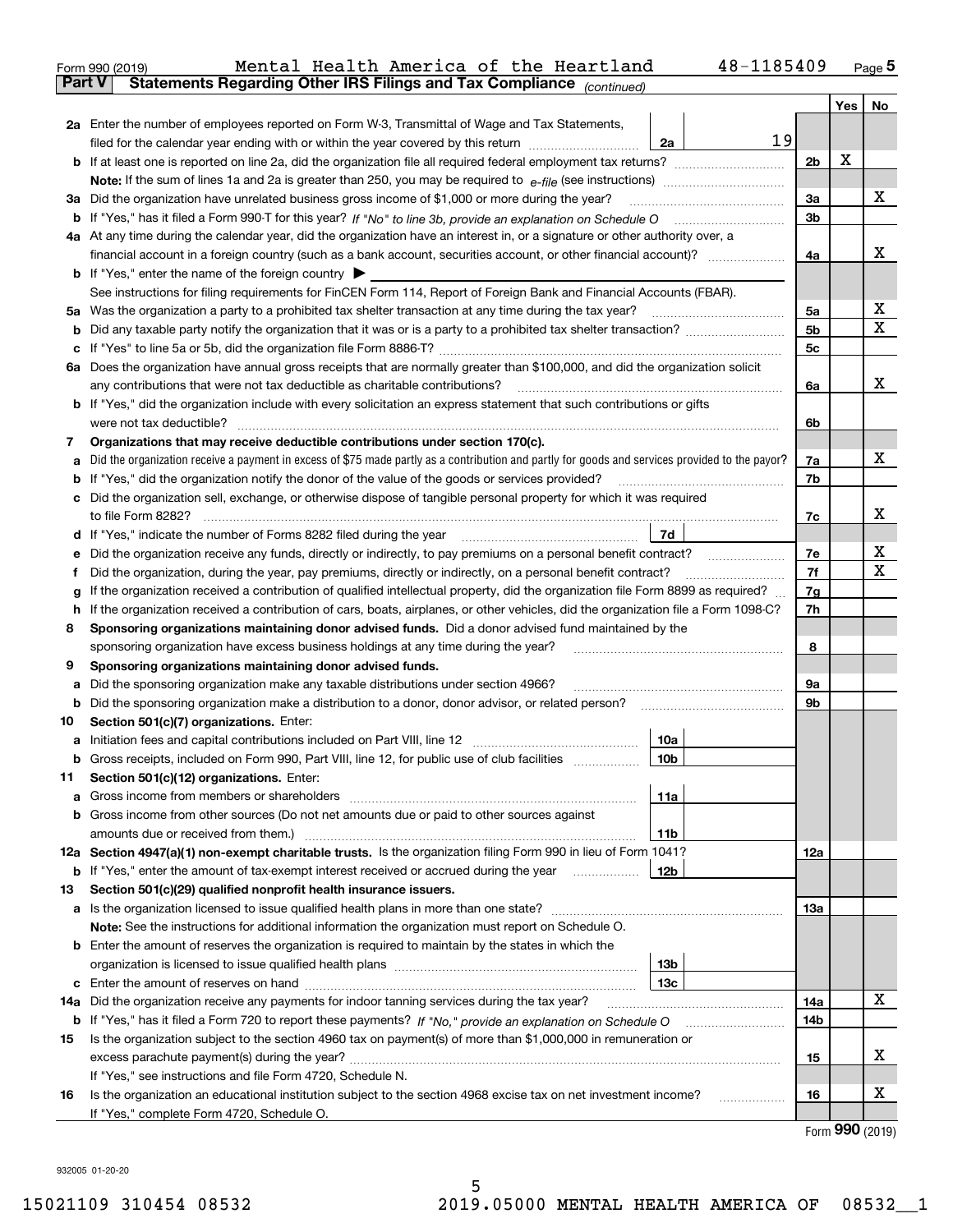Form 990 (2019) Mental Health America of the Heartland 48-1185409 Page 5

**Part V Statements Regarding Other IRS Filings and Tax Compliance** *(continued)*

| | | | | Yes | No |
|---|---|---|---|---|---|
| **2a** | Enter the number of employees reported on Form W-3, Transmittal of Wage and Tax Statements, filed for the calendar year ending with or within the year covered by this return | 2a | 19 | | |
| **b** | If at least one is reported on line 2a, did the organization file all required federal employment tax returns? | | 2b | X | |
| | **Note:** If the sum of lines 1a and 2a is greater than 250, you may be required to *e-file* (see instructions) | | | | |
| **3a** | Did the organization have unrelated business gross income of $1,000 or more during the year? | | 3a | | X |
| **b** | If "Yes," has it filed a Form 990-T for this year? *If "No" to line 3b, provide an explanation on Schedule O* | | 3b | | |
| **4a** | At any time during the calendar year, did the organization have an interest in, or a signature or other authority over, a financial account in a foreign country (such as a bank account, securities account, or other financial account)? | | 4a | | X |
| **b** | If "Yes," enter the name of the foreign country ▶ | | | | |
| | See instructions for filing requirements for FinCEN Form 114, Report of Foreign Bank and Financial Accounts (FBAR). | | | | |
| **5a** | Was the organization a party to a prohibited tax shelter transaction at any time during the tax year? | | 5a | | X |
| **b** | Did any taxable party notify the organization that it was or is a party to a prohibited tax shelter transaction? | | 5b | | X |
| **c** | If "Yes" to line 5a or 5b, did the organization file Form 8886-T? | | 5c | | |
| **6a** | Does the organization have annual gross receipts that are normally greater than $100,000, and did the organization solicit any contributions that were not tax deductible as charitable contributions? | | 6a | | X |
| **b** | If "Yes," did the organization include with every solicitation an express statement that such contributions or gifts were not tax deductible? | | 6b | | |
| **7** | **Organizations that may receive deductible contributions under section 170(c).** | | | | |
| **a** | Did the organization receive a payment in excess of $75 made partly as a contribution and partly for goods and services provided to the payor? | | 7a | | X |
| **b** | If "Yes," did the organization notify the donor of the value of the goods or services provided? | | 7b | | |
| **c** | Did the organization sell, exchange, or otherwise dispose of tangible personal property for which it was required to file Form 8282? | | 7c | | X |
| **d** | If "Yes," indicate the number of Forms 8282 filed during the year | 7d | | | |
| **e** | Did the organization receive any funds, directly or indirectly, to pay premiums on a personal benefit contract? | | 7e | | X |
| **f** | Did the organization, during the year, pay premiums, directly or indirectly, on a personal benefit contract? | | 7f | | X |
| **g** | If the organization received a contribution of qualified intellectual property, did the organization file Form 8899 as required? | | 7g | | |
| **h** | If the organization received a contribution of cars, boats, airplanes, or other vehicles, did the organization file a Form 1098-C? | | 7h | | |
| **8** | **Sponsoring organizations maintaining donor advised funds.** Did a donor advised fund maintained by the sponsoring organization have excess business holdings at any time during the year? | | 8 | | |
| **9** | **Sponsoring organizations maintaining donor advised funds.** | | | | |
| **a** | Did the sponsoring organization make any taxable distributions under section 4966? | | 9a | | |
| **b** | Did the sponsoring organization make a distribution to a donor, donor advisor, or related person? | | 9b | | |
| **10** | **Section 501(c)(7) organizations.** Enter: | | | | |
| **a** | Initiation fees and capital contributions included on Part VIII, line 12 | 10a | | | |
| **b** | Gross receipts, included on Form 990, Part VIII, line 12, for public use of club facilities | 10b | | | |
| **11** | **Section 501(c)(12) organizations.** Enter: | | | | |
| **a** | Gross income from members or shareholders | 11a | | | |
| **b** | Gross income from other sources (Do not net amounts due or paid to other sources against amounts due or received from them.) | 11b | | | |
| **12a** | **Section 4947(a)(1) non-exempt charitable trusts.** Is the organization filing Form 990 in lieu of Form 1041? | | 12a | | |
| **b** | If "Yes," enter the amount of tax-exempt interest received or accrued during the year | 12b | | | |
| **13** | **Section 501(c)(29) qualified nonprofit health insurance issuers.** | | | | |
| **a** | Is the organization licensed to issue qualified health plans in more than one state? | | 13a | | |
| | **Note:** See the instructions for additional information the organization must report on Schedule O. | | | | |
| **b** | Enter the amount of reserves the organization is required to maintain by the states in which the organization is licensed to issue qualified health plans | 13b | | | |
| **c** | Enter the amount of reserves on hand | 13c | | | |
| **14a** | Did the organization receive any payments for indoor tanning services during the tax year? | | 14a | | X |
| **b** | If "Yes," has it filed a Form 720 to report these payments? *If "No," provide an explanation on Schedule O* | | 14b | | |
| **15** | Is the organization subject to the section 4960 tax on payment(s) of more than $1,000,000 in remuneration or excess parachute payment(s) during the year? | | 15 | | X |
| | If "Yes," see instructions and file Form 4720, Schedule N. | | | | |
| **16** | Is the organization an educational institution subject to the section 4968 excise tax on net investment income? | | 16 | | X |
| | If "Yes," complete Form 4720, Schedule O. | | | | |

Form **990** (2019)

932005 01-20-20

15021109 310454 08532 2019.05000 MENTAL HEALTH AMERICA OF 08532__1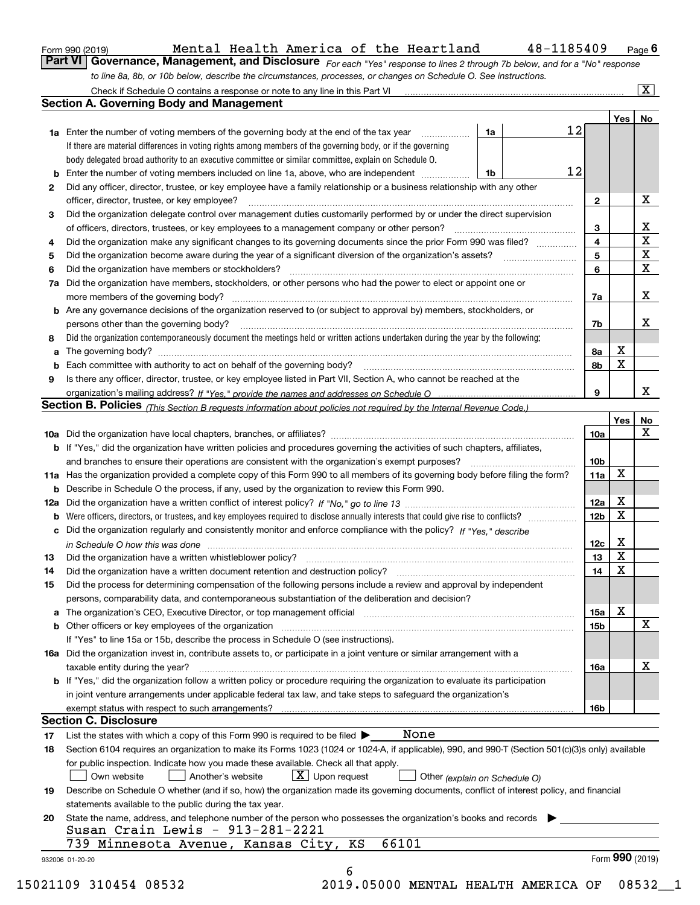Form 990 (2019) Mental Health America of the Heartland 48-1185409 Page **6**

## Part VI Governance, Management, and Disclosure

*For each "Yes" response to lines 2 through 7b below, and for a "No" response to line 8a, 8b, or 10b below, describe the circumstances, processes, or changes on Schedule O. See instructions.*

Check if Schedule O contains a response or note to any line in this Part VI [X]

### Section A. Governing Body and Management

| | | | | Yes | No |
|---|---|---|---|---|---|
| **1a** | Enter the number of voting members of the governing body at the end of the tax year. If there are material differences in voting rights among members of the governing body, or if the governing body delegated broad authority to an executive committee or similar committee, explain on Schedule O. | 1a | 12 | | |
| **b** | Enter the number of voting members included on line 1a, above, who are independent | 1b | 12 | | |
| **2** | Did any officer, director, trustee, or key employee have a family relationship or a business relationship with any other officer, director, trustee, or key employee? | | 2 | | X |
| **3** | Did the organization delegate control over management duties customarily performed by or under the direct supervision of officers, directors, trustees, or key employees to a management company or other person? | | 3 | | X |
| **4** | Did the organization make any significant changes to its governing documents since the prior Form 990 was filed? | | 4 | | X |
| **5** | Did the organization become aware during the year of a significant diversion of the organization's assets? | | 5 | | X |
| **6** | Did the organization have members or stockholders? | | 6 | | X |
| **7a** | Did the organization have members, stockholders, or other persons who had the power to elect or appoint one or more members of the governing body? | | 7a | | X |
| **b** | Are any governance decisions of the organization reserved to (or subject to approval by) members, stockholders, or persons other than the governing body? | | 7b | | X |
| **8** | Did the organization contemporaneously document the meetings held or written actions undertaken during the year by the following: | | | | |
| **a** | The governing body? | | 8a | X | |
| **b** | Each committee with authority to act on behalf of the governing body? | | 8b | X | |
| **9** | Is there any officer, director, trustee, or key employee listed in Part VII, Section A, who cannot be reached at the organization's mailing address? *If "Yes," provide the names and addresses on Schedule O* | | 9 | | X |

### Section B. Policies *(This Section B requests information about policies not required by the Internal Revenue Code.)*

| | | | Yes | No |
|---|---|---|---|---|
| **10a** | Did the organization have local chapters, branches, or affiliates? | 10a | | X |
| **b** | If "Yes," did the organization have written policies and procedures governing the activities of such chapters, affiliates, and branches to ensure their operations are consistent with the organization's exempt purposes? | 10b | | |
| **11a** | Has the organization provided a complete copy of this Form 990 to all members of its governing body before filing the form? | 11a | X | |
| **b** | Describe in Schedule O the process, if any, used by the organization to review this Form 990. | | | |
| **12a** | Did the organization have a written conflict of interest policy? *If "No," go to line 13* | 12a | X | |
| **b** | Were officers, directors, or trustees, and key employees required to disclose annually interests that could give rise to conflicts? | 12b | X | |
| **c** | Did the organization regularly and consistently monitor and enforce compliance with the policy? *If "Yes," describe in Schedule O how this was done* | 12c | X | |
| **13** | Did the organization have a written whistleblower policy? | 13 | X | |
| **14** | Did the organization have a written document retention and destruction policy? | 14 | X | |
| **15** | Did the process for determining compensation of the following persons include a review and approval by independent persons, comparability data, and contemporaneous substantiation of the deliberation and decision? | | | |
| **a** | The organization's CEO, Executive Director, or top management official | 15a | X | |
| **b** | Other officers or key employees of the organization | 15b | | X |
| | If "Yes" to line 15a or 15b, describe the process in Schedule O (see instructions). | | | |
| **16a** | Did the organization invest in, contribute assets to, or participate in a joint venture or similar arrangement with a taxable entity during the year? | 16a | | X |
| **b** | If "Yes," did the organization follow a written policy or procedure requiring the organization to evaluate its participation in joint venture arrangements under applicable federal tax law, and take steps to safeguard the organization's exempt status with respect to such arrangements? | 16b | | |

### Section C. Disclosure

**17** List the states with which a copy of this Form 990 is required to be filed ▶ None

**18** Section 6104 requires an organization to make its Forms 1023 (1024 or 1024-A, if applicable), 990, and 990-T (Section 501(c)(3)s only) available for public inspection. Indicate how you made these available. Check all that apply.

[ ] Own website [ ] Another's website [X] Upon request [ ] Other *(explain on Schedule O)*

**19** Describe on Schedule O whether (and if so, how) the organization made its governing documents, conflict of interest policy, and financial statements available to the public during the tax year.

**20** State the name, address, and telephone number of the person who possesses the organization's books and records ▶

Susan Crain Lewis - 913-281-2221

739 Minnesota Avenue, Kansas City, KS 66101

932006 01-20-20 Form **990** (2019)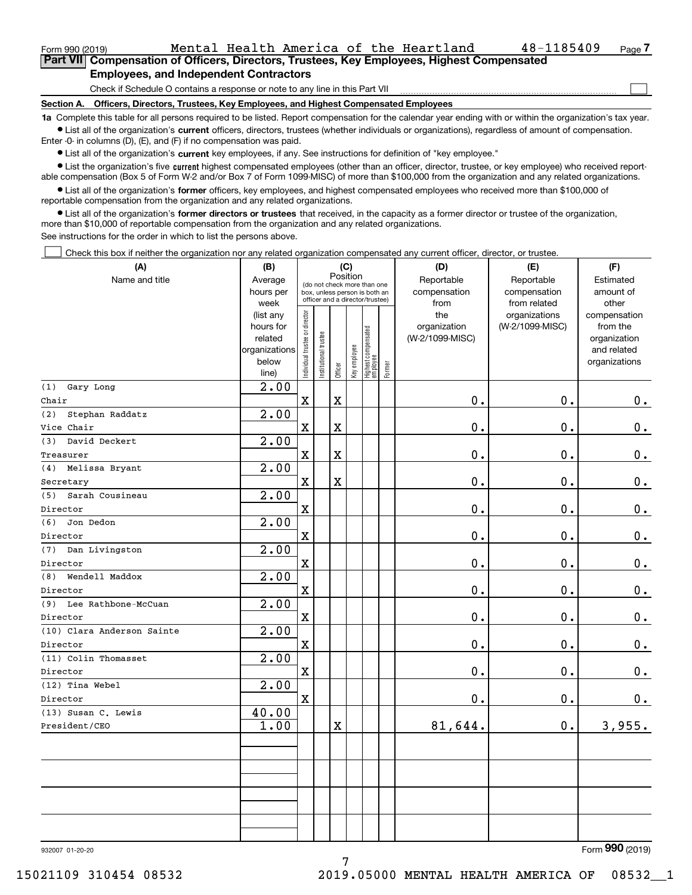Form 990 (2019) Mental Health America of the Heartland 48-1185409 Page 7

## Part VII Compensation of Officers, Directors, Trustees, Key Employees, Highest Compensated Employees, and Independent Contractors

Check if Schedule O contains a response or note to any line in this Part VII ☐

### Section A. Officers, Directors, Trustees, Key Employees, and Highest Compensated Employees

**1a** Complete this table for all persons required to be listed. Report compensation for the calendar year ending with or within the organization's tax year.

- List all of the organization's **current** officers, directors, trustees (whether individuals or organizations), regardless of amount of compensation. Enter -0- in columns (D), (E), and (F) if no compensation was paid.
- List all of the organization's **current** key employees, if any. See instructions for definition of "key employee."
- List the organization's five **current** highest compensated employees (other than an officer, director, trustee, or key employee) who received reportable compensation (Box 5 of Form W-2 and/or Box 7 of Form 1099-MISC) of more than $100,000 from the organization and any related organizations.
- List all of the organization's **former** officers, key employees, and highest compensated employees who received more than $100,000 of reportable compensation from the organization and any related organizations.
- List all of the organization's **former directors or trustees** that received, in the capacity as a former director or trustee of the organization, more than $10,000 of reportable compensation from the organization and any related organizations.

See instructions for the order in which to list the persons above.

☐ Check this box if neither the organization nor any related organization compensated any current officer, director, or trustee.

| (A) Name and title | (B) Average hours per week (list any hours for related organizations below line) | (C) Position: Individual trustee or director | Institutional trustee | Officer | Key employee | Highest compensated employee | Former | (D) Reportable compensation from the organization (W-2/1099-MISC) | (E) Reportable compensation from related organizations (W-2/1099-MISC) | (F) Estimated amount of other compensation from the organization and related organizations |
|---|---|---|---|---|---|---|---|---|---|---|
| (1) Gary Long<br>Chair | 2.00 | X | | X | | | | 0. | 0. | 0. |
| (2) Stephan Raddatz<br>Vice Chair | 2.00 | X | | X | | | | 0. | 0. | 0. |
| (3) David Deckert<br>Treasurer | 2.00 | X | | X | | | | 0. | 0. | 0. |
| (4) Melissa Bryant<br>Secretary | 2.00 | X | | X | | | | 0. | 0. | 0. |
| (5) Sarah Cousineau<br>Director | 2.00 | X | | | | | | 0. | 0. | 0. |
| (6) Jon Dedon<br>Director | 2.00 | X | | | | | | 0. | 0. | 0. |
| (7) Dan Livingston<br>Director | 2.00 | X | | | | | | 0. | 0. | 0. |
| (8) Wendell Maddox<br>Director | 2.00 | X | | | | | | 0. | 0. | 0. |
| (9) Lee Rathbone-McCuan<br>Director | 2.00 | X | | | | | | 0. | 0. | 0. |
| (10) Clara Anderson Sainte<br>Director | 2.00 | X | | | | | | 0. | 0. | 0. |
| (11) Colin Thomasset<br>Director | 2.00 | X | | | | | | 0. | 0. | 0. |
| (12) Tina Webel<br>Director | 2.00 | X | | | | | | 0. | 0. | 0. |
| (13) Susan C. Lewis<br>President/CEO | 40.00<br>1.00 | | | X | | | | 81,644. | 0. | 3,955. |
| | | | | | | | | | | |
| | | | | | | | | | | |
| | | | | | | | | | | |
| | | | | | | | | | | |

932007 01-20-20 Form 990 (2019)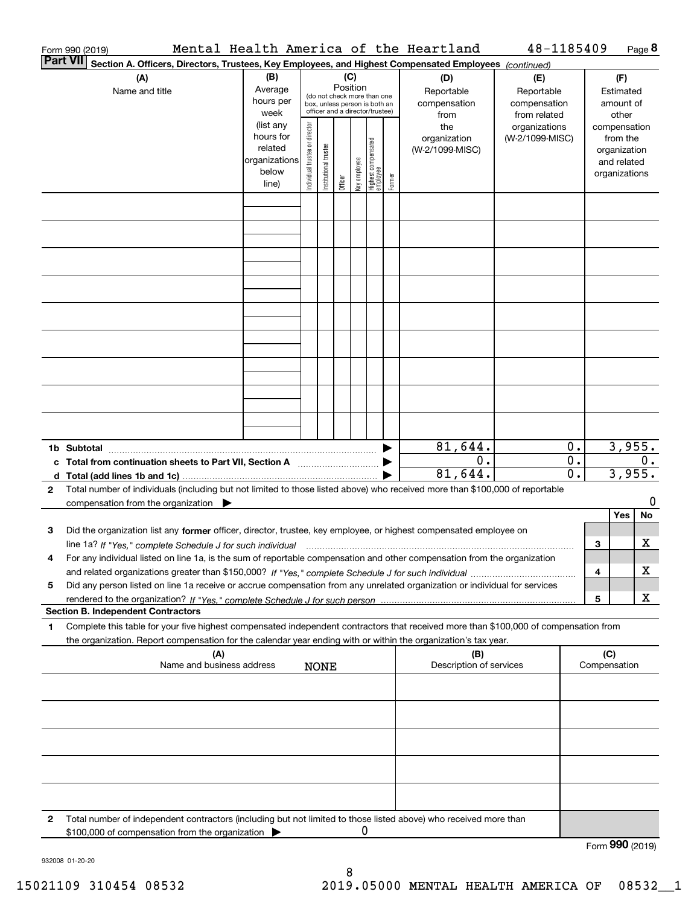Form 990 (2019) Mental Health America of the Heartland 48-1185409 Page **8**

**Part VII** **Section A. Officers, Directors, Trustees, Key Employees, and Highest Compensated Employees** *(continued)*

| (A) Name and title | (B) Average hours per week (list any hours for related organizations below line) | (C) Position (do not check more than one box, unless person is both an officer and a director/trustee): Individual trustee or director | Institutional trustee | Officer | Key employee | Highest compensated employee | Former | (D) Reportable compensation from the organization (W-2/1099-MISC) | (E) Reportable compensation from related organizations (W-2/1099-MISC) | (F) Estimated amount of other compensation from the organization and related organizations |
|---|---|---|---|---|---|---|---|---|---|---|
| | | | | | | | | | | |
| | | | | | | | | | | |
| | | | | | | | | | | |
| | | | | | | | | | | |
| | | | | | | | | | | |
| | | | | | | | | | | |
| | | | | | | | | | | |
| | | | | | | | | | | |
| | | | | | | | | | | |
| **1b Subtotal** | | | | | | | ▶ | 81,644. | 0. | 3,955. |
| **c Total from continuation sheets to Part VII, Section A** | | | | | | | ▶ | 0. | 0. | 0. |
| **d Total (add lines 1b and 1c)** | | | | | | | ▶ | 81,644. | 0. | 3,955. |

**2** Total number of individuals (including but not limited to those listed above) who received more than $100,000 of reportable compensation from the organization ▶ 0

| | | | Yes | No |
|---|---|---|---|---|
| **3** | Did the organization list any **former** officer, director, trustee, key employee, or highest compensated employee on line 1a? *If "Yes," complete Schedule J for such individual* | **3** | | X |
| **4** | For any individual listed on line 1a, is the sum of reportable compensation and other compensation from the organization and related organizations greater than $150,000? *If "Yes," complete Schedule J for such individual* | **4** | | X |
| **5** | Did any person listed on line 1a receive or accrue compensation from any unrelated organization or individual for services rendered to the organization? *If "Yes," complete Schedule J for such person* | **5** | | X |

**Section B. Independent Contractors**

**1** Complete this table for your five highest compensated independent contractors that received more than $100,000 of compensation from the organization. Report compensation for the calendar year ending with or within the organization's tax year.

| (A) Name and business address | (B) Description of services | (C) Compensation |
|---|---|---|
| NONE | | |
| | | |
| | | |
| | | |
| | | |
| | | |

**2** Total number of independent contractors (including but not limited to those listed above) who received more than $100,000 of compensation from the organization ▶ 0

Form **990** (2019)

932008 01-20-20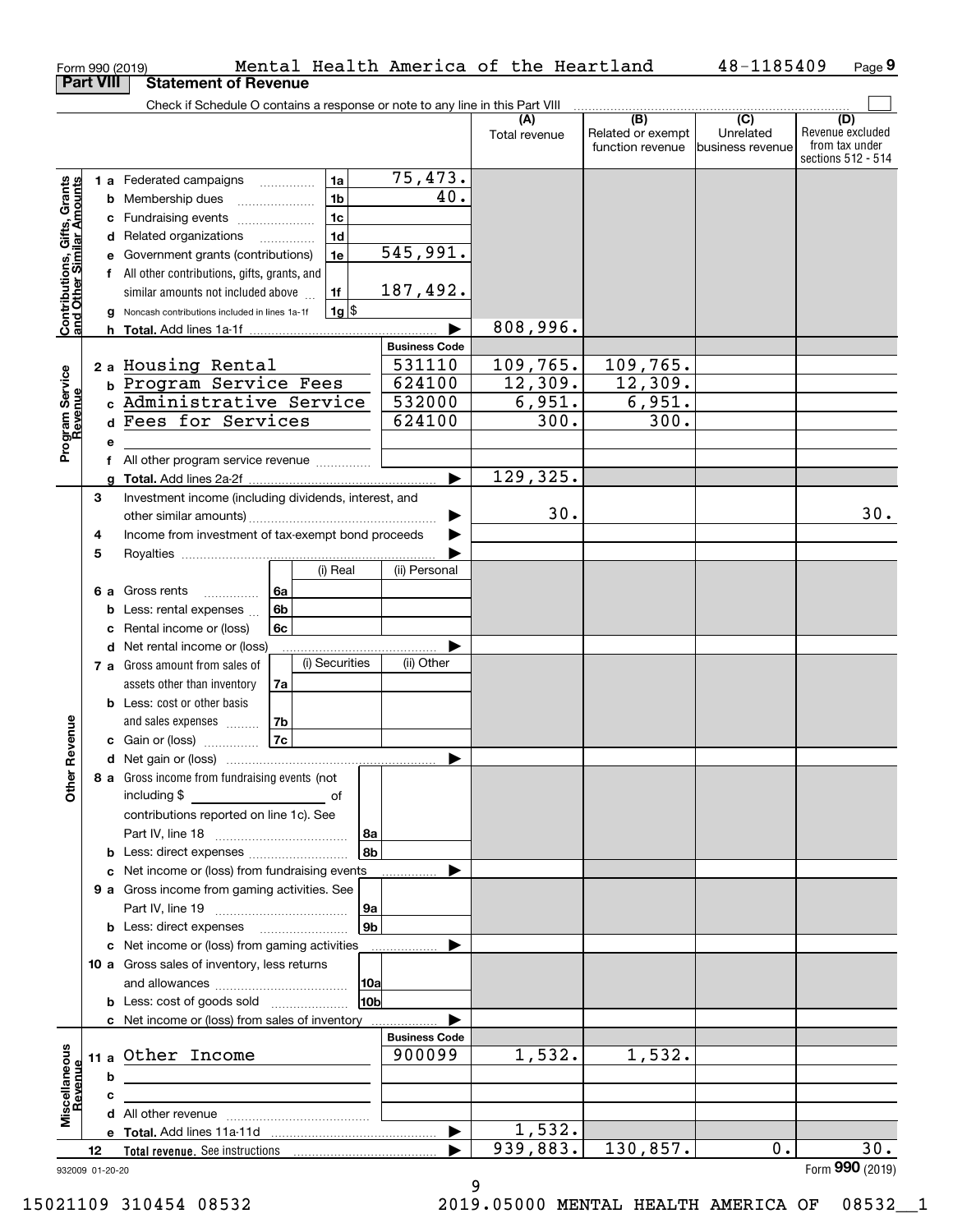Form 990 (2019) Mental Health America of the Heartland 48-1185409

## Part VIII Statement of Revenue

Check if Schedule O contains a response or note to any line in this Part VIII

| | | | | (A) Total revenue | (B) Related or exempt function revenue | (C) Unrelated business revenue | (D) Revenue excluded from tax under sections 512 - 514 |
|---|---|---|---|---|---|---|---|
| **Contributions, Gifts, Grants and Other Similar Amounts** | 1 a Federated campaigns | 1a | 75,473. | | | | |
| | b Membership dues | 1b | 40. | | | | |
| | c Fundraising events | 1c | | | | | |
| | d Related organizations | 1d | | | | | |
| | e Government grants (contributions) | 1e | 545,991. | | | | |
| | f All other contributions, gifts, grants, and similar amounts not included above | 1f | 187,492. | | | | |
| | g Noncash contributions included in lines 1a-1f | 1g | $ | | | | |
| | h **Total.** Add lines 1a-1f | | | 808,996. | | | |
| **Program Service Revenue** | | | **Business Code** | | | | |
| | 2 a Housing Rental | | 531110 | 109,765. | 109,765. | | |
| | b Program Service Fees | | 624100 | 12,309. | 12,309. | | |
| | c Administrative Service | | 532000 | 6,951. | 6,951. | | |
| | d Fees for Services | | 624100 | 300. | 300. | | |
| | e | | | | | | |
| | f All other program service revenue | | | | | | |
| | g **Total.** Add lines 2a-2f | | | 129,325. | | | |
| **Other Revenue** | 3 Investment income (including dividends, interest, and other similar amounts) | | | 30. | | | 30. |
| | 4 Income from investment of tax-exempt bond proceeds | | | | | | |
| | 5 Royalties | | | | | | |
| | | | (i) Real / (ii) Personal | | | | |
| | 6 a Gross rents | 6a | | | | | |
| | b Less: rental expenses | 6b | | | | | |
| | c Rental income or (loss) | 6c | | | | | |
| | d Net rental income or (loss) | | | | | | |
| | | | (i) Securities / (ii) Other | | | | |
| | 7 a Gross amount from sales of assets other than inventory | 7a | | | | | |
| | b Less: cost or other basis and sales expenses | 7b | | | | | |
| | c Gain or (loss) | 7c | | | | | |
| | d Net gain or (loss) | | | | | | |
| | 8 a Gross income from fundraising events (not including $ of contributions reported on line 1c). See Part IV, line 18 | 8a | | | | | |
| | b Less: direct expenses | 8b | | | | | |
| | c Net income or (loss) from fundraising events | | | | | | |
| | 9 a Gross income from gaming activities. See Part IV, line 19 | 9a | | | | | |
| | b Less: direct expenses | 9b | | | | | |
| | c Net income or (loss) from gaming activities | | | | | | |
| | 10 a Gross sales of inventory, less returns and allowances | 10a | | | | | |
| | b Less: cost of goods sold | 10b | | | | | |
| | c Net income or (loss) from sales of inventory | | | | | | |
| **Miscellaneous Revenue** | | | **Business Code** | | | | |
| | 11 a Other Income | | 900099 | 1,532. | 1,532. | | |
| | b | | | | | | |
| | c | | | | | | |
| | d All other revenue | | | | | | |
| | e **Total.** Add lines 11a-11d | | | 1,532. | | | |
| | 12 **Total revenue.** See instructions | | | 939,883. | 130,857. | 0. | 30. |

932009 01-20-20 Form **990** (2019)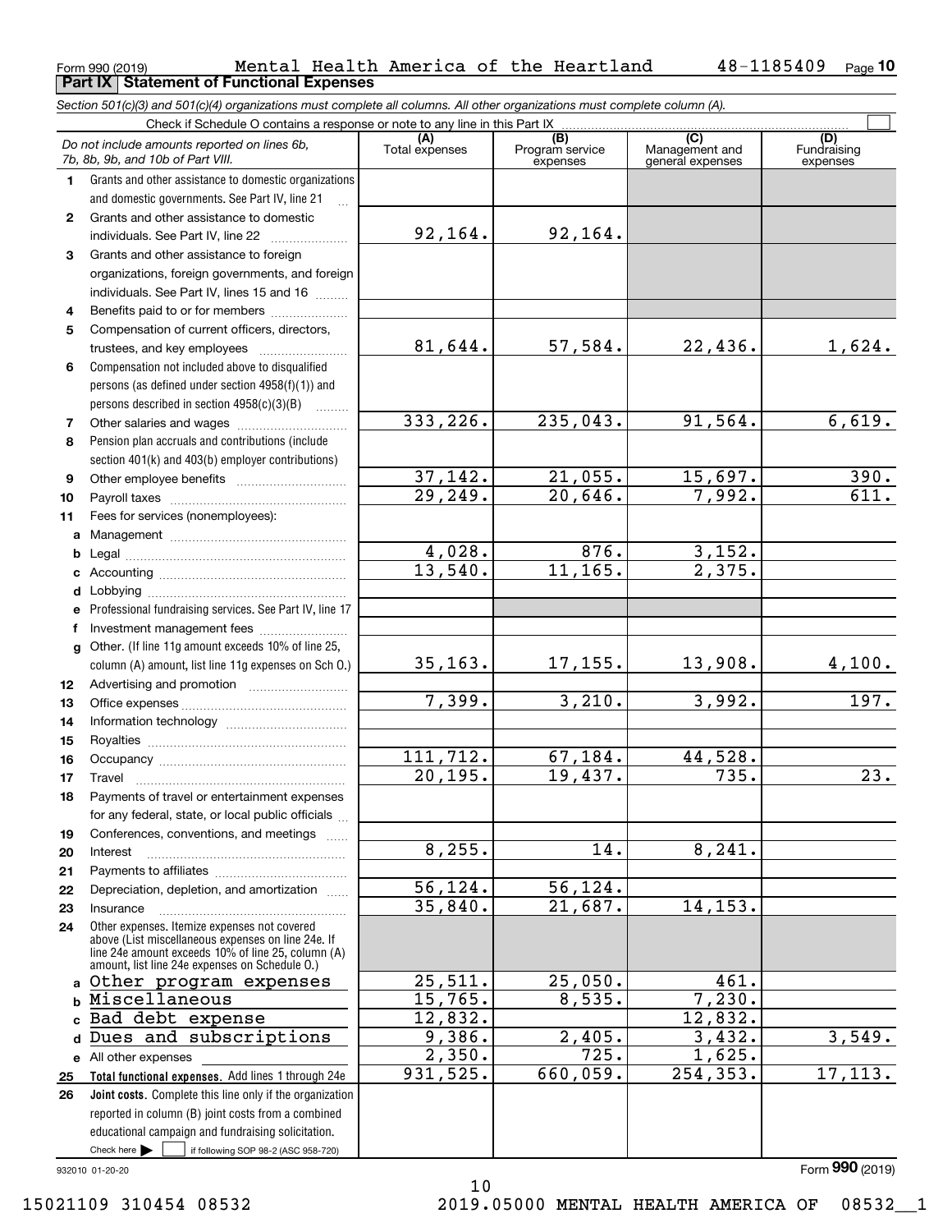Form 990 (2019) Mental Health America of the Heartland 48-1185409 Page **10**

**Part IX Statement of Functional Expenses**

*Section 501(c)(3) and 501(c)(4) organizations must complete all columns. All other organizations must complete column (A).*

Check if Schedule O contains a response or note to any line in this Part IX ☐

| *Do not include amounts reported on lines 6b, 7b, 8b, 9b, and 10b of Part VIII.* | (A) Total expenses | (B) Program service expenses | (C) Management and general expenses | (D) Fundraising expenses |
|---|---|---|---|---|
| **1** Grants and other assistance to domestic organizations and domestic governments. See Part IV, line 21 | | | | |
| **2** Grants and other assistance to domestic individuals. See Part IV, line 22 | 92,164. | 92,164. | | |
| **3** Grants and other assistance to foreign organizations, foreign governments, and foreign individuals. See Part IV, lines 15 and 16 | | | | |
| **4** Benefits paid to or for members | | | | |
| **5** Compensation of current officers, directors, trustees, and key employees | 81,644. | 57,584. | 22,436. | 1,624. |
| **6** Compensation not included above to disqualified persons (as defined under section 4958(f)(1)) and persons described in section 4958(c)(3)(B) | | | | |
| **7** Other salaries and wages | 333,226. | 235,043. | 91,564. | 6,619. |
| **8** Pension plan accruals and contributions (include section 401(k) and 403(b) employer contributions) | | | | |
| **9** Other employee benefits | 37,142. | 21,055. | 15,697. | 390. |
| **10** Payroll taxes | 29,249. | 20,646. | 7,992. | 611. |
| **11** Fees for services (nonemployees): | | | | |
| **a** Management | | | | |
| **b** Legal | 4,028. | 876. | 3,152. | |
| **c** Accounting | 13,540. | 11,165. | 2,375. | |
| **d** Lobbying | | | | |
| **e** Professional fundraising services. See Part IV, line 17 | | | | |
| **f** Investment management fees | | | | |
| **g** Other. (If line 11g amount exceeds 10% of line 25, column (A) amount, list line 11g expenses on Sch O.) | 35,163. | 17,155. | 13,908. | 4,100. |
| **12** Advertising and promotion | | | | |
| **13** Office expenses | 7,399. | 3,210. | 3,992. | 197. |
| **14** Information technology | | | | |
| **15** Royalties | | | | |
| **16** Occupancy | 111,712. | 67,184. | 44,528. | |
| **17** Travel | 20,195. | 19,437. | 735. | 23. |
| **18** Payments of travel or entertainment expenses for any federal, state, or local public officials | | | | |
| **19** Conferences, conventions, and meetings | | | | |
| **20** Interest | 8,255. | 14. | 8,241. | |
| **21** Payments to affiliates | | | | |
| **22** Depreciation, depletion, and amortization | 56,124. | 56,124. | | |
| **23** Insurance | 35,840. | 21,687. | 14,153. | |
| **24** Other expenses. Itemize expenses not covered above (List miscellaneous expenses on line 24e. If line 24e amount exceeds 10% of line 25, column (A) amount, list line 24e expenses on Schedule O.) | | | | |
| **a** Other program expenses | 25,511. | 25,050. | 461. | |
| **b** Miscellaneous | 15,765. | 8,535. | 7,230. | |
| **c** Bad debt expense | 12,832. | | 12,832. | |
| **d** Dues and subscriptions | 9,386. | 2,405. | 3,432. | 3,549. |
| **e** All other expenses | 2,350. | 725. | 1,625. | |
| **25** **Total functional expenses.** Add lines 1 through 24e | 931,525. | 660,059. | 254,353. | 17,113. |
| **26** **Joint costs.** Complete this line only if the organization reported in column (B) joint costs from a combined educational campaign and fundraising solicitation. Check here ☐ if following SOP 98-2 (ASC 958-720) | | | | |

932010 01-20-20 Form **990** (2019)

15021109 310454 08532 2019.05000 MENTAL HEALTH AMERICA OF 08532__1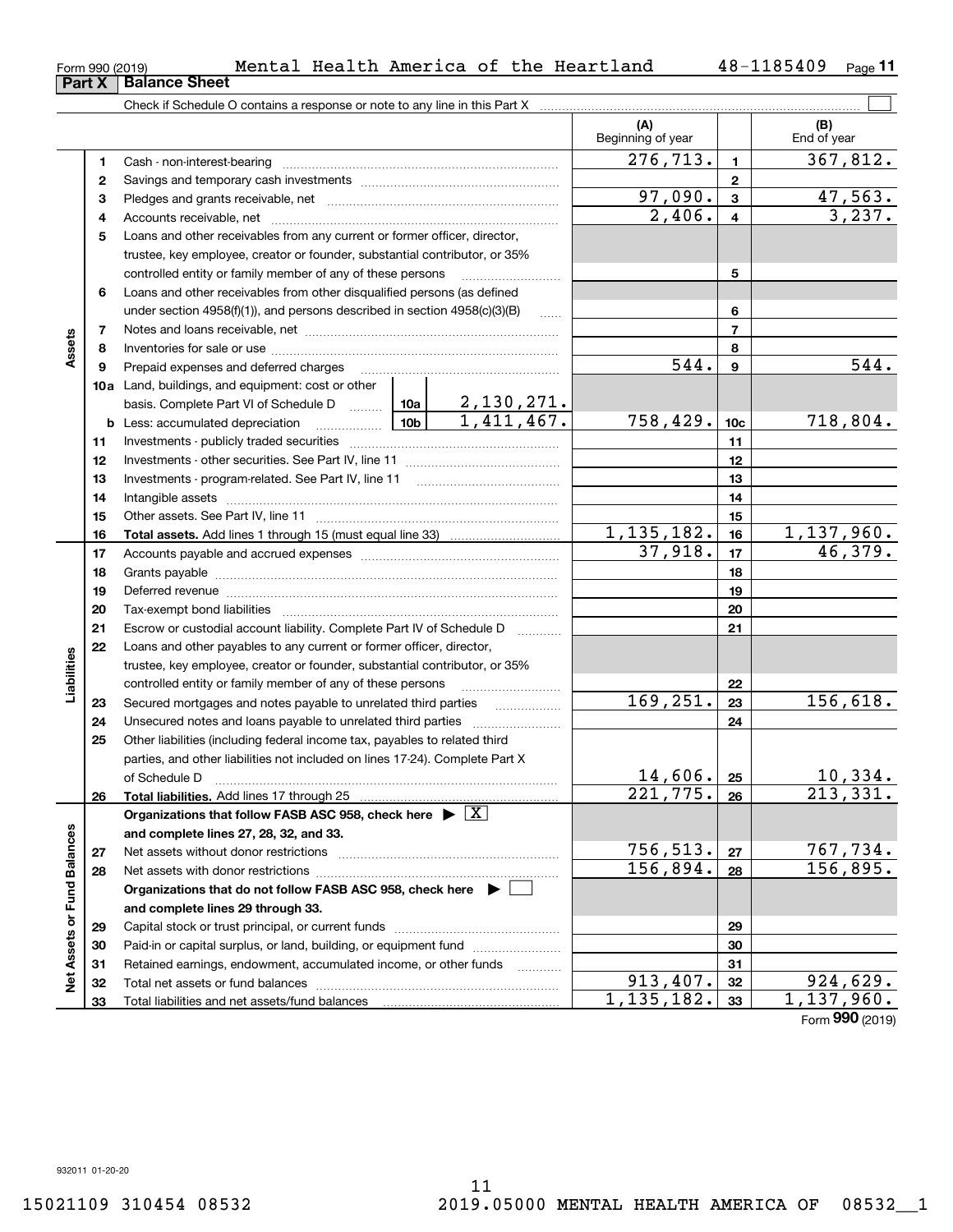Form 990 (2019) Mental Health America of the Heartland 48-1185409

**Part X Balance Sheet**

Check if Schedule O contains a response or note to any line in this Part X

| | | | (A) Beginning of year | | (B) End of year |
|---|---|---|---|---|---|
| Assets | 1 | Cash - non-interest-bearing | 276,713. | 1 | 367,812. |
| | 2 | Savings and temporary cash investments | | 2 | |
| | 3 | Pledges and grants receivable, net | 97,090. | 3 | 47,563. |
| | 4 | Accounts receivable, net | 2,406. | 4 | 3,237. |
| | 5 | Loans and other receivables from any current or former officer, director, trustee, key employee, creator or founder, substantial contributor, or 35% controlled entity or family member of any of these persons | | 5 | |
| | 6 | Loans and other receivables from other disqualified persons (as defined under section 4958(f)(1)), and persons described in section 4958(c)(3)(B) | | 6 | |
| | 7 | Notes and loans receivable, net | | 7 | |
| | 8 | Inventories for sale or use | | 8 | |
| | 9 | Prepaid expenses and deferred charges | 544. | 9 | 544. |
| | 10a | Land, buildings, and equipment: cost or other basis. Complete Part VI of Schedule D — 10a: 2,130,271. | | | |
| | b | Less: accumulated depreciation — 10b: 1,411,467. | 758,429. | 10c | 718,804. |
| | 11 | Investments - publicly traded securities | | 11 | |
| | 12 | Investments - other securities. See Part IV, line 11 | | 12 | |
| | 13 | Investments - program-related. See Part IV, line 11 | | 13 | |
| | 14 | Intangible assets | | 14 | |
| | 15 | Other assets. See Part IV, line 11 | | 15 | |
| | 16 | **Total assets.** Add lines 1 through 15 (must equal line 33) | 1,135,182. | 16 | 1,137,960. |
| Liabilities | 17 | Accounts payable and accrued expenses | 37,918. | 17 | 46,379. |
| | 18 | Grants payable | | 18 | |
| | 19 | Deferred revenue | | 19 | |
| | 20 | Tax-exempt bond liabilities | | 20 | |
| | 21 | Escrow or custodial account liability. Complete Part IV of Schedule D | | 21 | |
| | 22 | Loans and other payables to any current or former officer, director, trustee, key employee, creator or founder, substantial contributor, or 35% controlled entity or family member of any of these persons | | 22 | |
| | 23 | Secured mortgages and notes payable to unrelated third parties | 169,251. | 23 | 156,618. |
| | 24 | Unsecured notes and loans payable to unrelated third parties | | 24 | |
| | 25 | Other liabilities (including federal income tax, payables to related third parties, and other liabilities not included on lines 17-24). Complete Part X of Schedule D | 14,606. | 25 | 10,334. |
| | 26 | **Total liabilities.** Add lines 17 through 25 | 221,775. | 26 | 213,331. |
| Net Assets or Fund Balances | | **Organizations that follow FASB ASC 958, check here ▶ [X] and complete lines 27, 28, 32, and 33.** | | | |
| | 27 | Net assets without donor restrictions | 756,513. | 27 | 767,734. |
| | 28 | Net assets with donor restrictions | 156,894. | 28 | 156,895. |
| | | **Organizations that do not follow FASB ASC 958, check here ▶ [ ] and complete lines 29 through 33.** | | | |
| | 29 | Capital stock or trust principal, or current funds | | 29 | |
| | 30 | Paid-in or capital surplus, or land, building, or equipment fund | | 30 | |
| | 31 | Retained earnings, endowment, accumulated income, or other funds | | 31 | |
| | 32 | Total net assets or fund balances | 913,407. | 32 | 924,629. |
| | 33 | Total liabilities and net assets/fund balances | 1,135,182. | 33 | 1,137,960. |

Form **990** (2019)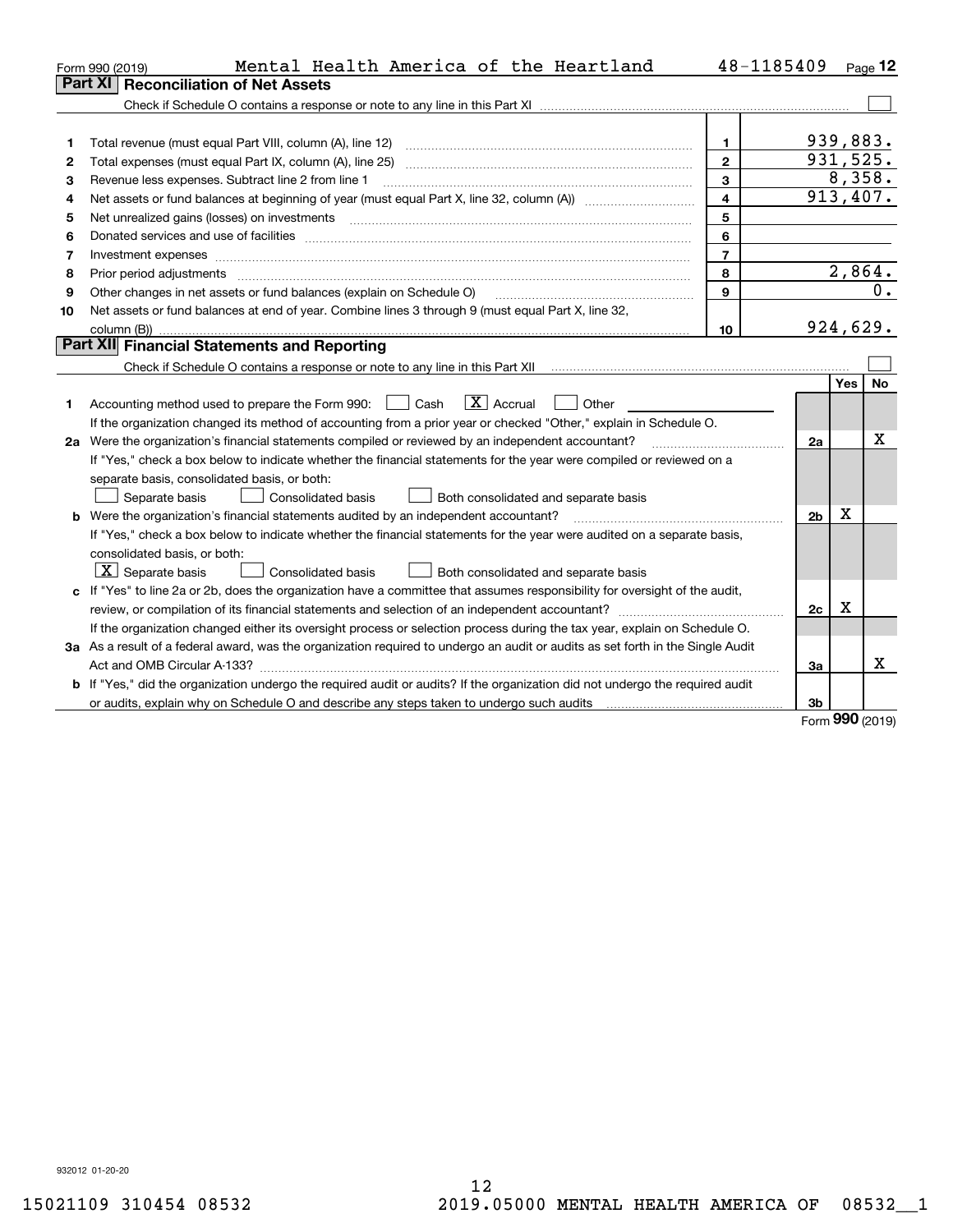Form 990 (2019) Mental Health America of the Heartland 48-1185409 Page 12

## Part XI Reconciliation of Net Assets

Check if Schedule O contains a response or note to any line in this Part XI ☐

| | | | |
|---|---|---|---|
| 1 | Total revenue (must equal Part VIII, column (A), line 12) | 1 | 939,883. |
| 2 | Total expenses (must equal Part IX, column (A), line 25) | 2 | 931,525. |
| 3 | Revenue less expenses. Subtract line 2 from line 1 | 3 | 8,358. |
| 4 | Net assets or fund balances at beginning of year (must equal Part X, line 32, column (A)) | 4 | 913,407. |
| 5 | Net unrealized gains (losses) on investments | 5 | |
| 6 | Donated services and use of facilities | 6 | |
| 7 | Investment expenses | 7 | |
| 8 | Prior period adjustments | 8 | 2,864. |
| 9 | Other changes in net assets or fund balances (explain on Schedule O) | 9 | 0. |
| 10 | Net assets or fund balances at end of year. Combine lines 3 through 9 (must equal Part X, line 32, column (B)) | 10 | 924,629. |

## Part XII Financial Statements and Reporting

Check if Schedule O contains a response or note to any line in this Part XII ☐

| | | | Yes | No |
|---|---|---|---|---|
| 1 | Accounting method used to prepare the Form 990: ☐ Cash ☒ Accrual ☐ Other<br>If the organization changed its method of accounting from a prior year or checked "Other," explain in Schedule O. | | | |
| 2a | Were the organization's financial statements compiled or reviewed by an independent accountant?<br>If "Yes," check a box below to indicate whether the financial statements for the year were compiled or reviewed on a separate basis, consolidated basis, or both:<br>☐ Separate basis ☐ Consolidated basis ☐ Both consolidated and separate basis | 2a | | X |
| b | Were the organization's financial statements audited by an independent accountant?<br>If "Yes," check a box below to indicate whether the financial statements for the year were audited on a separate basis, consolidated basis, or both:<br>☒ Separate basis ☐ Consolidated basis ☐ Both consolidated and separate basis | 2b | X | |
| c | If "Yes" to line 2a or 2b, does the organization have a committee that assumes responsibility for oversight of the audit, review, or compilation of its financial statements and selection of an independent accountant?<br>If the organization changed either its oversight process or selection process during the tax year, explain on Schedule O. | 2c | X | |
| 3a | As a result of a federal award, was the organization required to undergo an audit or audits as set forth in the Single Audit Act and OMB Circular A-133? | 3a | | X |
| b | If "Yes," did the organization undergo the required audit or audits? If the organization did not undergo the required audit or audits, explain why on Schedule O and describe any steps taken to undergo such audits | 3b | | |

Form 990 (2019)

932012 01-20-20

15021109 310454 08532 2019.05000 MENTAL HEALTH AMERICA OF 08532__1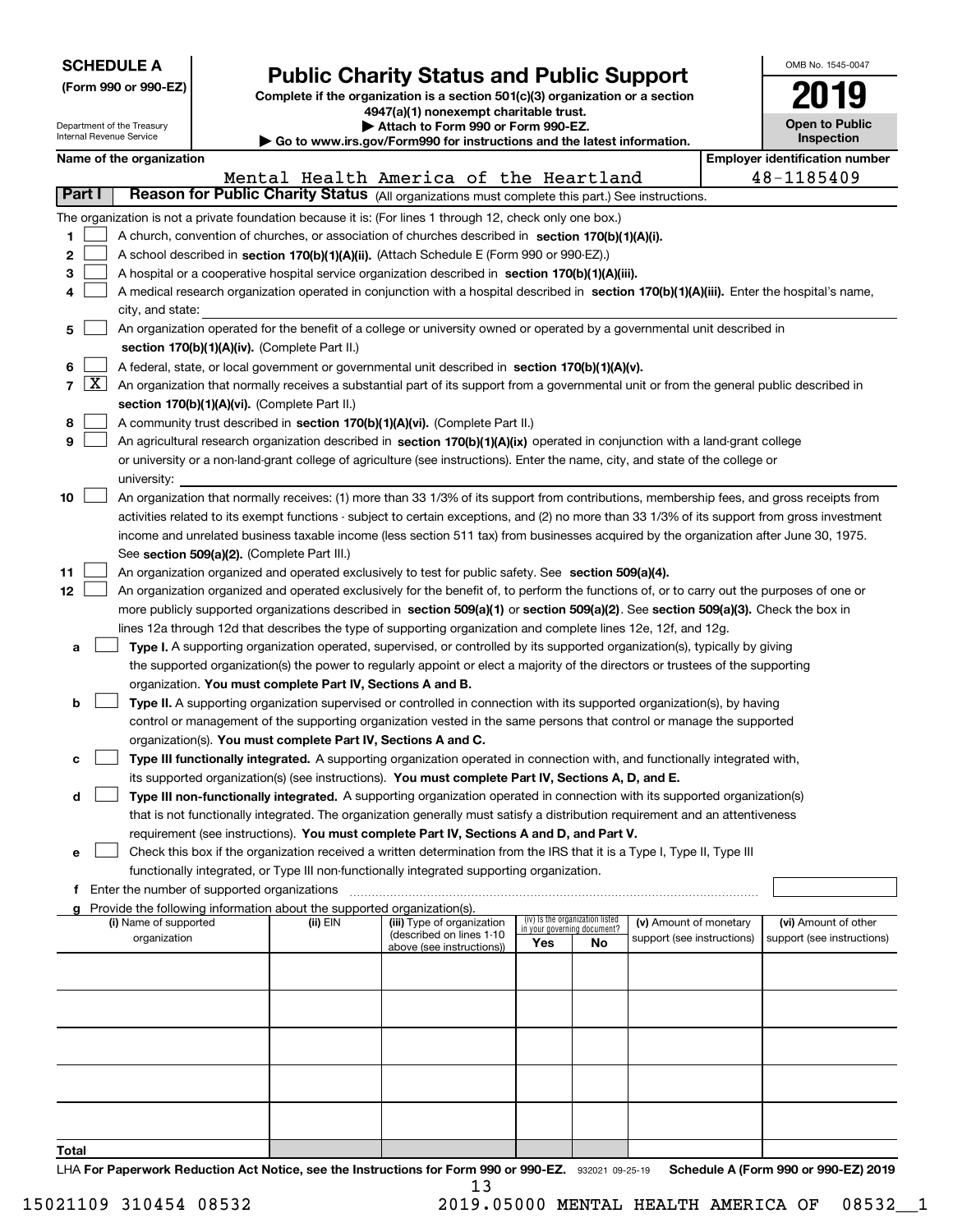**SCHEDULE A**
**(Form 990 or 990-EZ)**

Department of the Treasury
Internal Revenue Service

# Public Charity Status and Public Support

**Complete if the organization is a section 501(c)(3) organization or a section 4947(a)(1) nonexempt charitable trust.**
**▶ Attach to Form 990 or Form 990-EZ.**
**▶ Go to www.irs.gov/Form990 for instructions and the latest information.**

OMB No. 1545-0047
**2019**
**Open to Public Inspection**

**Name of the organization:** Mental Health America of the Heartland
**Employer identification number:** 48-1185409

## Part I — Reason for Public Charity Status (All organizations must complete this part.) See instructions.

The organization is not a private foundation because it is: (For lines 1 through 12, check only one box.)

1. [ ] A church, convention of churches, or association of churches described in **section 170(b)(1)(A)(i).**
2. [ ] A school described in **section 170(b)(1)(A)(ii).** (Attach Schedule E (Form 990 or 990-EZ).)
3. [ ] A hospital or a cooperative hospital service organization described in **section 170(b)(1)(A)(iii).**
4. [ ] A medical research organization operated in conjunction with a hospital described in **section 170(b)(1)(A)(iii).** Enter the hospital's name, city, and state:
5. [ ] An organization operated for the benefit of a college or university owned or operated by a governmental unit described in **section 170(b)(1)(A)(iv).** (Complete Part II.)
6. [ ] A federal, state, or local government or governmental unit described in **section 170(b)(1)(A)(v).**
7. [X] An organization that normally receives a substantial part of its support from a governmental unit or from the general public described in **section 170(b)(1)(A)(vi).** (Complete Part II.)
8. [ ] A community trust described in **section 170(b)(1)(A)(vi).** (Complete Part II.)
9. [ ] An agricultural research organization described in **section 170(b)(1)(A)(ix)** operated in conjunction with a land-grant college or university or a non-land-grant college of agriculture (see instructions). Enter the name, city, and state of the college or university:
10. [ ] An organization that normally receives: (1) more than 33 1/3% of its support from contributions, membership fees, and gross receipts from activities related to its exempt functions - subject to certain exceptions, and (2) no more than 33 1/3% of its support from gross investment income and unrelated business taxable income (less section 511 tax) from businesses acquired by the organization after June 30, 1975. See **section 509(a)(2).** (Complete Part III.)
11. [ ] An organization organized and operated exclusively to test for public safety. See **section 509(a)(4).**
12. [ ] An organization organized and operated exclusively for the benefit of, to perform the functions of, or to carry out the purposes of one or more publicly supported organizations described in **section 509(a)(1)** or **section 509(a)(2)**. See **section 509(a)(3).** Check the box in lines 12a through 12d that describes the type of supporting organization and complete lines 12e, 12f, and 12g.

   a. [ ] **Type I.** A supporting organization operated, supervised, or controlled by its supported organization(s), typically by giving the supported organization(s) the power to regularly appoint or elect a majority of the directors or trustees of the supporting organization. **You must complete Part IV, Sections A and B.**

   b. [ ] **Type II.** A supporting organization supervised or controlled in connection with its supported organization(s), by having control or management of the supporting organization vested in the same persons that control or manage the supported organization(s). **You must complete Part IV, Sections A and C.**

   c. [ ] **Type III functionally integrated.** A supporting organization operated in connection with, and functionally integrated with, its supported organization(s) (see instructions). **You must complete Part IV, Sections A, D, and E.**

   d. [ ] **Type III non-functionally integrated.** A supporting organization operated in connection with its supported organization(s) that is not functionally integrated. The organization generally must satisfy a distribution requirement and an attentiveness requirement (see instructions). **You must complete Part IV, Sections A and D, and Part V.**

   e. [ ] Check this box if the organization received a written determination from the IRS that it is a Type I, Type II, Type III functionally integrated, or Type III non-functionally integrated supporting organization.

   f. Enter the number of supported organizations

   g. Provide the following information about the supported organization(s).

| (i) Name of supported organization | (ii) EIN | (iii) Type of organization (described on lines 1-10 above (see instructions)) | (iv) Is the organization listed in your governing document? Yes | No | (v) Amount of monetary support (see instructions) | (vi) Amount of other support (see instructions) |
|---|---|---|---|---|---|---|
| | | | | | | |
| | | | | | | |
| | | | | | | |
| | | | | | | |
| | | | | | | |
| **Total** | | | | | | |

LHA **For Paperwork Reduction Act Notice, see the Instructions for Form 990 or 990-EZ.** 932021 09-25-19 **Schedule A (Form 990 or 990-EZ) 2019**

15021109 310454 08532 2019.05000 MENTAL HEALTH AMERICA OF 08532__1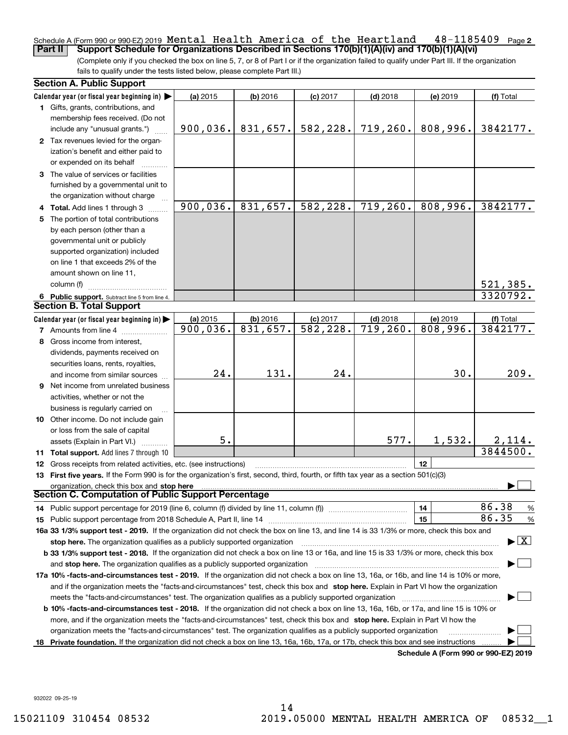Schedule A (Form 990 or 990-EZ) 2019 Mental Health America of the Heartland 48-1185409 Page **2**

**Part II Support Schedule for Organizations Described in Sections 170(b)(1)(A)(iv) and 170(b)(1)(A)(vi)**

(Complete only if you checked the box on line 5, 7, or 8 of Part I or if the organization failed to qualify under Part III. If the organization fails to qualify under the tests listed below, please complete Part III.)

**Section A. Public Support**

| Calendar year (or fiscal year beginning in) ▶ | (a) 2015 | (b) 2016 | (c) 2017 | (d) 2018 | (e) 2019 | (f) Total |
|---|---|---|---|---|---|---|
| **1** Gifts, grants, contributions, and membership fees received. (Do not include any "unusual grants.") | 900,036. | 831,657. | 582,228. | 719,260. | 808,996. | 3842177. |
| **2** Tax revenues levied for the organization's benefit and either paid to or expended on its behalf | | | | | | |
| **3** The value of services or facilities furnished by a governmental unit to the organization without charge | | | | | | |
| **4 Total.** Add lines 1 through 3 | 900,036. | 831,657. | 582,228. | 719,260. | 808,996. | 3842177. |
| **5** The portion of total contributions by each person (other than a governmental unit or publicly supported organization) included on line 1 that exceeds 2% of the amount shown on line 11, column (f) | | | | | | 521,385. |
| **6 Public support.** Subtract line 5 from line 4. | | | | | | 3320792. |

**Section B. Total Support**

| Calendar year (or fiscal year beginning in) ▶ | (a) 2015 | (b) 2016 | (c) 2017 | (d) 2018 | (e) 2019 | (f) Total |
|---|---|---|---|---|---|---|
| **7** Amounts from line 4 | 900,036. | 831,657. | 582,228. | 719,260. | 808,996. | 3842177. |
| **8** Gross income from interest, dividends, payments received on securities loans, rents, royalties, and income from similar sources | 24. | 131. | 24. | | 30. | 209. |
| **9** Net income from unrelated business activities, whether or not the business is regularly carried on | | | | | | |
| **10** Other income. Do not include gain or loss from the sale of capital assets (Explain in Part VI.) | 5. | | | 577. | 1,532. | 2,114. |
| **11 Total support.** Add lines 7 through 10 | | | | | | 3844500. |

**12** Gross receipts from related activities, etc. (see instructions) | **12** |

**13 First five years.** If the Form 990 is for the organization's first, second, third, fourth, or fifth tax year as a section 501(c)(3) organization, check this box and **stop here** ▶ ☐

**Section C. Computation of Public Support Percentage**

**14** Public support percentage for 2019 (line 6, column (f) divided by line 11, column (f)) | **14** | 86.38 %

**15** Public support percentage from 2018 Schedule A, Part II, line 14 | **15** | 86.35 %

**16a 33 1/3% support test - 2019.** If the organization did not check the box on line 13, and line 14 is 33 1/3% or more, check this box and **stop here.** The organization qualifies as a publicly supported organization ▶ ☒

**b 33 1/3% support test - 2018.** If the organization did not check a box on line 13 or 16a, and line 15 is 33 1/3% or more, check this box and **stop here.** The organization qualifies as a publicly supported organization ▶ ☐

**17a 10% -facts-and-circumstances test - 2019.** If the organization did not check a box on line 13, 16a, or 16b, and line 14 is 10% or more, and if the organization meets the "facts-and-circumstances" test, check this box and **stop here.** Explain in Part VI how the organization meets the "facts-and-circumstances" test. The organization qualifies as a publicly supported organization ▶ ☐

**b 10% -facts-and-circumstances test - 2018.** If the organization did not check a box on line 13, 16a, 16b, or 17a, and line 15 is 10% or more, and if the organization meets the "facts-and-circumstances" test, check this box and **stop here.** Explain in Part VI how the organization meets the "facts-and-circumstances" test. The organization qualifies as a publicly supported organization ▶ ☐

**18 Private foundation.** If the organization did not check a box on line 13, 16a, 16b, 17a, or 17b, check this box and see instructions ▶ ☐

**Schedule A (Form 990 or 990-EZ) 2019**

932022 09-25-19

15021109 310454 08532 2019.05000 MENTAL HEALTH AMERICA OF 08532__1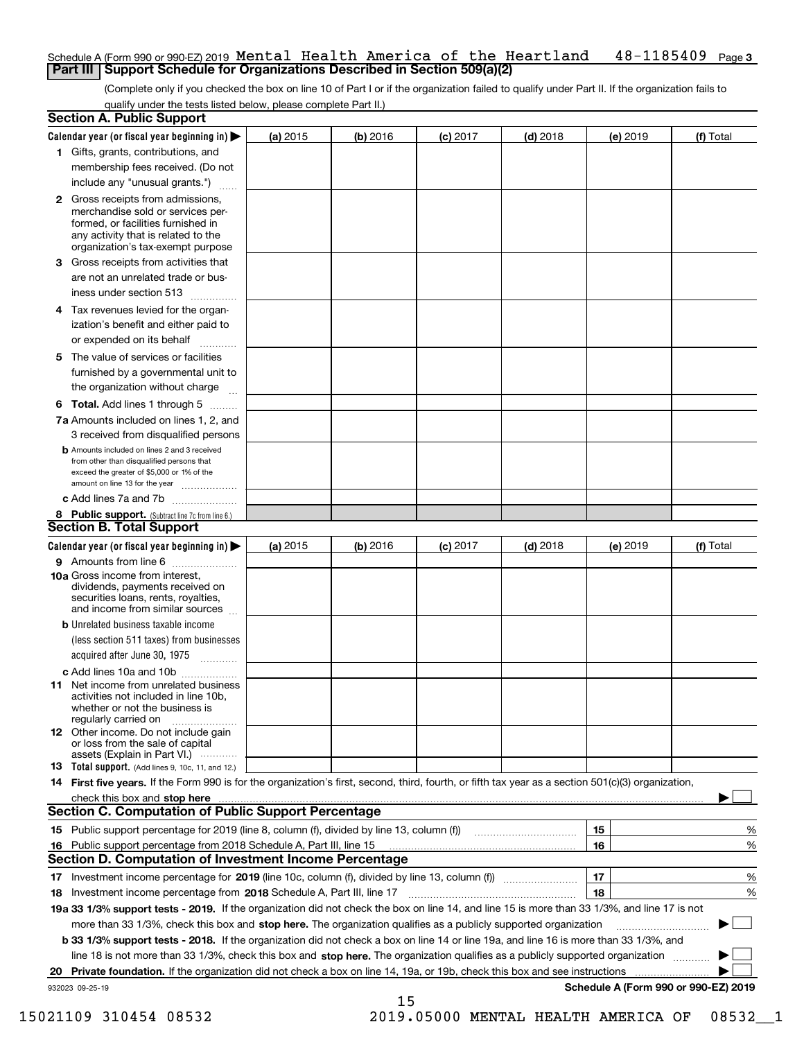Schedule A (Form 990 or 990-EZ) 2019 Mental Health America of the Heartland 48-1185409 Page 3

**Part III | Support Schedule for Organizations Described in Section 509(a)(2)**

(Complete only if you checked the box on line 10 of Part I or if the organization failed to qualify under Part II. If the organization fails to qualify under the tests listed below, please complete Part II.)

### Section A. Public Support

| Calendar year (or fiscal year beginning in) ▶ | (a) 2015 | (b) 2016 | (c) 2017 | (d) 2018 | (e) 2019 | (f) Total |
|---|---|---|---|---|---|---|
| 1 Gifts, grants, contributions, and membership fees received. (Do not include any "unusual grants.") | | | | | | |
| 2 Gross receipts from admissions, merchandise sold or services performed, or facilities furnished in any activity that is related to the organization's tax-exempt purpose | | | | | | |
| 3 Gross receipts from activities that are not an unrelated trade or business under section 513 | | | | | | |
| 4 Tax revenues levied for the organization's benefit and either paid to or expended on its behalf | | | | | | |
| 5 The value of services or facilities furnished by a governmental unit to the organization without charge | | | | | | |
| 6 **Total.** Add lines 1 through 5 | | | | | | |
| 7a Amounts included on lines 1, 2, and 3 received from disqualified persons | | | | | | |
| b Amounts included on lines 2 and 3 received from other than disqualified persons that exceed the greater of $5,000 or 1% of the amount on line 13 for the year | | | | | | |
| c Add lines 7a and 7b | | | | | | |
| 8 **Public support.** (Subtract line 7c from line 6.) | | | | | | |

### Section B. Total Support

| Calendar year (or fiscal year beginning in) ▶ | (a) 2015 | (b) 2016 | (c) 2017 | (d) 2018 | (e) 2019 | (f) Total |
|---|---|---|---|---|---|---|
| 9 Amounts from line 6 | | | | | | |
| 10a Gross income from interest, dividends, payments received on securities loans, rents, royalties, and income from similar sources | | | | | | |
| b Unrelated business taxable income (less section 511 taxes) from businesses acquired after June 30, 1975 | | | | | | |
| c Add lines 10a and 10b | | | | | | |
| 11 Net income from unrelated business activities not included in line 10b, whether or not the business is regularly carried on | | | | | | |
| 12 Other income. Do not include gain or loss from the sale of capital assets (Explain in Part VI.) | | | | | | |
| 13 **Total support.** (Add lines 9, 10c, 11, and 12.) | | | | | | |

14 **First five years.** If the Form 990 is for the organization's first, second, third, fourth, or fifth tax year as a section 501(c)(3) organization, check this box and **stop here** ▶ ☐

### Section C. Computation of Public Support Percentage

| | | | |
|---|---|---|---|
| 15 | Public support percentage for 2019 (line 8, column (f), divided by line 13, column (f)) | 15 | % |
| 16 | Public support percentage from 2018 Schedule A, Part III, line 15 | 16 | % |

### Section D. Computation of Investment Income Percentage

| | | | |
|---|---|---|---|
| 17 | Investment income percentage for **2019** (line 10c, column (f), divided by line 13, column (f)) | 17 | % |
| 18 | Investment income percentage from **2018** Schedule A, Part III, line 17 | 18 | % |

**19a 33 1/3% support tests - 2019.** If the organization did not check the box on line 14, and line 15 is more than 33 1/3%, and line 17 is not more than 33 1/3%, check this box and **stop here.** The organization qualifies as a publicly supported organization ▶ ☐

**b 33 1/3% support tests - 2018.** If the organization did not check a box on line 14 or line 19a, and line 16 is more than 33 1/3%, and line 18 is not more than 33 1/3%, check this box and **stop here.** The organization qualifies as a publicly supported organization ▶ ☐

**20 Private foundation.** If the organization did not check a box on line 14, 19a, or 19b, check this box and see instructions ▶ ☐

932023 09-25-19 **Schedule A (Form 990 or 990-EZ) 2019**

15021109 310454 08532 2019.05000 MENTAL HEALTH AMERICA OF 08532__1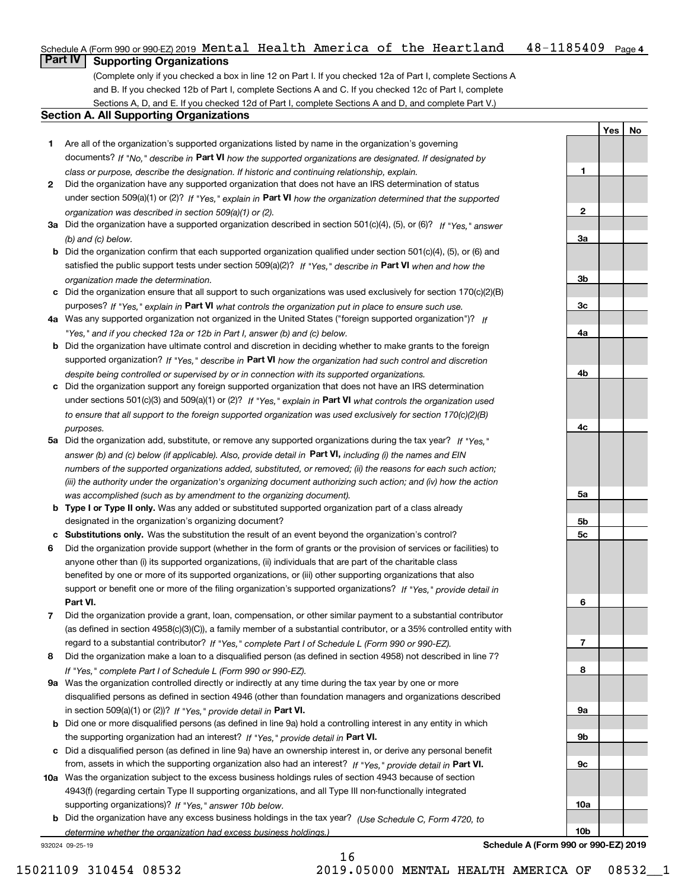Schedule A (Form 990 or 990-EZ) 2019 Mental Health America of the Heartland 48-1185409 Page 4

## Part IV Supporting Organizations

(Complete only if you checked a box in line 12 on Part I. If you checked 12a of Part I, complete Sections A and B. If you checked 12b of Part I, complete Sections A and C. If you checked 12c of Part I, complete Sections A, D, and E. If you checked 12d of Part I, complete Sections A and D, and complete Part V.)

### Section A. All Supporting Organizations

| | | Line | Yes | No |
|---|---|---|---|---|
| **1** | Are all of the organization's supported organizations listed by name in the organization's governing documents? *If "No," describe in* **Part VI** *how the supported organizations are designated. If designated by class or purpose, describe the designation. If historic and continuing relationship, explain.* | **1** | | |
| **2** | Did the organization have any supported organization that does not have an IRS determination of status under section 509(a)(1) or (2)? *If "Yes," explain in* **Part VI** *how the organization determined that the supported organization was described in section 509(a)(1) or (2).* | **2** | | |
| **3a** | Did the organization have a supported organization described in section 501(c)(4), (5), or (6)? *If "Yes," answer (b) and (c) below.* | **3a** | | |
| **b** | Did the organization confirm that each supported organization qualified under section 501(c)(4), (5), or (6) and satisfied the public support tests under section 509(a)(2)? *If "Yes," describe in* **Part VI** *when and how the organization made the determination.* | **3b** | | |
| **c** | Did the organization ensure that all support to such organizations was used exclusively for section 170(c)(2)(B) purposes? *If "Yes," explain in* **Part VI** *what controls the organization put in place to ensure such use.* | **3c** | | |
| **4a** | Was any supported organization not organized in the United States ("foreign supported organization")? *If "Yes," and if you checked 12a or 12b in Part I, answer (b) and (c) below.* | **4a** | | |
| **b** | Did the organization have ultimate control and discretion in deciding whether to make grants to the foreign supported organization? *If "Yes," describe in* **Part VI** *how the organization had such control and discretion despite being controlled or supervised by or in connection with its supported organizations.* | **4b** | | |
| **c** | Did the organization support any foreign supported organization that does not have an IRS determination under sections 501(c)(3) and 509(a)(1) or (2)? *If "Yes," explain in* **Part VI** *what controls the organization used to ensure that all support to the foreign supported organization was used exclusively for section 170(c)(2)(B) purposes.* | **4c** | | |
| **5a** | Did the organization add, substitute, or remove any supported organizations during the tax year? *If "Yes," answer (b) and (c) below (if applicable). Also, provide detail in* **Part VI,** *including (i) the names and EIN numbers of the supported organizations added, substituted, or removed; (ii) the reasons for each such action; (iii) the authority under the organization's organizing document authorizing such action; and (iv) how the action was accomplished (such as by amendment to the organizing document).* | **5a** | | |
| **b** | **Type I or Type II only.** Was any added or substituted supported organization part of a class already designated in the organization's organizing document? | **5b** | | |
| **c** | **Substitutions only.** Was the substitution the result of an event beyond the organization's control? | **5c** | | |
| **6** | Did the organization provide support (whether in the form of grants or the provision of services or facilities) to anyone other than (i) its supported organizations, (ii) individuals that are part of the charitable class benefited by one or more of its supported organizations, or (iii) other supporting organizations that also support or benefit one or more of the filing organization's supported organizations? *If "Yes," provide detail in* **Part VI.** | **6** | | |
| **7** | Did the organization provide a grant, loan, compensation, or other similar payment to a substantial contributor (as defined in section 4958(c)(3)(C)), a family member of a substantial contributor, or a 35% controlled entity with regard to a substantial contributor? *If "Yes," complete Part I of Schedule L (Form 990 or 990-EZ).* | **7** | | |
| **8** | Did the organization make a loan to a disqualified person (as defined in section 4958) not described in line 7? *If "Yes," complete Part I of Schedule L (Form 990 or 990-EZ).* | **8** | | |
| **9a** | Was the organization controlled directly or indirectly at any time during the tax year by one or more disqualified persons as defined in section 4946 (other than foundation managers and organizations described in section 509(a)(1) or (2))? *If "Yes," provide detail in* **Part VI.** | **9a** | | |
| **b** | Did one or more disqualified persons (as defined in line 9a) hold a controlling interest in any entity in which the supporting organization had an interest? *If "Yes," provide detail in* **Part VI.** | **9b** | | |
| **c** | Did a disqualified person (as defined in line 9a) have an ownership interest in, or derive any personal benefit from, assets in which the supporting organization also had an interest? *If "Yes," provide detail in* **Part VI.** | **9c** | | |
| **10a** | Was the organization subject to the excess business holdings rules of section 4943 because of section 4943(f) (regarding certain Type II supporting organizations, and all Type III non-functionally integrated supporting organizations)? *If "Yes," answer 10b below.* | **10a** | | |
| **b** | Did the organization have any excess business holdings in the tax year? *(Use Schedule C, Form 4720, to determine whether the organization had excess business holdings.)* | **10b** | | |

932024 09-25-19 **Schedule A (Form 990 or 990-EZ) 2019**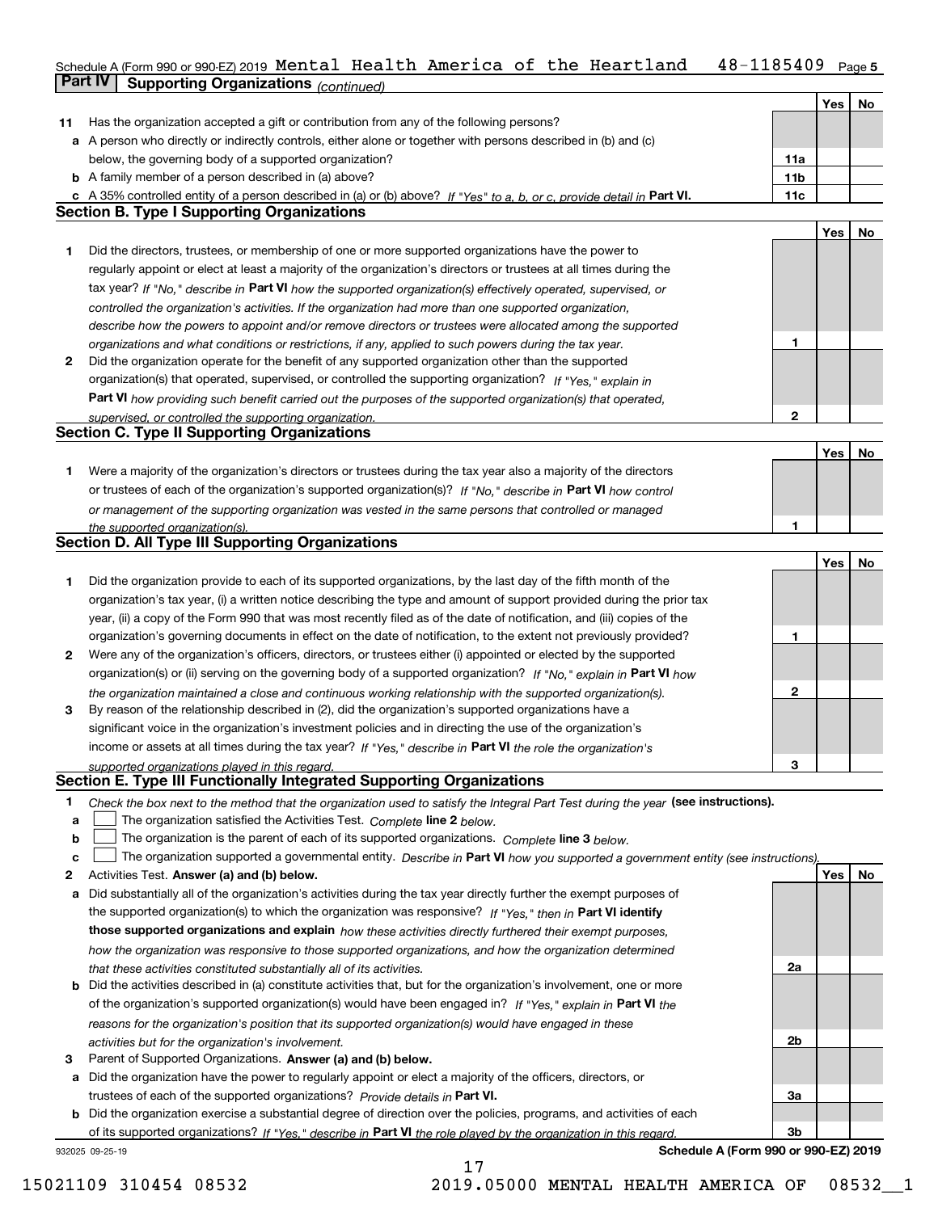Schedule A (Form 990 or 990-EZ) 2019 Mental Health America of the Heartland 48-1185409 Page 5

**Part IV Supporting Organizations** *(continued)*

| | | | Yes | No |
|---|---|---|---|---|
| **11** | Has the organization accepted a gift or contribution from any of the following persons? | | | |
| **a** | A person who directly or indirectly controls, either alone or together with persons described in (b) and (c) below, the governing body of a supported organization? | 11a | | |
| **b** | A family member of a person described in (a) above? | 11b | | |
| **c** | A 35% controlled entity of a person described in (a) or (b) above? *If "Yes" to a, b, or c, provide detail in* **Part VI.** | 11c | | |

## Section B. Type I Supporting Organizations

| | | | Yes | No |
|---|---|---|---|---|
| **1** | Did the directors, trustees, or membership of one or more supported organizations have the power to regularly appoint or elect at least a majority of the organization's directors or trustees at all times during the tax year? *If "No," describe in* **Part VI** *how the supported organization(s) effectively operated, supervised, or controlled the organization's activities. If the organization had more than one supported organization, describe how the powers to appoint and/or remove directors or trustees were allocated among the supported organizations and what conditions or restrictions, if any, applied to such powers during the tax year.* | 1 | | |
| **2** | Did the organization operate for the benefit of any supported organization other than the supported organization(s) that operated, supervised, or controlled the supporting organization? *If "Yes," explain in* **Part VI** *how providing such benefit carried out the purposes of the supported organization(s) that operated, supervised, or controlled the supporting organization.* | 2 | | |

## Section C. Type II Supporting Organizations

| | | | Yes | No |
|---|---|---|---|---|
| **1** | Were a majority of the organization's directors or trustees during the tax year also a majority of the directors or trustees of each of the organization's supported organization(s)? *If "No," describe in* **Part VI** *how control or management of the supporting organization was vested in the same persons that controlled or managed the supported organization(s).* | 1 | | |

## Section D. All Type III Supporting Organizations

| | | | Yes | No |
|---|---|---|---|---|
| **1** | Did the organization provide to each of its supported organizations, by the last day of the fifth month of the organization's tax year, (i) a written notice describing the type and amount of support provided during the prior tax year, (ii) a copy of the Form 990 that was most recently filed as of the date of notification, and (iii) copies of the organization's governing documents in effect on the date of notification, to the extent not previously provided? | 1 | | |
| **2** | Were any of the organization's officers, directors, or trustees either (i) appointed or elected by the supported organization(s) or (ii) serving on the governing body of a supported organization? *If "No," explain in* **Part VI** *how the organization maintained a close and continuous working relationship with the supported organization(s).* | 2 | | |
| **3** | By reason of the relationship described in (2), did the organization's supported organizations have a significant voice in the organization's investment policies and in directing the use of the organization's income or assets at all times during the tax year? *If "Yes," describe in* **Part VI** *the role the organization's supported organizations played in this regard.* | 3 | | |

## Section E. Type III Functionally Integrated Supporting Organizations

**1** *Check the box next to the method that the organization used to satisfy the Integral Part Test during the year* **(see instructions).**

- **a** ☐ The organization satisfied the Activities Test. *Complete* **line 2** *below.*
- **b** ☐ The organization is the parent of each of its supported organizations. *Complete* **line 3** *below.*
- **c** ☐ The organization supported a governmental entity. *Describe in* **Part VI** *how you supported a government entity (see instructions).*

| | | | Yes | No |
|---|---|---|---|---|
| **2** | Activities Test. **Answer (a) and (b) below.** | | | |
| **a** | Did substantially all of the organization's activities during the tax year directly further the exempt purposes of the supported organization(s) to which the organization was responsive? *If "Yes," then in* **Part VI identify those supported organizations and explain** *how these activities directly furthered their exempt purposes, how the organization was responsive to those supported organizations, and how the organization determined that these activities constituted substantially all of its activities.* | 2a | | |
| **b** | Did the activities described in (a) constitute activities that, but for the organization's involvement, one or more of the organization's supported organization(s) would have been engaged in? *If "Yes," explain in* **Part VI** *the reasons for the organization's position that its supported organization(s) would have engaged in these activities but for the organization's involvement.* | 2b | | |
| **3** | Parent of Supported Organizations. **Answer (a) and (b) below.** | | | |
| **a** | Did the organization have the power to regularly appoint or elect a majority of the officers, directors, or trustees of each of the supported organizations? *Provide details in* **Part VI.** | 3a | | |
| **b** | Did the organization exercise a substantial degree of direction over the policies, programs, and activities of each of its supported organizations? *If "Yes," describe in* **Part VI** *the role played by the organization in this regard.* | 3b | | |

932025 09-25-19 **Schedule A (Form 990 or 990-EZ) 2019**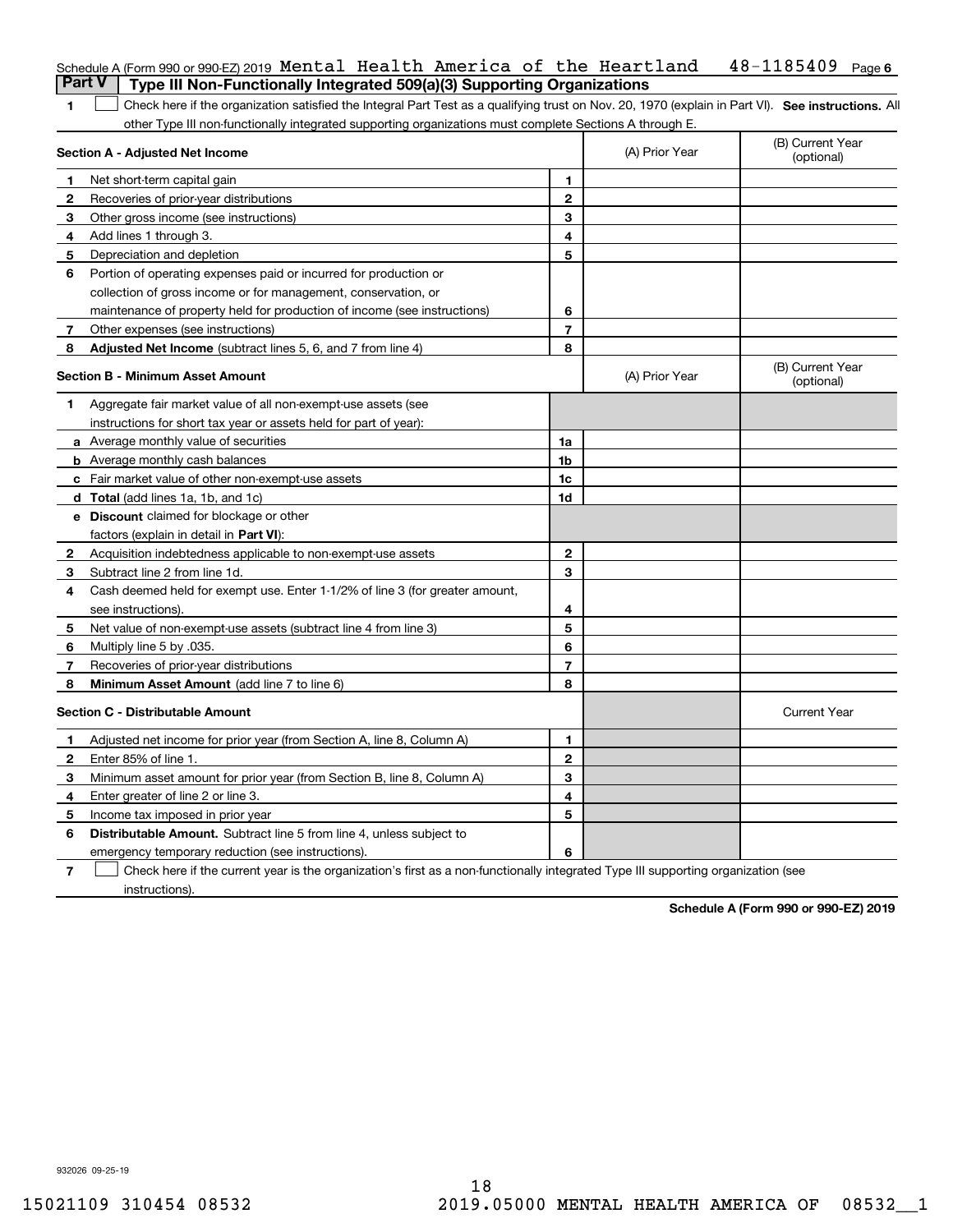Schedule A (Form 990 or 990-EZ) 2019 Mental Health America of the Heartland 48-1185409 Page 6

## Part V Type III Non-Functionally Integrated 509(a)(3) Supporting Organizations

**1** ☐ Check here if the organization satisfied the Integral Part Test as a qualifying trust on Nov. 20, 1970 (explain in Part VI). **See instructions.** All other Type III non-functionally integrated supporting organizations must complete Sections A through E.

| Section A - Adjusted Net Income | | | (A) Prior Year | (B) Current Year (optional) |
|---|---|---|---|---|
| 1 | Net short-term capital gain | 1 | | |
| 2 | Recoveries of prior-year distributions | 2 | | |
| 3 | Other gross income (see instructions) | 3 | | |
| 4 | Add lines 1 through 3. | 4 | | |
| 5 | Depreciation and depletion | 5 | | |
| 6 | Portion of operating expenses paid or incurred for production or collection of gross income or for management, conservation, or maintenance of property held for production of income (see instructions) | 6 | | |
| 7 | Other expenses (see instructions) | 7 | | |
| 8 | **Adjusted Net Income** (subtract lines 5, 6, and 7 from line 4) | 8 | | |

| Section B - Minimum Asset Amount | | | (A) Prior Year | (B) Current Year (optional) |
|---|---|---|---|---|
| 1 | Aggregate fair market value of all non-exempt-use assets (see instructions for short tax year or assets held for part of year): | | | |
| a | Average monthly value of securities | 1a | | |
| b | Average monthly cash balances | 1b | | |
| c | Fair market value of other non-exempt-use assets | 1c | | |
| d | **Total** (add lines 1a, 1b, and 1c) | 1d | | |
| e | **Discount** claimed for blockage or other factors (explain in detail in **Part VI**): | | | |
| 2 | Acquisition indebtedness applicable to non-exempt-use assets | 2 | | |
| 3 | Subtract line 2 from line 1d. | 3 | | |
| 4 | Cash deemed held for exempt use. Enter 1-1/2% of line 3 (for greater amount, see instructions). | 4 | | |
| 5 | Net value of non-exempt-use assets (subtract line 4 from line 3) | 5 | | |
| 6 | Multiply line 5 by .035. | 6 | | |
| 7 | Recoveries of prior-year distributions | 7 | | |
| 8 | **Minimum Asset Amount** (add line 7 to line 6) | 8 | | |

| Section C - Distributable Amount | | | | Current Year |
|---|---|---|---|---|
| 1 | Adjusted net income for prior year (from Section A, line 8, Column A) | 1 | | |
| 2 | Enter 85% of line 1. | 2 | | |
| 3 | Minimum asset amount for prior year (from Section B, line 8, Column A) | 3 | | |
| 4 | Enter greater of line 2 or line 3. | 4 | | |
| 5 | Income tax imposed in prior year | 5 | | |
| 6 | **Distributable Amount.** Subtract line 5 from line 4, unless subject to emergency temporary reduction (see instructions). | 6 | | |

**7** ☐ Check here if the current year is the organization's first as a non-functionally integrated Type III supporting organization (see instructions).

**Schedule A (Form 990 or 990-EZ) 2019**

932026 09-25-19

15021109 310454 08532 2019.05000 MENTAL HEALTH AMERICA OF 08532__1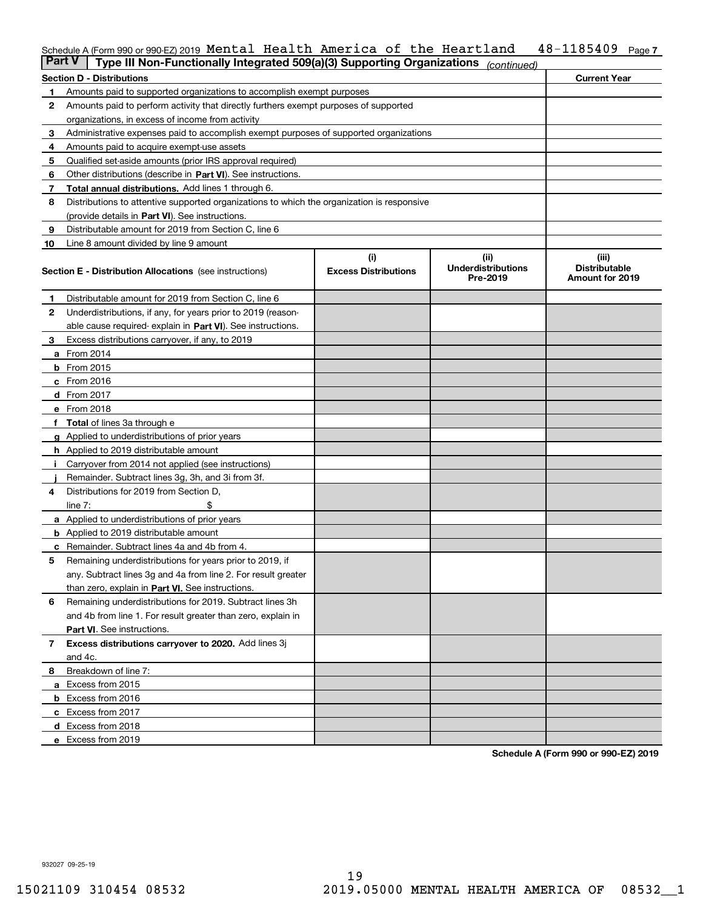Schedule A (Form 990 or 990-EZ) 2019 Mental Health America of the Heartland 48-1185409 Page 7

**Part V | Type III Non-Functionally Integrated 509(a)(3) Supporting Organizations** *(continued)*

| Section D - Distributions | | Current Year |
|---|---|---|
| 1 | Amounts paid to supported organizations to accomplish exempt purposes | |
| 2 | Amounts paid to perform activity that directly furthers exempt purposes of supported organizations, in excess of income from activity | |
| 3 | Administrative expenses paid to accomplish exempt purposes of supported organizations | |
| 4 | Amounts paid to acquire exempt-use assets | |
| 5 | Qualified set-aside amounts (prior IRS approval required) | |
| 6 | Other distributions (describe in **Part VI**). See instructions. | |
| 7 | **Total annual distributions.** Add lines 1 through 6. | |
| 8 | Distributions to attentive supported organizations to which the organization is responsive (provide details in **Part VI**). See instructions. | |
| 9 | Distributable amount for 2019 from Section C, line 6 | |
| 10 | Line 8 amount divided by line 9 amount | |

| **Section E - Distribution Allocations** (see instructions) | (i) Excess Distributions | (ii) Underdistributions Pre-2019 | (iii) Distributable Amount for 2019 |
|---|---|---|---|
| 1 Distributable amount for 2019 from Section C, line 6 | | | |
| 2 Underdistributions, if any, for years prior to 2019 (reasonable cause required- explain in **Part VI**). See instructions. | | | |
| 3 Excess distributions carryover, if any, to 2019 | | | |
| a From 2014 | | | |
| b From 2015 | | | |
| c From 2016 | | | |
| d From 2017 | | | |
| e From 2018 | | | |
| f **Total** of lines 3a through e | | | |
| g Applied to underdistributions of prior years | | | |
| h Applied to 2019 distributable amount | | | |
| i Carryover from 2014 not applied (see instructions) | | | |
| j Remainder. Subtract lines 3g, 3h, and 3i from 3f. | | | |
| 4 Distributions for 2019 from Section D, line 7: $ | | | |
| a Applied to underdistributions of prior years | | | |
| b Applied to 2019 distributable amount | | | |
| c Remainder. Subtract lines 4a and 4b from 4. | | | |
| 5 Remaining underdistributions for years prior to 2019, if any. Subtract lines 3g and 4a from line 2. For result greater than zero, explain in **Part VI.** See instructions. | | | |
| 6 Remaining underdistributions for 2019. Subtract lines 3h and 4b from line 1. For result greater than zero, explain in **Part VI**. See instructions. | | | |
| 7 **Excess distributions carryover to 2020.** Add lines 3j and 4c. | | | |
| 8 Breakdown of line 7: | | | |
| a Excess from 2015 | | | |
| b Excess from 2016 | | | |
| c Excess from 2017 | | | |
| d Excess from 2018 | | | |
| e Excess from 2019 | | | |

**Schedule A (Form 990 or 990-EZ) 2019**

932027 09-25-19

15021109 310454 08532 2019.05000 MENTAL HEALTH AMERICA OF 08532__1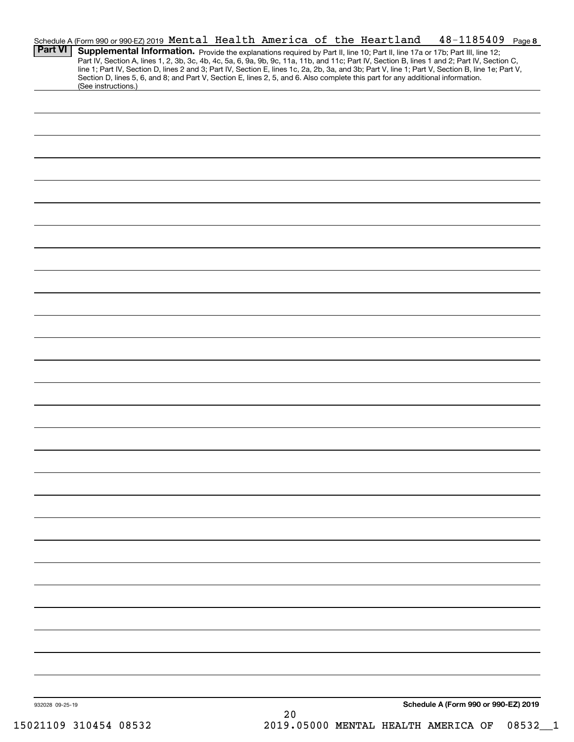Schedule A (Form 990 or 990-EZ) 2019 Mental Health America of the Heartland 48-1185409 Page 8

## Part VI Supplemental Information.

Provide the explanations required by Part II, line 10; Part II, line 17a or 17b; Part III, line 12; Part IV, Section A, lines 1, 2, 3b, 3c, 4b, 4c, 5a, 6, 9a, 9b, 9c, 11a, 11b, and 11c; Part IV, Section B, lines 1 and 2; Part IV, Section C, line 1; Part IV, Section D, lines 2 and 3; Part IV, Section E, lines 1c, 2a, 2b, 3a, and 3b; Part V, line 1; Part V, Section B, line 1e; Part V, Section D, lines 5, 6, and 8; and Part V, Section E, lines 2, 5, and 6. Also complete this part for any additional information. (See instructions.)

932028 09-25-19

Schedule A (Form 990 or 990-EZ) 2019

15021109 310454 08532 2019.05000 MENTAL HEALTH AMERICA OF 08532__1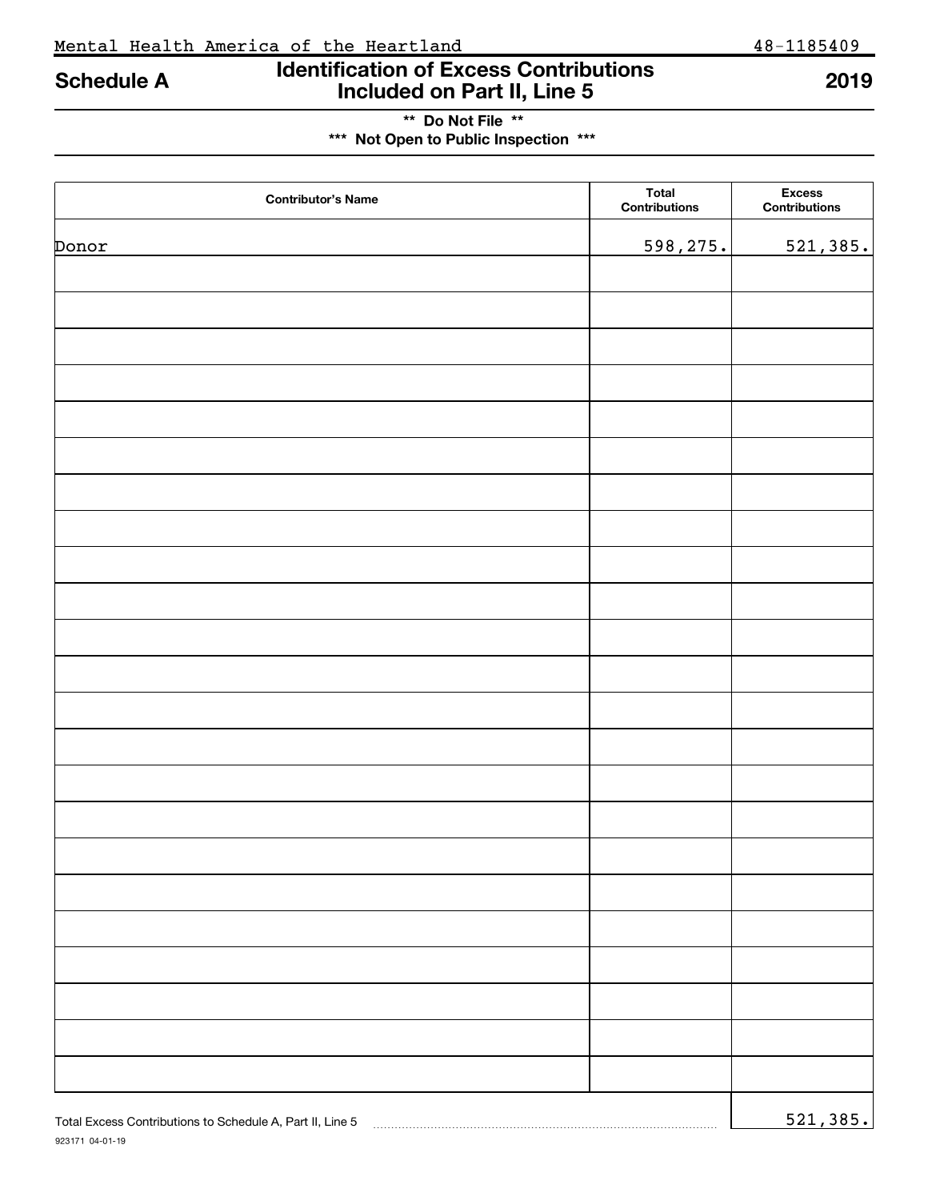Mental Health America of the Heartland 48-1185409

# Schedule A — Identification of Excess Contributions Included on Part II, Line 5 — 2019

**\*\* Do Not File \*\***

**\*\*\* Not Open to Public Inspection \*\*\***

| Contributor's Name | Total Contributions | Excess Contributions |
|---|---|---|
| Donor | 598,275. | 521,385. |

Total Excess Contributions to Schedule A, Part II, Line 5 ........ 521,385.

923171 04-01-19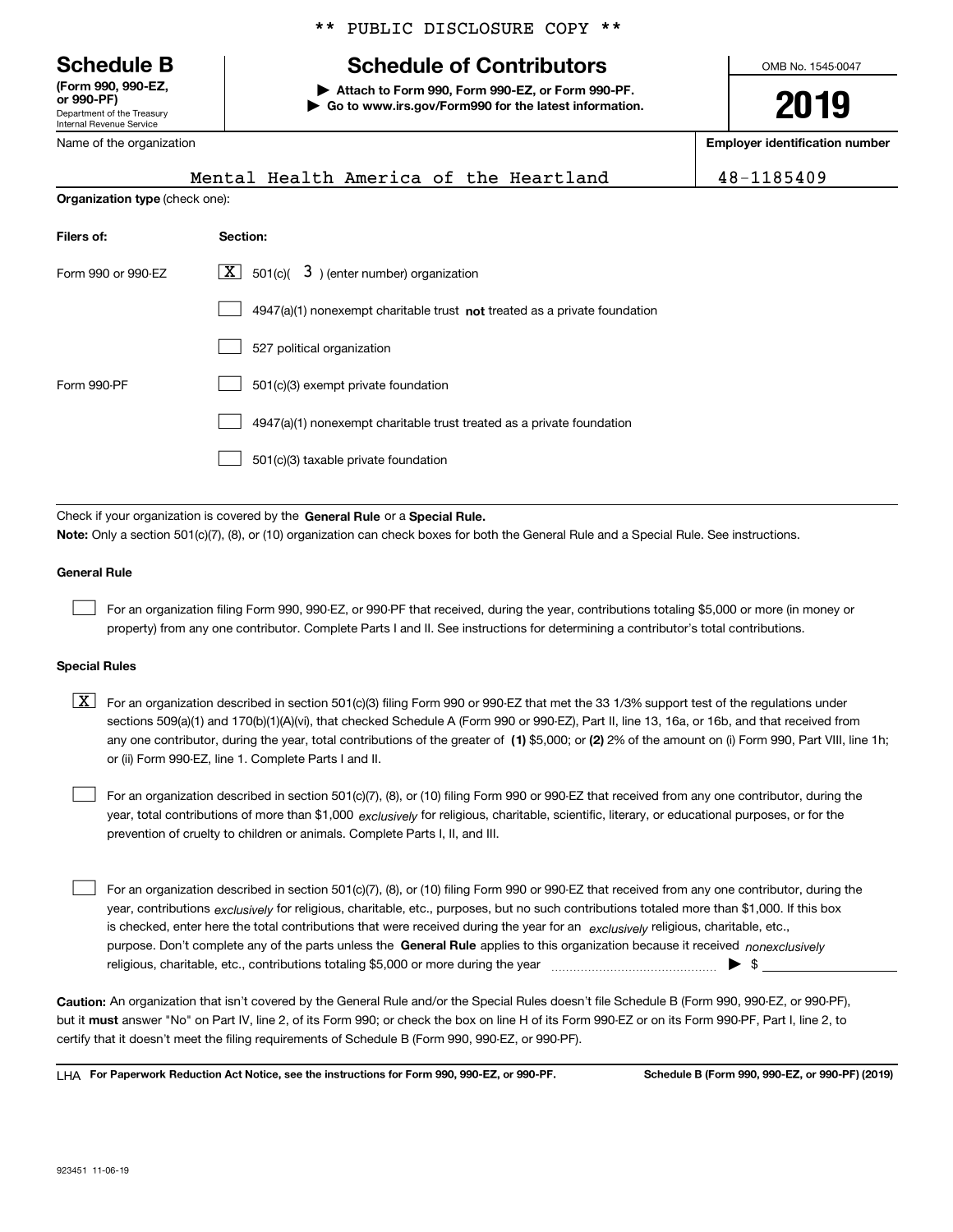** PUBLIC DISCLOSURE COPY **

# Schedule B

**(Form 990, 990-EZ, or 990-PF)**
Department of the Treasury
Internal Revenue Service

## Schedule of Contributors

▶ **Attach to Form 990, Form 990-EZ, or Form 990-PF.**
▶ **Go to www.irs.gov/Form990 for the latest information.**

OMB No. 1545-0047

**2019**

Name of the organization: Mental Health America of the Heartland

**Employer identification number:** 48-1185409

**Organization type** (check one):

| **Filers of:** | **Section:** |
|---|---|
| Form 990 or 990-EZ | [X] 501(c)( 3 ) (enter number) organization |
| | [ ] 4947(a)(1) nonexempt charitable trust **not** treated as a private foundation |
| | [ ] 527 political organization |
| Form 990-PF | [ ] 501(c)(3) exempt private foundation |
| | [ ] 4947(a)(1) nonexempt charitable trust treated as a private foundation |
| | [ ] 501(c)(3) taxable private foundation |

Check if your organization is covered by the **General Rule** or a **Special Rule.**

**Note:** Only a section 501(c)(7), (8), or (10) organization can check boxes for both the General Rule and a Special Rule. See instructions.

### General Rule

[ ] For an organization filing Form 990, 990-EZ, or 990-PF that received, during the year, contributions totaling $5,000 or more (in money or property) from any one contributor. Complete Parts I and II. See instructions for determining a contributor's total contributions.

### Special Rules

[X] For an organization described in section 501(c)(3) filing Form 990 or 990-EZ that met the 33 1/3% support test of the regulations under sections 509(a)(1) and 170(b)(1)(A)(vi), that checked Schedule A (Form 990 or 990-EZ), Part II, line 13, 16a, or 16b, and that received from any one contributor, during the year, total contributions of the greater of **(1)** $5,000; or **(2)** 2% of the amount on (i) Form 990, Part VIII, line 1h; or (ii) Form 990-EZ, line 1. Complete Parts I and II.

[ ] For an organization described in section 501(c)(7), (8), or (10) filing Form 990 or 990-EZ that received from any one contributor, during the year, total contributions of more than $1,000 *exclusively* for religious, charitable, scientific, literary, or educational purposes, or for the prevention of cruelty to children or animals. Complete Parts I, II, and III.

[ ] For an organization described in section 501(c)(7), (8), or (10) filing Form 990 or 990-EZ that received from any one contributor, during the year, contributions *exclusively* for religious, charitable, etc., purposes, but no such contributions totaled more than $1,000. If this box is checked, enter here the total contributions that were received during the year for an *exclusively* religious, charitable, etc., purpose. Don't complete any of the parts unless the **General Rule** applies to this organization because it received *nonexclusively* religious, charitable, etc., contributions totaling $5,000 or more during the year ▶ $ ____________

**Caution:** An organization that isn't covered by the General Rule and/or the Special Rules doesn't file Schedule B (Form 990, 990-EZ, or 990-PF), but it **must** answer "No" on Part IV, line 2, of its Form 990; or check the box on line H of its Form 990-EZ or on its Form 990-PF, Part I, line 2, to certify that it doesn't meet the filing requirements of Schedule B (Form 990, 990-EZ, or 990-PF).

LHA **For Paperwork Reduction Act Notice, see the instructions for Form 990, 990-EZ, or 990-PF.** **Schedule B (Form 990, 990-EZ, or 990-PF) (2019)**

923451 11-06-19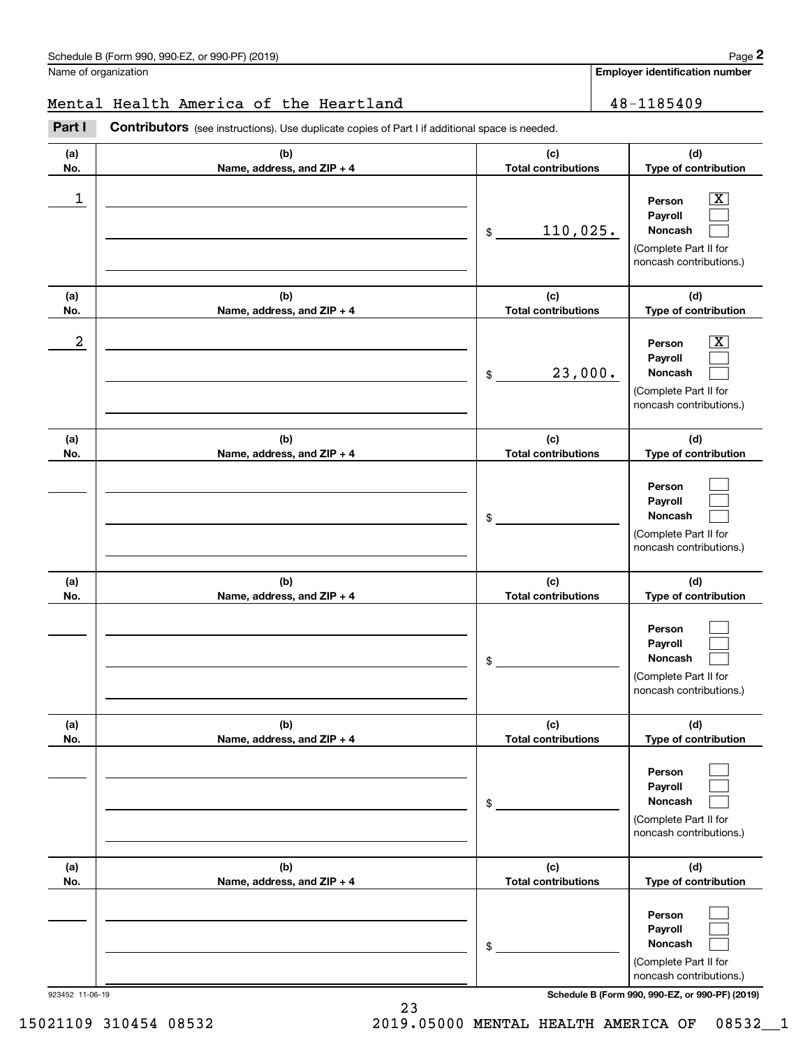Schedule B (Form 990, 990-EZ, or 990-PF) (2019) Page **2**

Name of organization: Mental Health America of the Heartland

**Employer identification number:** 48-1185409

**Part I** **Contributors** (see instructions). Use duplicate copies of Part I if additional space is needed.

| (a) No. | (b) Name, address, and ZIP + 4 | (c) Total contributions | (d) Type of contribution |
|---|---|---|---|
| 1 | | $ 110,025. | Person [X] Payroll [ ] Noncash [ ] (Complete Part II for noncash contributions.) |
| 2 | | $ 23,000. | Person [X] Payroll [ ] Noncash [ ] (Complete Part II for noncash contributions.) |
| | | $ | Person [ ] Payroll [ ] Noncash [ ] (Complete Part II for noncash contributions.) |
| | | $ | Person [ ] Payroll [ ] Noncash [ ] (Complete Part II for noncash contributions.) |
| | | $ | Person [ ] Payroll [ ] Noncash [ ] (Complete Part II for noncash contributions.) |
| | | $ | Person [ ] Payroll [ ] Noncash [ ] (Complete Part II for noncash contributions.) |

923452 11-06-19 **Schedule B (Form 990, 990-EZ, or 990-PF) (2019)**

15021109 310454 08532 2019.05000 MENTAL HEALTH AMERICA OF 08532__1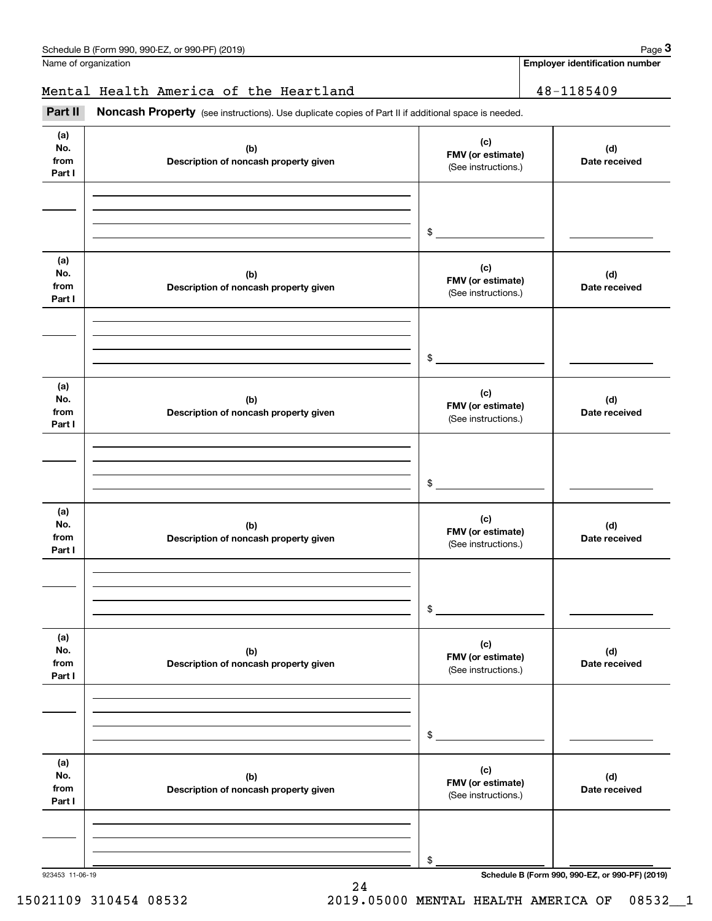Schedule B (Form 990, 990-EZ, or 990-PF) (2019) Page **3**

Name of organization | **Employer identification number**

Mental Health America of the Heartland | 48-1185409

**Part II** **Noncash Property** (see instructions). Use duplicate copies of Part II if additional space is needed.

| (a) No. from Part I | (b) Description of noncash property given | (c) FMV (or estimate) (See instructions.) | (d) Date received |
|---|---|---|---|
| | | $ | |

| (a) No. from Part I | (b) Description of noncash property given | (c) FMV (or estimate) (See instructions.) | (d) Date received |
|---|---|---|---|
| | | $ | |

| (a) No. from Part I | (b) Description of noncash property given | (c) FMV (or estimate) (See instructions.) | (d) Date received |
|---|---|---|---|
| | | $ | |

| (a) No. from Part I | (b) Description of noncash property given | (c) FMV (or estimate) (See instructions.) | (d) Date received |
|---|---|---|---|
| | | $ | |

| (a) No. from Part I | (b) Description of noncash property given | (c) FMV (or estimate) (See instructions.) | (d) Date received |
|---|---|---|---|
| | | $ | |

| (a) No. from Part I | (b) Description of noncash property given | (c) FMV (or estimate) (See instructions.) | (d) Date received |
|---|---|---|---|
| | | $ | |

923453 11-06-19 **Schedule B (Form 990, 990-EZ, or 990-PF) (2019)**

15021109 310454 08532 2019.05000 MENTAL HEALTH AMERICA OF 08532__1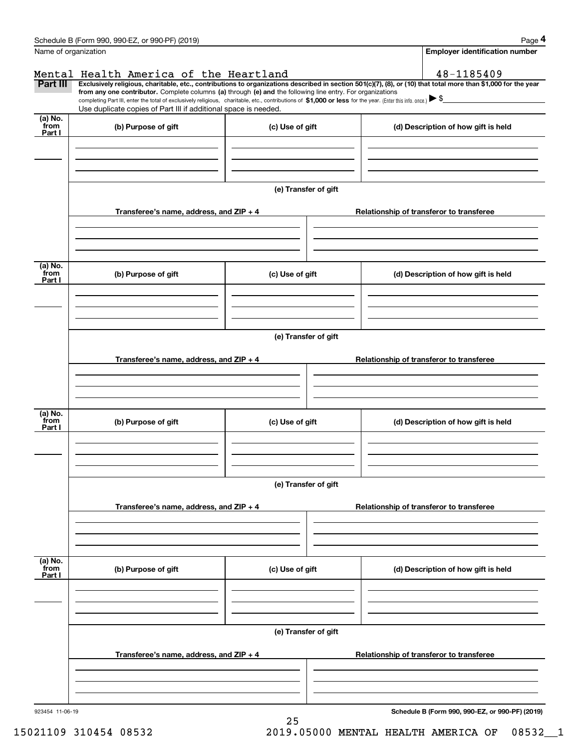Schedule B (Form 990, 990-EZ, or 990-PF) (2019) Page **4**

Name of organization: Mental Health America of the Heartland

**Employer identification number**: 48-1185409

**Part III** **Exclusively religious, charitable, etc., contributions to organizations described in section 501(c)(7), (8), or (10) that total more than $1,000 for the year from any one contributor.** Complete columns **(a)** through **(e) and** the following line entry. For organizations completing Part III, enter the total of exclusively religious, charitable, etc., contributions of **$1,000 or less** for the year. (Enter this info. once.) ▶ $

Use duplicate copies of Part III if additional space is needed.

| (a) No. from Part I | (b) Purpose of gift | (c) Use of gift | (d) Description of how gift is held |
|---|---|---|---|
| | | | |

**(e) Transfer of gift**

| Transferee's name, address, and ZIP + 4 | Relationship of transferor to transferee |
|---|---|
| | |

| (a) No. from Part I | (b) Purpose of gift | (c) Use of gift | (d) Description of how gift is held |
|---|---|---|---|
| | | | |

**(e) Transfer of gift**

| Transferee's name, address, and ZIP + 4 | Relationship of transferor to transferee |
|---|---|
| | |

| (a) No. from Part I | (b) Purpose of gift | (c) Use of gift | (d) Description of how gift is held |
|---|---|---|---|
| | | | |

**(e) Transfer of gift**

| Transferee's name, address, and ZIP + 4 | Relationship of transferor to transferee |
|---|---|
| | |

| (a) No. from Part I | (b) Purpose of gift | (c) Use of gift | (d) Description of how gift is held |
|---|---|---|---|
| | | | |

**(e) Transfer of gift**

| Transferee's name, address, and ZIP + 4 | Relationship of transferor to transferee |
|---|---|
| | |

923454 11-06-19 **Schedule B (Form 990, 990-EZ, or 990-PF) (2019)**

15021109 310454 08532 2019.05000 MENTAL HEALTH AMERICA OF 08532__1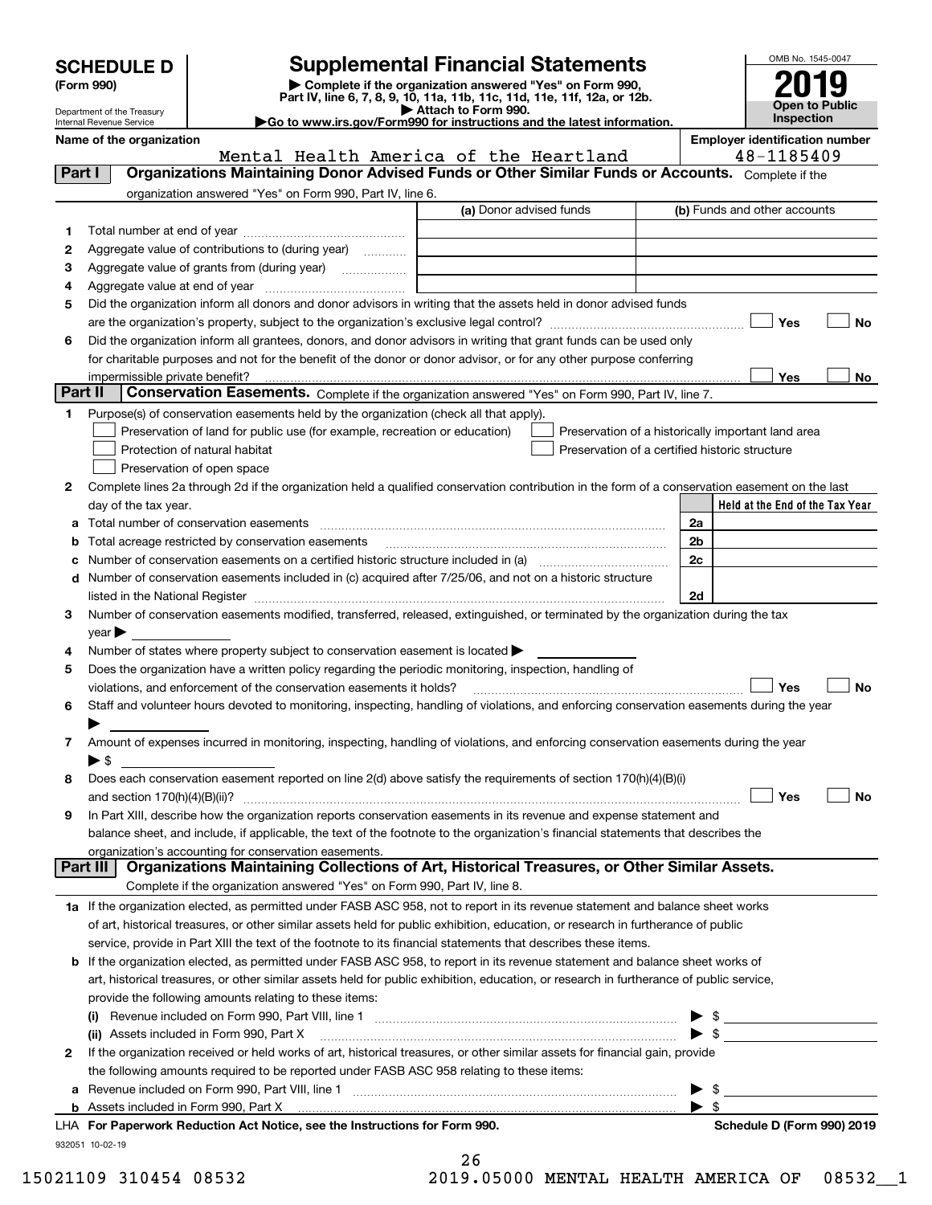# SCHEDULE D (Form 990)

Department of the Treasury
Internal Revenue Service

## Supplemental Financial Statements

▶ Complete if the organization answered "Yes" on Form 990, Part IV, line 6, 7, 8, 9, 10, 11a, 11b, 11c, 11d, 11e, 11f, 12a, or 12b.
▶ Attach to Form 990.
▶ Go to www.irs.gov/Form990 for instructions and the latest information.

OMB No. 1545-0047

**2019**

**Open to Public Inspection**

**Name of the organization:** Mental Health America of the Heartland

**Employer identification number:** 48-1185409

### Part I — Organizations Maintaining Donor Advised Funds or Other Similar Funds or Accounts.
Complete if the organization answered "Yes" on Form 990, Part IV, line 6.

| | | (a) Donor advised funds | (b) Funds and other accounts |
|---|---|---|---|
| 1 | Total number at end of year | | |
| 2 | Aggregate value of contributions to (during year) | | |
| 3 | Aggregate value of grants from (during year) | | |
| 4 | Aggregate value at end of year | | |

5 Did the organization inform all donors and donor advisors in writing that the assets held in donor advised funds are the organization's property, subject to the organization's exclusive legal control? ☐ Yes ☐ No

6 Did the organization inform all grantees, donors, and donor advisors in writing that grant funds can be used only for charitable purposes and not for the benefit of the donor or donor advisor, or for any other purpose conferring impermissible private benefit? ☐ Yes ☐ No

### Part II — Conservation Easements.
Complete if the organization answered "Yes" on Form 990, Part IV, line 7.

1 Purpose(s) of conservation easements held by the organization (check all that apply).
- ☐ Preservation of land for public use (for example, recreation or education)
- ☐ Protection of natural habitat
- ☐ Preservation of open space
- ☐ Preservation of a historically important land area
- ☐ Preservation of a certified historic structure

2 Complete lines 2a through 2d if the organization held a qualified conservation contribution in the form of a conservation easement on the last day of the tax year.

| | | | Held at the End of the Tax Year |
|---|---|---|---|
| a | Total number of conservation easements | 2a | |
| b | Total acreage restricted by conservation easements | 2b | |
| c | Number of conservation easements on a certified historic structure included in (a) | 2c | |
| d | Number of conservation easements included in (c) acquired after 7/25/06, and not on a historic structure listed in the National Register | 2d | |

3 Number of conservation easements modified, transferred, released, extinguished, or terminated by the organization during the tax year ▶

4 Number of states where property subject to conservation easement is located ▶

5 Does the organization have a written policy regarding the periodic monitoring, inspection, handling of violations, and enforcement of the conservation easements it holds? ☐ Yes ☐ No

6 Staff and volunteer hours devoted to monitoring, inspecting, handling of violations, and enforcing conservation easements during the year ▶

7 Amount of expenses incurred in monitoring, inspecting, handling of violations, and enforcing conservation easements during the year ▶ $

8 Does each conservation easement reported on line 2(d) above satisfy the requirements of section 170(h)(4)(B)(i) and section 170(h)(4)(B)(ii)? ☐ Yes ☐ No

9 In Part XIII, describe how the organization reports conservation easements in its revenue and expense statement and balance sheet, and include, if applicable, the text of the footnote to the organization's financial statements that describes the organization's accounting for conservation easements.

### Part III — Organizations Maintaining Collections of Art, Historical Treasures, or Other Similar Assets.
Complete if the organization answered "Yes" on Form 990, Part IV, line 8.

1a If the organization elected, as permitted under FASB ASC 958, not to report in its revenue statement and balance sheet works of art, historical treasures, or other similar assets held for public exhibition, education, or research in furtherance of public service, provide in Part XIII the text of the footnote to its financial statements that describes these items.

b If the organization elected, as permitted under FASB ASC 958, to report in its revenue statement and balance sheet works of art, historical treasures, or other similar assets held for public exhibition, education, or research in furtherance of public service, provide the following amounts relating to these items:

(i) Revenue included on Form 990, Part VIII, line 1 ▶ $

(ii) Assets included in Form 990, Part X ▶ $

2 If the organization received or held works of art, historical treasures, or other similar assets for financial gain, provide the following amounts required to be reported under FASB ASC 958 relating to these items:

a Revenue included on Form 990, Part VIII, line 1 ▶ $

b Assets included in Form 990, Part X ▶ $

LHA For Paperwork Reduction Act Notice, see the Instructions for Form 990. Schedule D (Form 990) 2019

932051 10-02-19

15021109 310454 08532 2019.05000 MENTAL HEALTH AMERICA OF 08532__1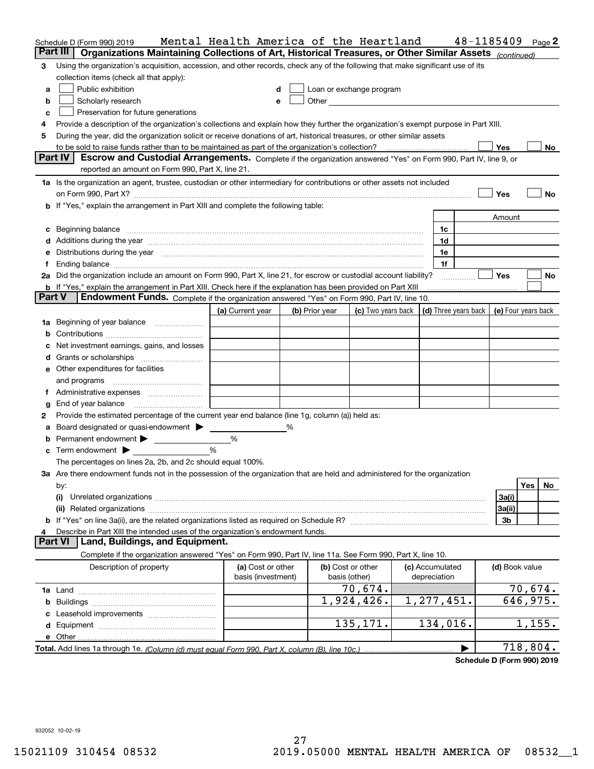Schedule D (Form 990) 2019 Mental Health America of the Heartland 48-1185409 Page **2**

## Part III Organizations Maintaining Collections of Art, Historical Treasures, or Other Similar Assets *(continued)*

**3** Using the organization's acquisition, accession, and other records, check any of the following that make significant use of its collection items (check all that apply):

- **a** ☐ Public exhibition
- **b** ☐ Scholarly research
- **c** ☐ Preservation for future generations
- **d** ☐ Loan or exchange program
- **e** ☐ Other

**4** Provide a description of the organization's collections and explain how they further the organization's exempt purpose in Part XIII.

**5** During the year, did the organization solicit or receive donations of art, historical treasures, or other similar assets to be sold to raise funds rather than to be maintained as part of the organization's collection? ☐ Yes ☐ No

## Part IV Escrow and Custodial Arrangements.

Complete if the organization answered "Yes" on Form 990, Part IV, line 9, or reported an amount on Form 990, Part X, line 21.

**1a** Is the organization an agent, trustee, custodian or other intermediary for contributions or other assets not included on Form 990, Part X? ☐ Yes ☐ No

**b** If "Yes," explain the arrangement in Part XIII and complete the following table:

| | | Amount |
|---|---|---|
| **c** Beginning balance | 1c | |
| **d** Additions during the year | 1d | |
| **e** Distributions during the year | 1e | |
| **f** Ending balance | 1f | |

**2a** Did the organization include an amount on Form 990, Part X, line 21, for escrow or custodial account liability? ☐ Yes ☐ No

**b** If "Yes," explain the arrangement in Part XIII. Check here if the explanation has been provided on Part XIII ☐

## Part V Endowment Funds.

Complete if the organization answered "Yes" on Form 990, Part IV, line 10.

| | (a) Current year | (b) Prior year | (c) Two years back | (d) Three years back | (e) Four years back |
|---|---|---|---|---|---|
| **1a** Beginning of year balance | | | | | |
| **b** Contributions | | | | | |
| **c** Net investment earnings, gains, and losses | | | | | |
| **d** Grants or scholarships | | | | | |
| **e** Other expenditures for facilities and programs | | | | | |
| **f** Administrative expenses | | | | | |
| **g** End of year balance | | | | | |

**2** Provide the estimated percentage of the current year end balance (line 1g, column (a)) held as:

- **a** Board designated or quasi-endowment ▶ ______ %
- **b** Permanent endowment ▶ ______ %
- **c** Term endowment ▶ ______ %

The percentages on lines 2a, 2b, and 2c should equal 100%.

**3a** Are there endowment funds not in the possession of the organization that are held and administered for the organization by:

| | | Yes | No |
|---|---|---|---|
| **(i)** Unrelated organizations | 3a(i) | | |
| **(ii)** Related organizations | 3a(ii) | | |
| **b** If "Yes" on line 3a(ii), are the related organizations listed as required on Schedule R? | 3b | | |

**4** Describe in Part XIII the intended uses of the organization's endowment funds.

## Part VI Land, Buildings, and Equipment.

Complete if the organization answered "Yes" on Form 990, Part IV, line 11a. See Form 990, Part X, line 10.

| Description of property | (a) Cost or other basis (investment) | (b) Cost or other basis (other) | (c) Accumulated depreciation | (d) Book value |
|---|---|---|---|---|
| **1a** Land | | 70,674. | | 70,674. |
| **b** Buildings | | 1,924,426. | 1,277,451. | 646,975. |
| **c** Leasehold improvements | | | | |
| **d** Equipment | | 135,171. | 134,016. | 1,155. |
| **e** Other | | | | |
| **Total.** Add lines 1a through 1e. *(Column (d) must equal Form 990, Part X, column (B), line 10c.)* | | | ▶ | 718,804. |

**Schedule D (Form 990) 2019**

932052 10-02-19

15021109 310454 08532 2019.05000 MENTAL HEALTH AMERICA OF 08532__1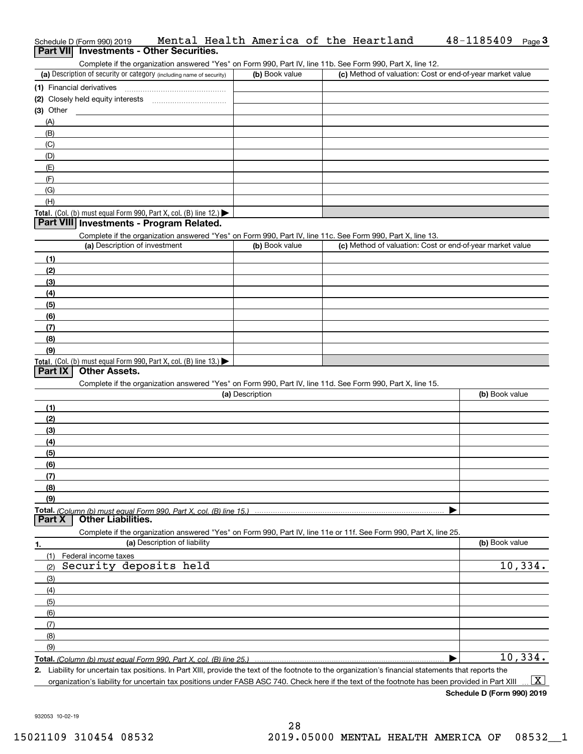Schedule D (Form 990) 2019 Mental Health America of the Heartland 48-1185409 Page 3

## Part VII Investments - Other Securities.

Complete if the organization answered "Yes" on Form 990, Part IV, line 11b. See Form 990, Part X, line 12.

| (a) Description of security or category (including name of security) | (b) Book value | (c) Method of valuation: Cost or end-of-year market value |
|---|---|---|
| (1) Financial derivatives | | |
| (2) Closely held equity interests | | |
| (3) Other | | |
| (A) | | |
| (B) | | |
| (C) | | |
| (D) | | |
| (E) | | |
| (F) | | |
| (G) | | |
| (H) | | |
| **Total.** (Col. (b) must equal Form 990, Part X, col. (B) line 12.) ▶ | | |

## Part VIII Investments - Program Related.

Complete if the organization answered "Yes" on Form 990, Part IV, line 11c. See Form 990, Part X, line 13.

| (a) Description of investment | (b) Book value | (c) Method of valuation: Cost or end-of-year market value |
|---|---|---|
| (1) | | |
| (2) | | |
| (3) | | |
| (4) | | |
| (5) | | |
| (6) | | |
| (7) | | |
| (8) | | |
| (9) | | |
| **Total.** (Col. (b) must equal Form 990, Part X, col. (B) line 13.) ▶ | | |

## Part IX Other Assets.

Complete if the organization answered "Yes" on Form 990, Part IV, line 11d. See Form 990, Part X, line 15.

| (a) Description | (b) Book value |
|---|---|
| (1) | |
| (2) | |
| (3) | |
| (4) | |
| (5) | |
| (6) | |
| (7) | |
| (8) | |
| (9) | |
| **Total.** *(Column (b) must equal Form 990, Part X, col. (B) line 15.)* ▶ | |

## Part X Other Liabilities.

Complete if the organization answered "Yes" on Form 990, Part IV, line 11e or 11f. See Form 990, Part X, line 25.

| 1. (a) Description of liability | (b) Book value |
|---|---|
| (1) Federal income taxes | |
| (2) Security deposits held | 10,334. |
| (3) | |
| (4) | |
| (5) | |
| (6) | |
| (7) | |
| (8) | |
| (9) | |
| **Total.** *(Column (b) must equal Form 990, Part X, col. (B) line 25.)* ▶ | 10,334. |

2. Liability for uncertain tax positions. In Part XIII, provide the text of the footnote to the organization's financial statements that reports the organization's liability for uncertain tax positions under FASB ASC 740. Check here if the text of the footnote has been provided in Part XIII ... [X]

**Schedule D (Form 990) 2019**

932053 10-02-19

15021109 310454 08532 2019.05000 MENTAL HEALTH AMERICA OF 08532__1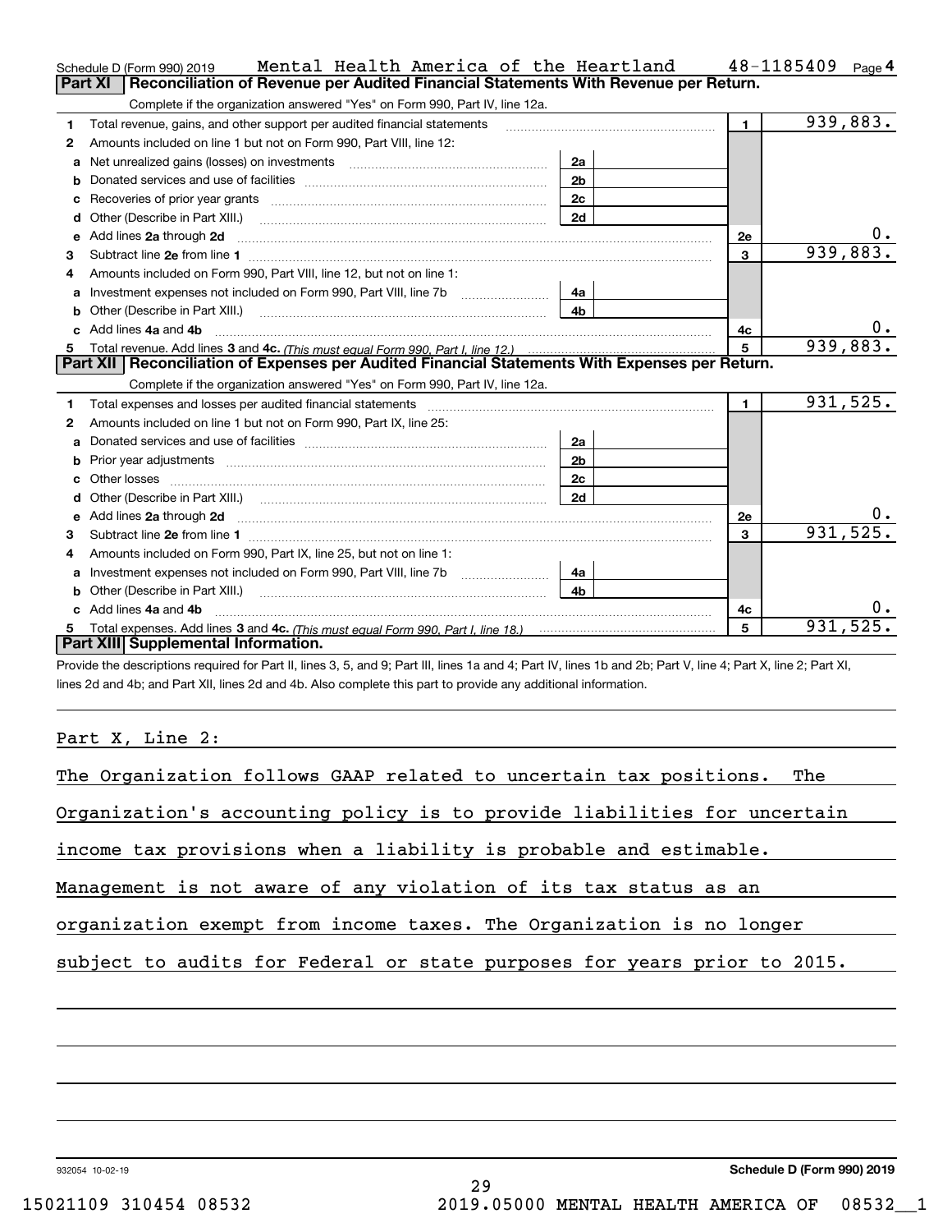Schedule D (Form 990) 2019 Mental Health America of the Heartland 48-1185409 Page 4

## Part XI Reconciliation of Revenue per Audited Financial Statements With Revenue per Return.

Complete if the organization answered "Yes" on Form 990, Part IV, line 12a.

| | | | | | |
|---|---|---|---|---|---|
| 1 | Total revenue, gains, and other support per audited financial statements | | | 1 | 939,883. |
| 2 | Amounts included on line 1 but not on Form 990, Part VIII, line 12: | | | | |
| a | Net unrealized gains (losses) on investments | 2a | | | |
| b | Donated services and use of facilities | 2b | | | |
| c | Recoveries of prior year grants | 2c | | | |
| d | Other (Describe in Part XIII.) | 2d | | | |
| e | Add lines 2a through 2d | | | 2e | 0. |
| 3 | Subtract line 2e from line 1 | | | 3 | 939,883. |
| 4 | Amounts included on Form 990, Part VIII, line 12, but not on line 1: | | | | |
| a | Investment expenses not included on Form 990, Part VIII, line 7b | 4a | | | |
| b | Other (Describe in Part XIII.) | 4b | | | |
| c | Add lines 4a and 4b | | | 4c | 0. |
| 5 | Total revenue. Add lines 3 and 4c. *(This must equal Form 990, Part I, line 12.)* | | | 5 | 939,883. |

## Part XII Reconciliation of Expenses per Audited Financial Statements With Expenses per Return.

Complete if the organization answered "Yes" on Form 990, Part IV, line 12a.

| | | | | | |
|---|---|---|---|---|---|
| 1 | Total expenses and losses per audited financial statements | | | 1 | 931,525. |
| 2 | Amounts included on line 1 but not on Form 990, Part IX, line 25: | | | | |
| a | Donated services and use of facilities | 2a | | | |
| b | Prior year adjustments | 2b | | | |
| c | Other losses | 2c | | | |
| d | Other (Describe in Part XIII.) | 2d | | | |
| e | Add lines 2a through 2d | | | 2e | 0. |
| 3 | Subtract line 2e from line 1 | | | 3 | 931,525. |
| 4 | Amounts included on Form 990, Part IX, line 25, but not on line 1: | | | | |
| a | Investment expenses not included on Form 990, Part VIII, line 7b | 4a | | | |
| b | Other (Describe in Part XIII.) | 4b | | | |
| c | Add lines 4a and 4b | | | 4c | 0. |
| 5 | Total expenses. Add lines 3 and 4c. *(This must equal Form 990, Part I, line 18.)* | | | 5 | 931,525. |

## Part XIII Supplemental Information.

Provide the descriptions required for Part II, lines 3, 5, and 9; Part III, lines 1a and 4; Part IV, lines 1b and 2b; Part V, line 4; Part X, line 2; Part XI, lines 2d and 4b; and Part XII, lines 2d and 4b. Also complete this part to provide any additional information.

Part X, Line 2:

The Organization follows GAAP related to uncertain tax positions. The Organization's accounting policy is to provide liabilities for uncertain income tax provisions when a liability is probable and estimable. Management is not aware of any violation of its tax status as an organization exempt from income taxes. The Organization is no longer subject to audits for Federal or state purposes for years prior to 2015.

932054 10-02-19 **Schedule D (Form 990) 2019**

15021109 310454 08532 2019.05000 MENTAL HEALTH AMERICA OF 08532__1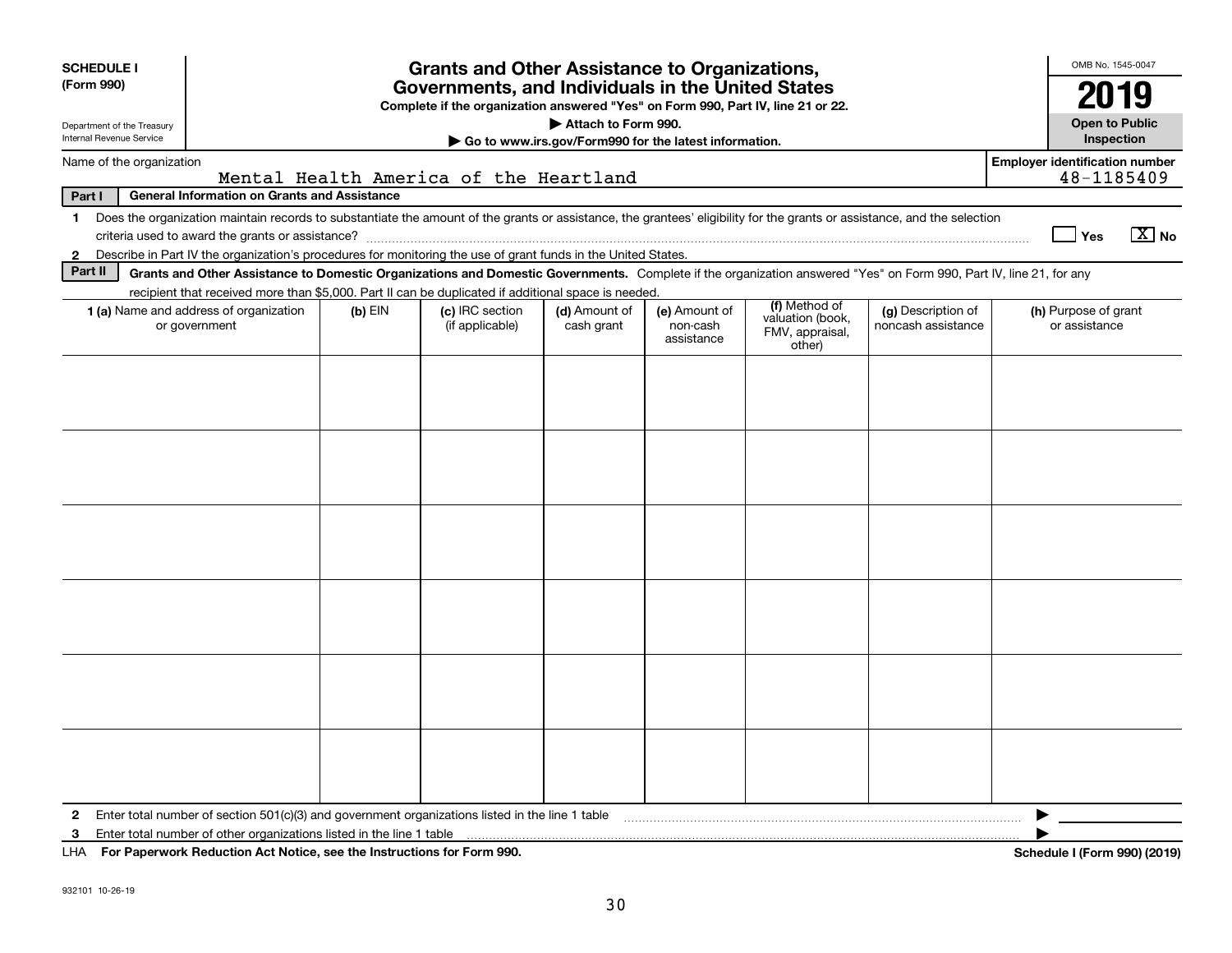**SCHEDULE I**
**(Form 990)**

Department of the Treasury
Internal Revenue Service

# Grants and Other Assistance to Organizations, Governments, and Individuals in the United States

**Complete if the organization answered "Yes" on Form 990, Part IV, line 21 or 22.**
**▶ Attach to Form 990.**
**▶ Go to www.irs.gov/Form990 for the latest information.**

OMB No. 1545-0047
**2019**
**Open to Public Inspection**

Name of the organization: Mental Health America of the Heartland

**Employer identification number**: 48-1185409

**Part I — General Information on Grants and Assistance**

1 Does the organization maintain records to substantiate the amount of the grants or assistance, the grantees' eligibility for the grants or assistance, and the selection criteria used to award the grants or assistance? ☐ Yes ☒ No

2 Describe in Part IV the organization's procedures for monitoring the use of grant funds in the United States.

**Part II — Grants and Other Assistance to Domestic Organizations and Domestic Governments.** Complete if the organization answered "Yes" on Form 990, Part IV, line 21, for any recipient that received more than $5,000. Part II can be duplicated if additional space is needed.

| 1 (a) Name and address of organization or government | (b) EIN | (c) IRC section (if applicable) | (d) Amount of cash grant | (e) Amount of non-cash assistance | (f) Method of valuation (book, FMV, appraisal, other) | (g) Description of noncash assistance | (h) Purpose of grant or assistance |
|---|---|---|---|---|---|---|---|
| | | | | | | | |
| | | | | | | | |
| | | | | | | | |
| | | | | | | | |
| | | | | | | | |
| | | | | | | | |

2 Enter total number of section 501(c)(3) and government organizations listed in the line 1 table ▶

3 Enter total number of other organizations listed in the line 1 table ▶

LHA **For Paperwork Reduction Act Notice, see the Instructions for Form 990.** **Schedule I (Form 990) (2019)**

932101 10-26-19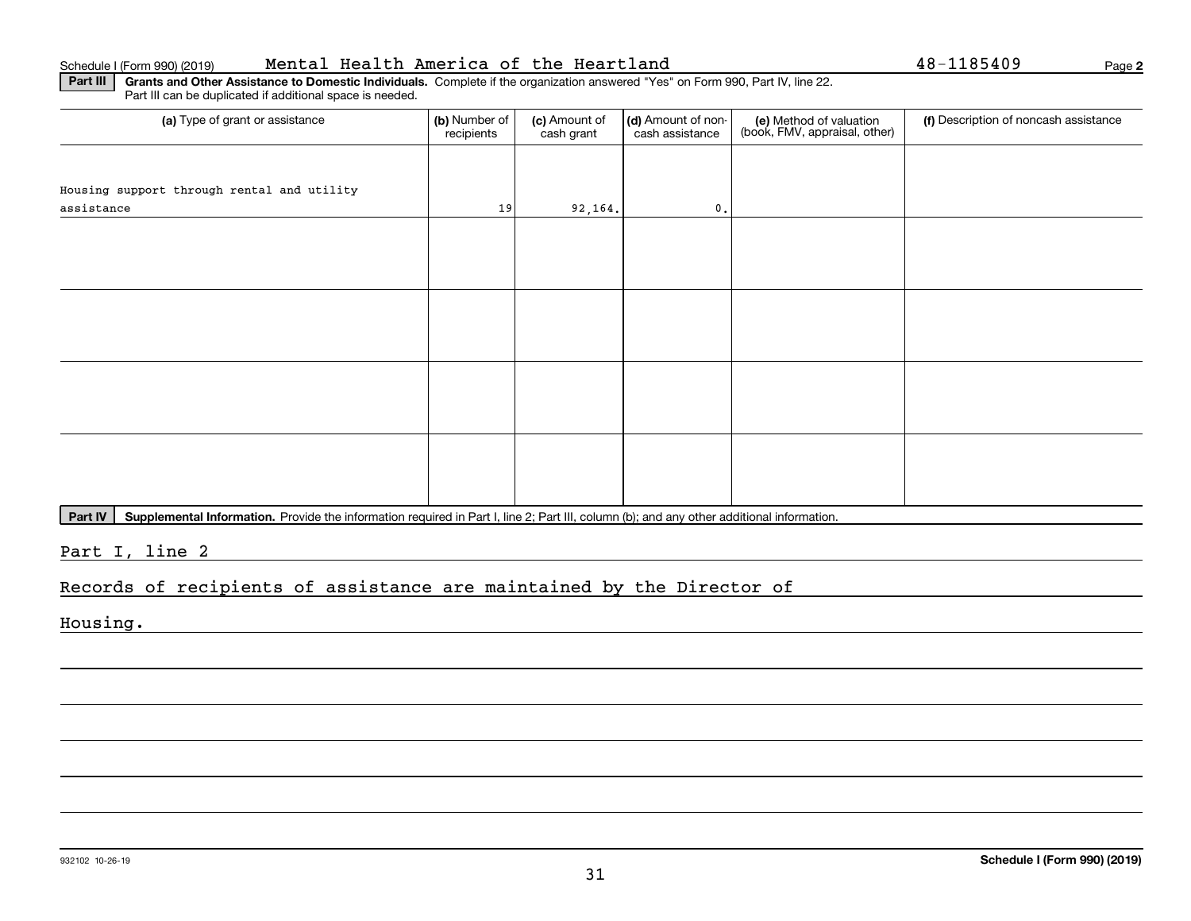Schedule I (Form 990) (2019) Mental Health America of the Heartland 48-1185409 Page **2**

**Part III** **Grants and Other Assistance to Domestic Individuals.** Complete if the organization answered "Yes" on Form 990, Part IV, line 22. Part III can be duplicated if additional space is needed.

| (a) Type of grant or assistance | (b) Number of recipients | (c) Amount of cash grant | (d) Amount of non-cash assistance | (e) Method of valuation (book, FMV, appraisal, other) | (f) Description of noncash assistance |
|---|---|---|---|---|---|
| Housing support through rental and utility assistance | 19 | 92,164. | 0. | | |
| | | | | | |
| | | | | | |
| | | | | | |
| | | | | | |

**Part IV** **Supplemental Information.** Provide the information required in Part I, line 2; Part III, column (b); and any other additional information.

Part I, line 2

Records of recipients of assistance are maintained by the Director of Housing.

932102 10-26-19 **Schedule I (Form 990) (2019)**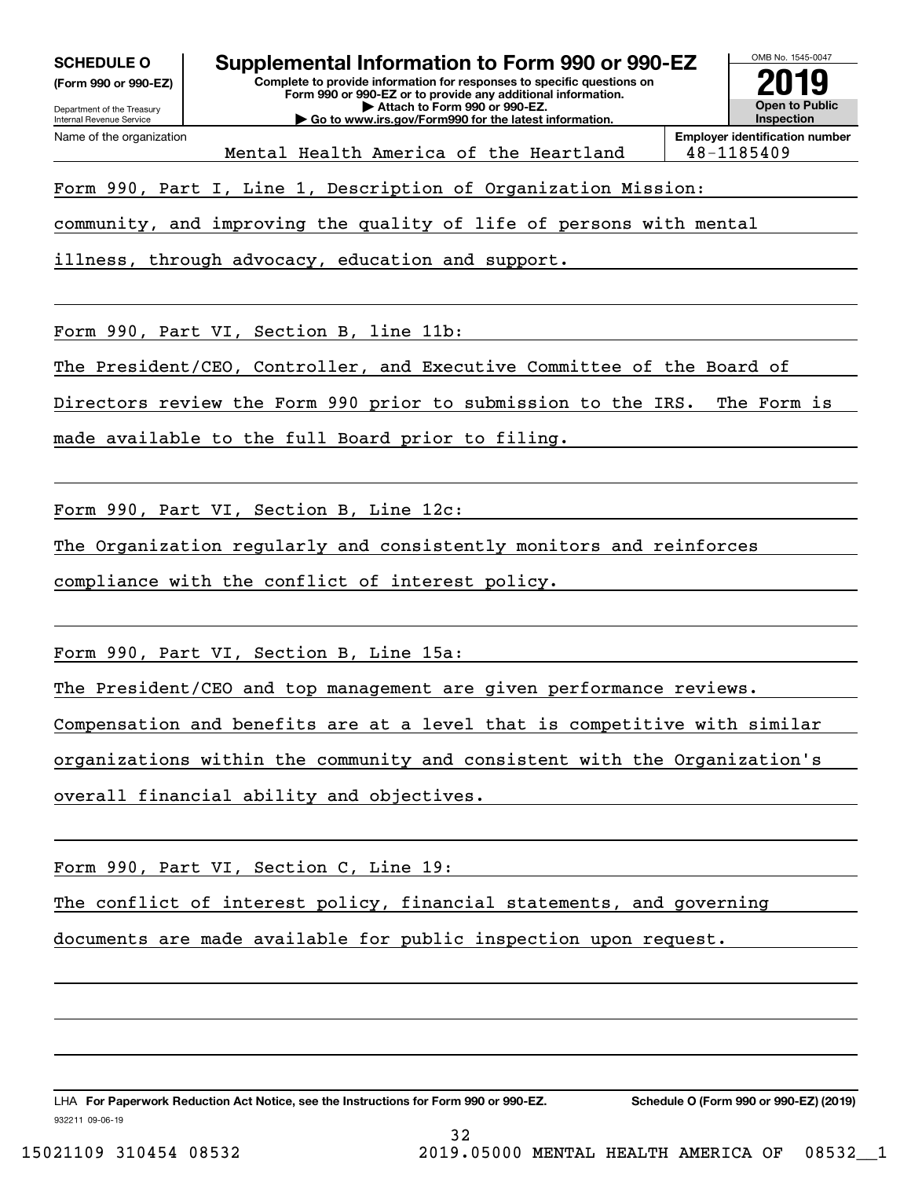**SCHEDULE O**
**(Form 990 or 990-EZ)**

Department of the Treasury
Internal Revenue Service

# Supplemental Information to Form 990 or 990-EZ

**Complete to provide information for responses to specific questions on Form 990 or 990-EZ or to provide any additional information.**
**▶ Attach to Form 990 or 990-EZ.**
**▶ Go to www.irs.gov/Form990 for the latest information.**

OMB No. 1545-0047
**2019**
**Open to Public Inspection**

| Name of the organization | Employer identification number |
|---|---|
| Mental Health America of the Heartland | 48-1185409 |

Form 990, Part I, Line 1, Description of Organization Mission:

community, and improving the quality of life of persons with mental illness, through advocacy, education and support.

Form 990, Part VI, Section B, line 11b:

The President/CEO, Controller, and Executive Committee of the Board of Directors review the Form 990 prior to submission to the IRS. The Form is made available to the full Board prior to filing.

Form 990, Part VI, Section B, Line 12c:

The Organization regularly and consistently monitors and reinforces compliance with the conflict of interest policy.

Form 990, Part VI, Section B, Line 15a:

The President/CEO and top management are given performance reviews. Compensation and benefits are at a level that is competitive with similar organizations within the community and consistent with the Organization's overall financial ability and objectives.

Form 990, Part VI, Section C, Line 19:

The conflict of interest policy, financial statements, and governing documents are made available for public inspection upon request.

LHA **For Paperwork Reduction Act Notice, see the Instructions for Form 990 or 990-EZ.** **Schedule O (Form 990 or 990-EZ) (2019)**

932211 09-06-19

15021109 310454 08532 2019.05000 MENTAL HEALTH AMERICA OF 08532__1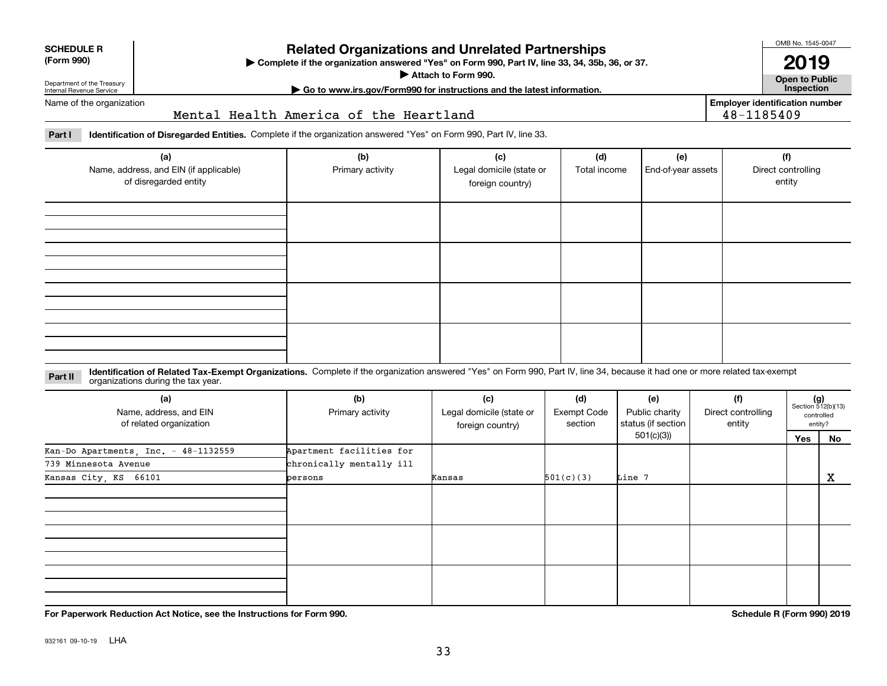**SCHEDULE R (Form 990)**

Department of the Treasury
Internal Revenue Service

# Related Organizations and Unrelated Partnerships

▶ Complete if the organization answered "Yes" on Form 990, Part IV, line 33, 34, 35b, 36, or 37.
▶ Attach to Form 990.
▶ Go to www.irs.gov/Form990 for instructions and the latest information.

OMB No. 1545-0047

**2019**

**Open to Public Inspection**

Name of the organization: Mental Health America of the Heartland

Employer identification number: 48-1185409

**Part I** **Identification of Disregarded Entities.** Complete if the organization answered "Yes" on Form 990, Part IV, line 33.

| (a) Name, address, and EIN (if applicable) of disregarded entity | (b) Primary activity | (c) Legal domicile (state or foreign country) | (d) Total income | (e) End-of-year assets | (f) Direct controlling entity |
|---|---|---|---|---|---|
| | | | | | |
| | | | | | |
| | | | | | |
| | | | | | |

**Part II** **Identification of Related Tax-Exempt Organizations.** Complete if the organization answered "Yes" on Form 990, Part IV, line 34, because it had one or more related tax-exempt organizations during the tax year.

| (a) Name, address, and EIN of related organization | (b) Primary activity | (c) Legal domicile (state or foreign country) | (d) Exempt Code section | (e) Public charity status (if section 501(c)(3)) | (f) Direct controlling entity | (g) Section 512(b)(13) controlled entity? Yes | No |
|---|---|---|---|---|---|---|---|
| Kan-Do Apartments, Inc. - 48-1132559<br>739 Minnesota Avenue<br>Kansas City, KS 66101 | Apartment facilities for chronically mentally ill persons | Kansas | 501(c)(3) | Line 7 | | | X |
| | | | | | | | |
| | | | | | | | |
| | | | | | | | |

For Paperwork Reduction Act Notice, see the Instructions for Form 990.

Schedule R (Form 990) 2019

932161 09-10-19 LHA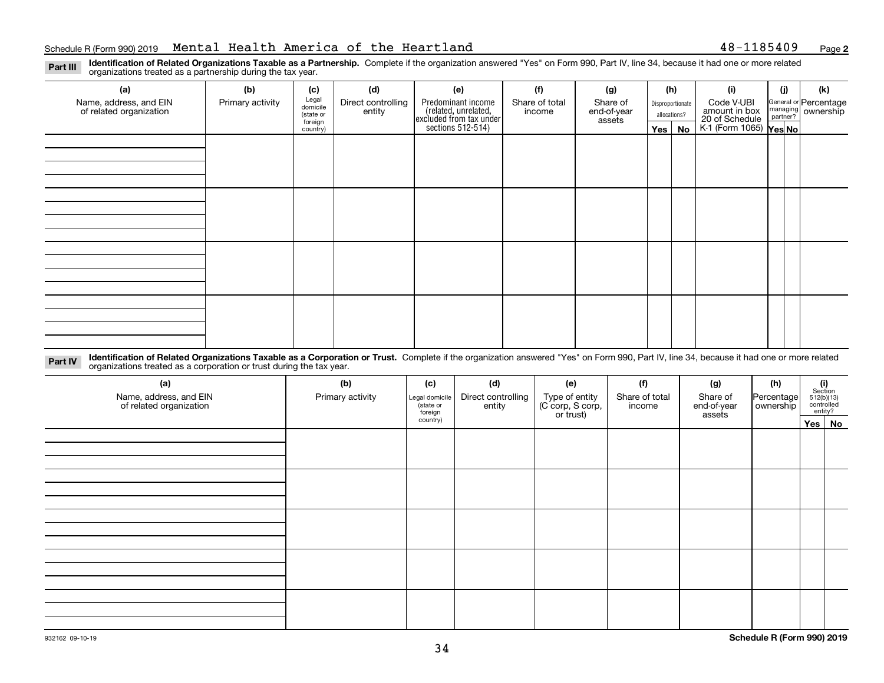Schedule R (Form 990) 2019 Mental Health America of the Heartland 48-1185409 Page 2

**Part III** **Identification of Related Organizations Taxable as a Partnership.** Complete if the organization answered "Yes" on Form 990, Part IV, line 34, because it had one or more related organizations treated as a partnership during the tax year.

| (a) Name, address, and EIN of related organization | (b) Primary activity | (c) Legal domicile (state or foreign country) | (d) Direct controlling entity | (e) Predominant income (related, unrelated, excluded from tax under sections 512-514) | (f) Share of total income | (g) Share of end-of-year assets | (h) Disproportionate allocations? Yes | No | (i) Code V-UBI amount in box 20 of Schedule K-1 (Form 1065) | (j) General or managing partner? Yes | No | (k) Percentage ownership |
|---|---|---|---|---|---|---|---|---|---|---|---|---|
| | | | | | | | | | | | | |
| | | | | | | | | | | | | |
| | | | | | | | | | | | | |
| | | | | | | | | | | | | |

**Part IV** **Identification of Related Organizations Taxable as a Corporation or Trust.** Complete if the organization answered "Yes" on Form 990, Part IV, line 34, because it had one or more related organizations treated as a corporation or trust during the tax year.

| (a) Name, address, and EIN of related organization | (b) Primary activity | (c) Legal domicile (state or foreign country) | (d) Direct controlling entity | (e) Type of entity (C corp, S corp, or trust) | (f) Share of total income | (g) Share of end-of-year assets | (h) Percentage ownership | (i) Section 512(b)(13) controlled entity? Yes | No |
|---|---|---|---|---|---|---|---|---|---|
| | | | | | | | | | |
| | | | | | | | | | |
| | | | | | | | | | |
| | | | | | | | | | |
| | | | | | | | | | |

932162 09-10-19 **Schedule R (Form 990) 2019**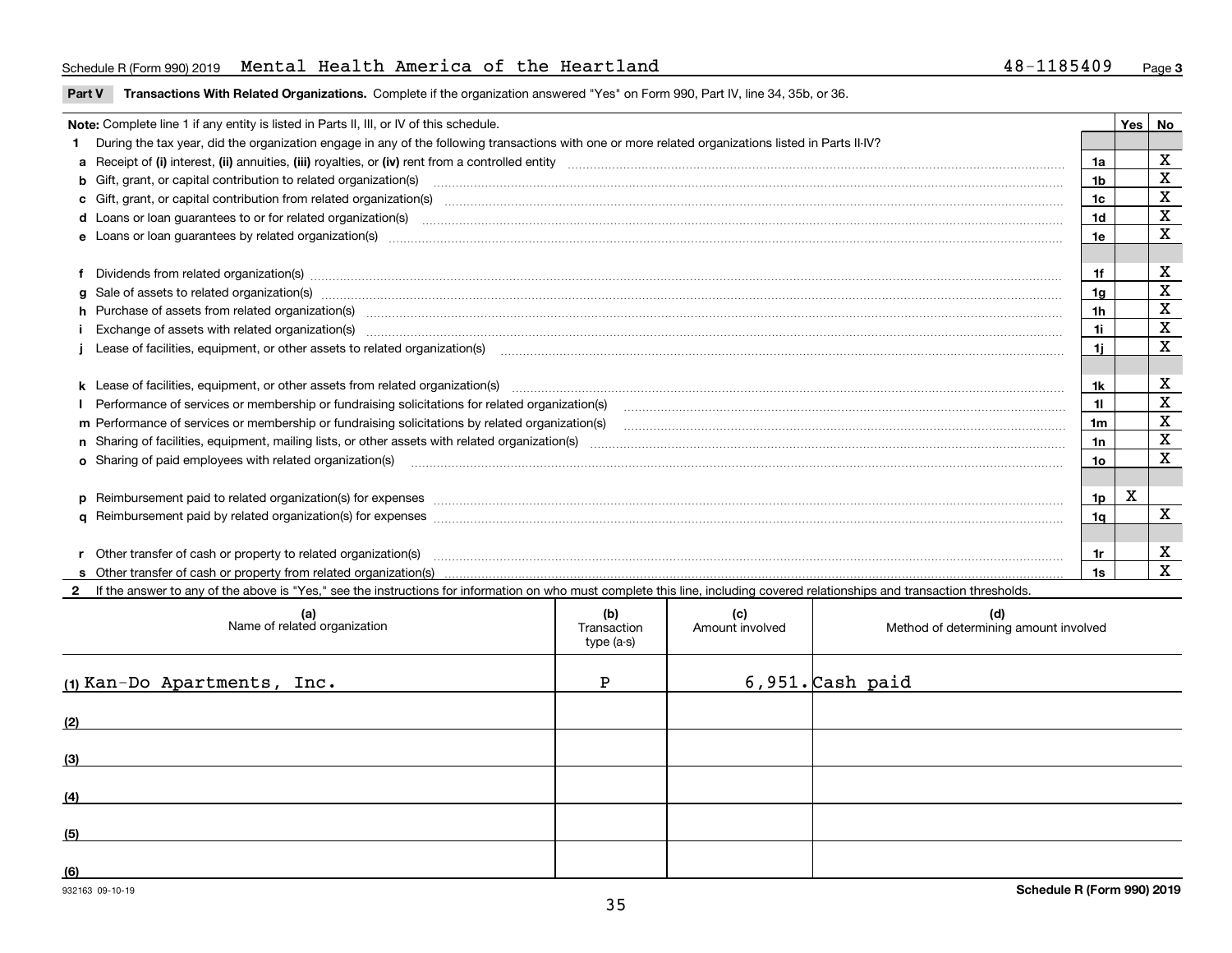Schedule R (Form 990) 2019 Mental Health America of the Heartland 48-1185409 Page 3

**Part V Transactions With Related Organizations.** Complete if the organization answered "Yes" on Form 990, Part IV, line 34, 35b, or 36.

| Note: Complete line 1 if any entity is listed in Parts II, III, or IV of this schedule. | | Yes | No |
|---|---|---|---|
| **1** During the tax year, did the organization engage in any of the following transactions with one or more related organizations listed in Parts II-IV? | | | |
| **a** Receipt of **(i)** interest, **(ii)** annuities, **(iii)** royalties, or **(iv)** rent from a controlled entity | 1a | | X |
| **b** Gift, grant, or capital contribution to related organization(s) | 1b | | X |
| **c** Gift, grant, or capital contribution from related organization(s) | 1c | | X |
| **d** Loans or loan guarantees to or for related organization(s) | 1d | | X |
| **e** Loans or loan guarantees by related organization(s) | 1e | | X |
| **f** Dividends from related organization(s) | 1f | | X |
| **g** Sale of assets to related organization(s) | 1g | | X |
| **h** Purchase of assets from related organization(s) | 1h | | X |
| **i** Exchange of assets with related organization(s) | 1i | | X |
| **j** Lease of facilities, equipment, or other assets to related organization(s) | 1j | | X |
| **k** Lease of facilities, equipment, or other assets from related organization(s) | 1k | | X |
| **l** Performance of services or membership or fundraising solicitations for related organization(s) | 1l | | X |
| **m** Performance of services or membership or fundraising solicitations by related organization(s) | 1m | | X |
| **n** Sharing of facilities, equipment, mailing lists, or other assets with related organization(s) | 1n | | X |
| **o** Sharing of paid employees with related organization(s) | 1o | | X |
| **p** Reimbursement paid to related organization(s) for expenses | 1p | X | |
| **q** Reimbursement paid by related organization(s) for expenses | 1q | | X |
| **r** Other transfer of cash or property to related organization(s) | 1r | | X |
| **s** Other transfer of cash or property from related organization(s) | 1s | | X |

**2** If the answer to any of the above is "Yes," see the instructions for information on who must complete this line, including covered relationships and transaction thresholds.

| (a) Name of related organization | (b) Transaction type (a-s) | (c) Amount involved | (d) Method of determining amount involved |
|---|---|---|---|
| (1) Kan-Do Apartments, Inc. | P | 6,951. | Cash paid |
| (2) | | | |
| (3) | | | |
| (4) | | | |
| (5) | | | |
| (6) | | | |

932163 09-10-19 **Schedule R (Form 990) 2019**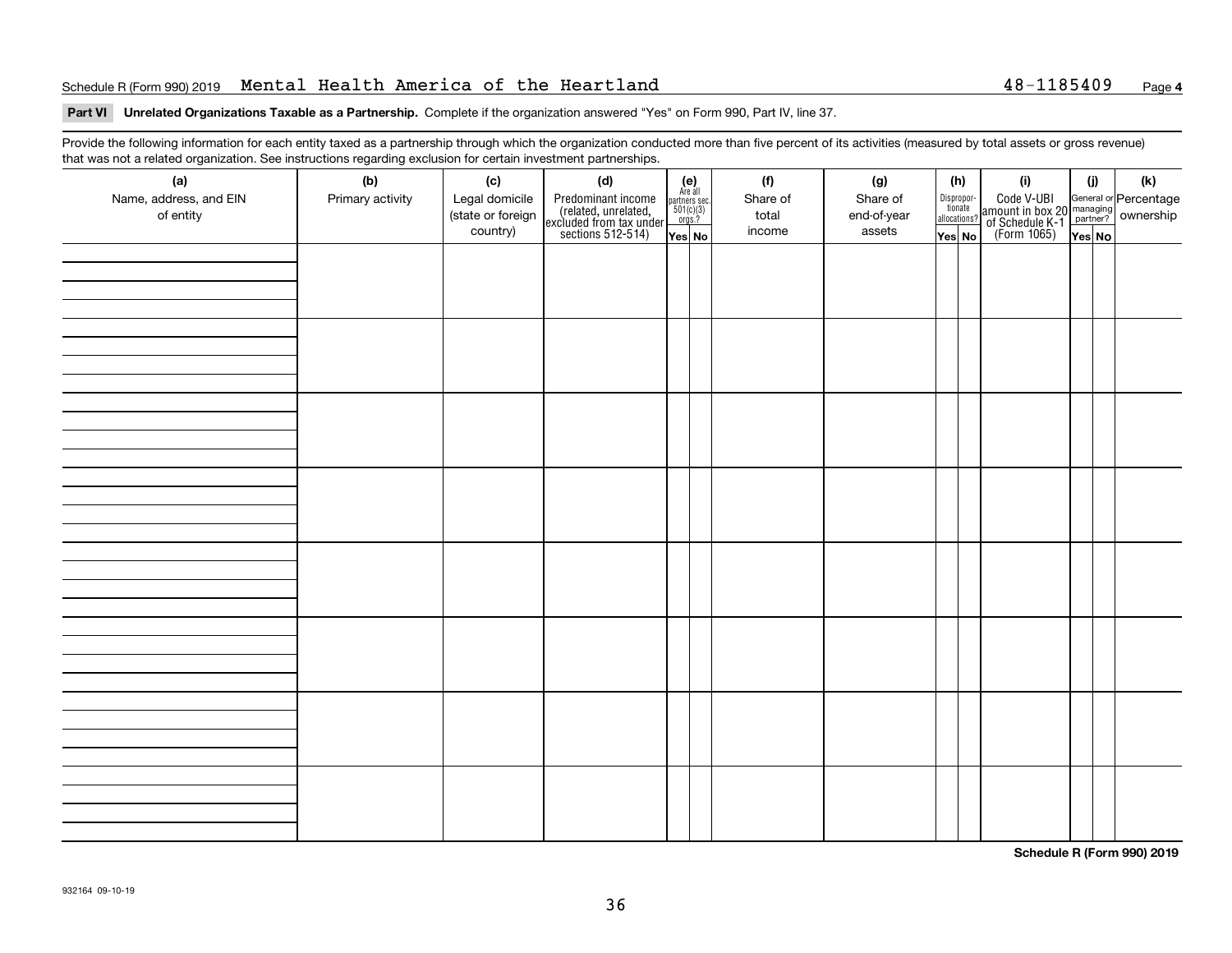Schedule R (Form 990) 2019 Mental Health America of the Heartland 48-1185409 Page **4**

**Part VI** **Unrelated Organizations Taxable as a Partnership.** Complete if the organization answered "Yes" on Form 990, Part IV, line 37.

Provide the following information for each entity taxed as a partnership through which the organization conducted more than five percent of its activities (measured by total assets or gross revenue) that was not a related organization. See instructions regarding exclusion for certain investment partnerships.

| (a) Name, address, and EIN of entity | (b) Primary activity | (c) Legal domicile (state or foreign country) | (d) Predominant income (related, unrelated, excluded from tax under sections 512-514) | (e) Are all partners sec. 501(c)(3) orgs.? | | (f) Share of total income | (g) Share of end-of-year assets | (h) Disproportionate allocations? | | (i) Code V-UBI amount in box 20 of Schedule K-1 (Form 1065) | (j) General or managing partner? | | (k) Percentage ownership |
|---|---|---|---|---|---|---|---|---|---|---|---|---|---|
| | | | | Yes | No | | | Yes | No | | Yes | No | |
| | | | | | | | | | | | | | |
| | | | | | | | | | | | | | |
| | | | | | | | | | | | | | |
| | | | | | | | | | | | | | |
| | | | | | | | | | | | | | |
| | | | | | | | | | | | | | |
| | | | | | | | | | | | | | |
| | | | | | | | | | | | | | |

**Schedule R (Form 990) 2019**

932164 09-10-19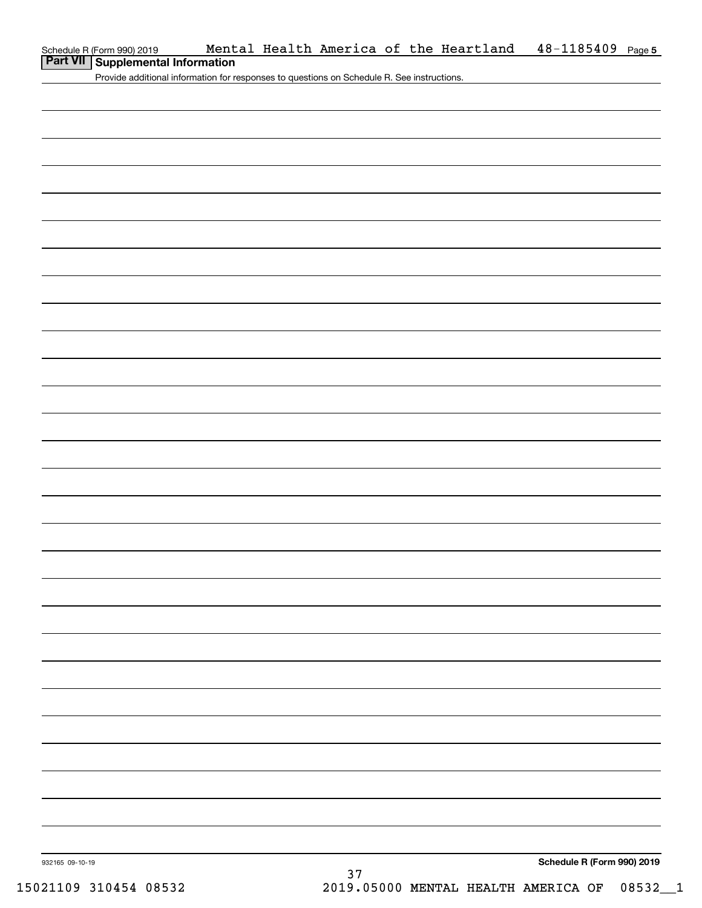Schedule R (Form 990) 2019 Mental Health America of the Heartland 48-1185409 Page 5

## Part VII Supplemental Information

Provide additional information for responses to questions on Schedule R. See instructions.

932165 09-10-19

**Schedule R (Form 990) 2019**

15021109 310454 08532 2019.05000 MENTAL HEALTH AMERICA OF 08532__1